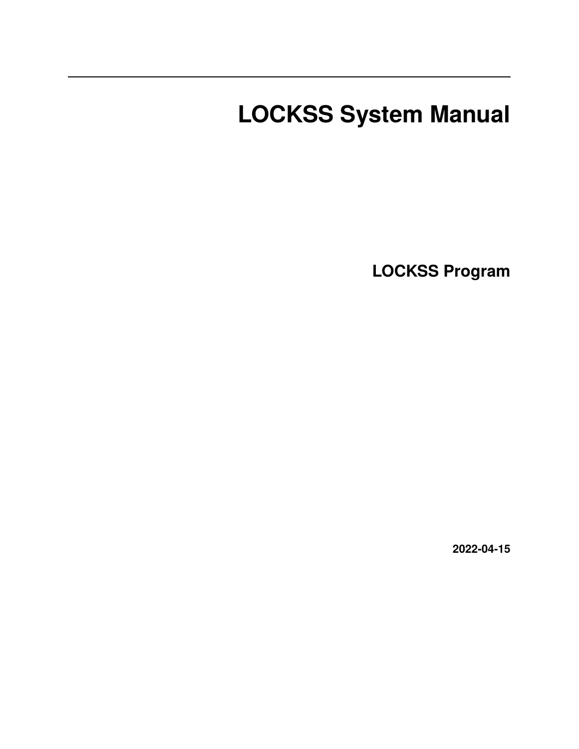# LOCKSS System Manual

**LOCKSS Program**

**2022-04-15**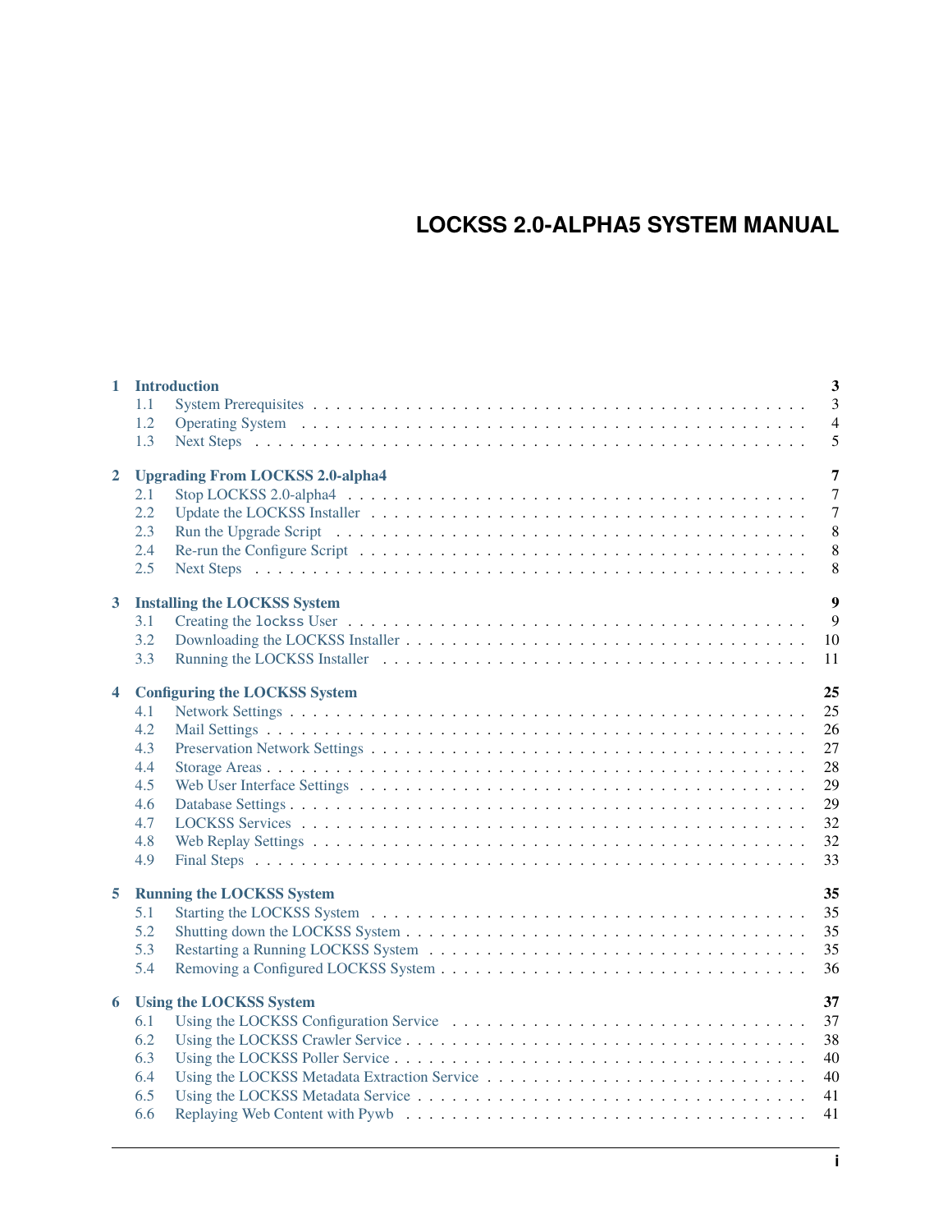# LOCKSS 2.0-ALPHA5 SYSTEM MANUAL

**1 Introduction** — 3
- 1.1 System Prerequisites — 3
- 1.2 Operating System — 4
- 1.3 Next Steps — 5

**2 Upgrading From LOCKSS 2.0-alpha4** — 7
- 2.1 Stop LOCKSS 2.0-alpha4 — 7
- 2.2 Update the LOCKSS Installer — 7
- 2.3 Run the Upgrade Script — 8
- 2.4 Re-run the Configure Script — 8
- 2.5 Next Steps — 8

**3 Installing the LOCKSS System** — 9
- 3.1 Creating the `lockss` User — 9
- 3.2 Downloading the LOCKSS Installer — 10
- 3.3 Running the LOCKSS Installer — 11

**4 Configuring the LOCKSS System** — 25
- 4.1 Network Settings — 25
- 4.2 Mail Settings — 26
- 4.3 Preservation Network Settings — 27
- 4.4 Storage Areas — 28
- 4.5 Web User Interface Settings — 29
- 4.6 Database Settings — 29
- 4.7 LOCKSS Services — 32
- 4.8 Web Replay Settings — 32
- 4.9 Final Steps — 33

**5 Running the LOCKSS System** — 35
- 5.1 Starting the LOCKSS System — 35
- 5.2 Shutting down the LOCKSS System — 35
- 5.3 Restarting a Running LOCKSS System — 35
- 5.4 Removing a Configured LOCKSS System — 36

**6 Using the LOCKSS System** — 37
- 6.1 Using the LOCKSS Configuration Service — 37
- 6.2 Using the LOCKSS Crawler Service — 38
- 6.3 Using the LOCKSS Poller Service — 40
- 6.4 Using the LOCKSS Metadata Extraction Service — 40
- 6.5 Using the LOCKSS Metadata Service — 41
- 6.6 Replaying Web Content with Pywb — 41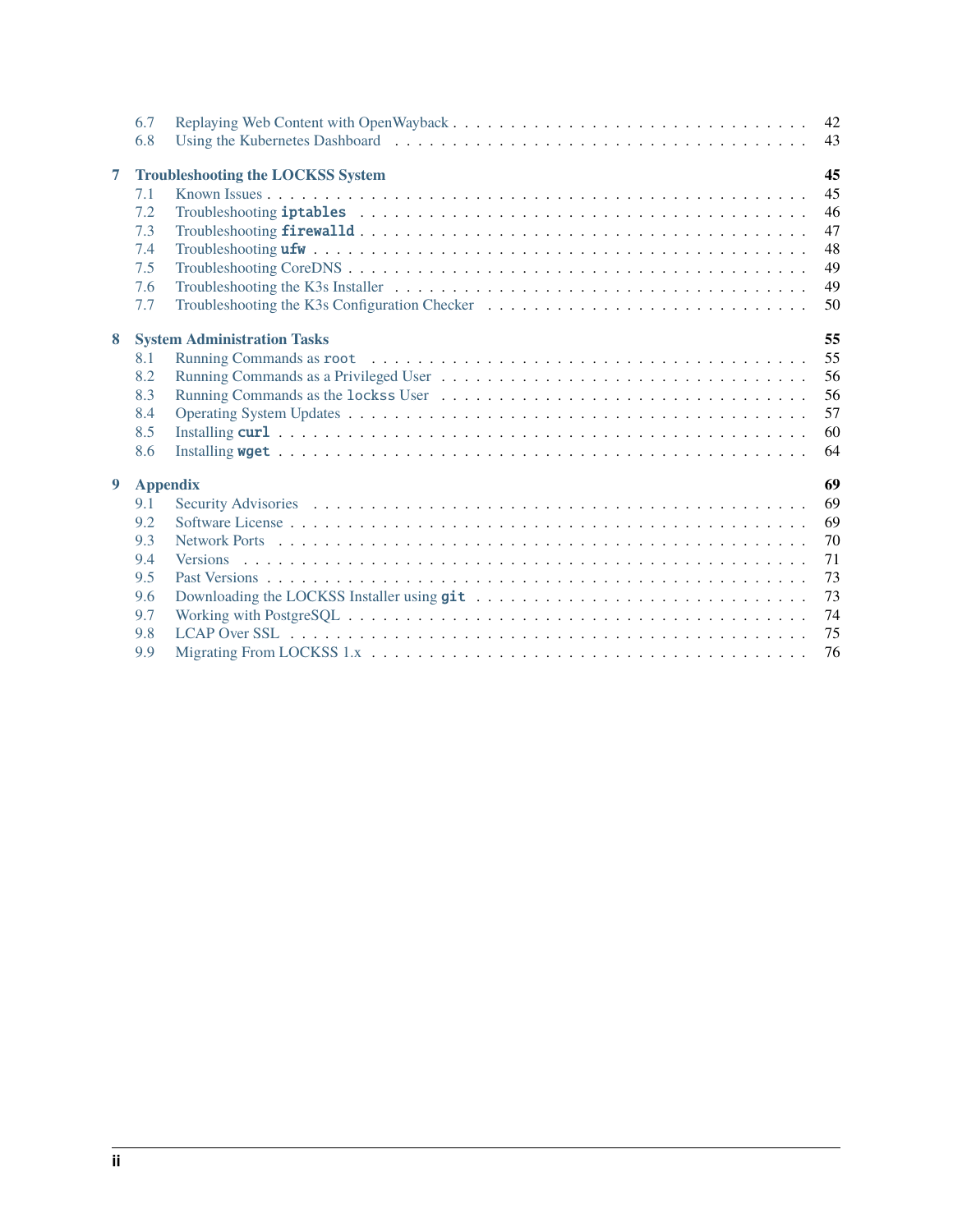- 6.7 Replaying Web Content with OpenWayback . . . . . 42
- 6.8 Using the Kubernetes Dashboard . . . . . 43

**7 Troubleshooting the LOCKSS System** **45**

- 7.1 Known Issues . . . . . 45
- 7.2 Troubleshooting `iptables` . . . . . 46
- 7.3 Troubleshooting `firewalld` . . . . . 47
- 7.4 Troubleshooting `ufw` . . . . . 48
- 7.5 Troubleshooting CoreDNS . . . . . 49
- 7.6 Troubleshooting the K3s Installer . . . . . 49
- 7.7 Troubleshooting the K3s Configuration Checker . . . . . 50

**8 System Administration Tasks** **55**

- 8.1 Running Commands as `root` . . . . . 55
- 8.2 Running Commands as a Privileged User . . . . . 56
- 8.3 Running Commands as the `lockss` User . . . . . 56
- 8.4 Operating System Updates . . . . . 57
- 8.5 Installing `curl` . . . . . 60
- 8.6 Installing `wget` . . . . . 64

**9 Appendix** **69**

- 9.1 Security Advisories . . . . . 69
- 9.2 Software License . . . . . 69
- 9.3 Network Ports . . . . . 70
- 9.4 Versions . . . . . 71
- 9.5 Past Versions . . . . . 73
- 9.6 Downloading the LOCKSS Installer using `git` . . . . . 73
- 9.7 Working with PostgreSQL . . . . . 74
- 9.8 LCAP Over SSL . . . . . 75
- 9.9 Migrating From LOCKSS 1.x . . . . . 76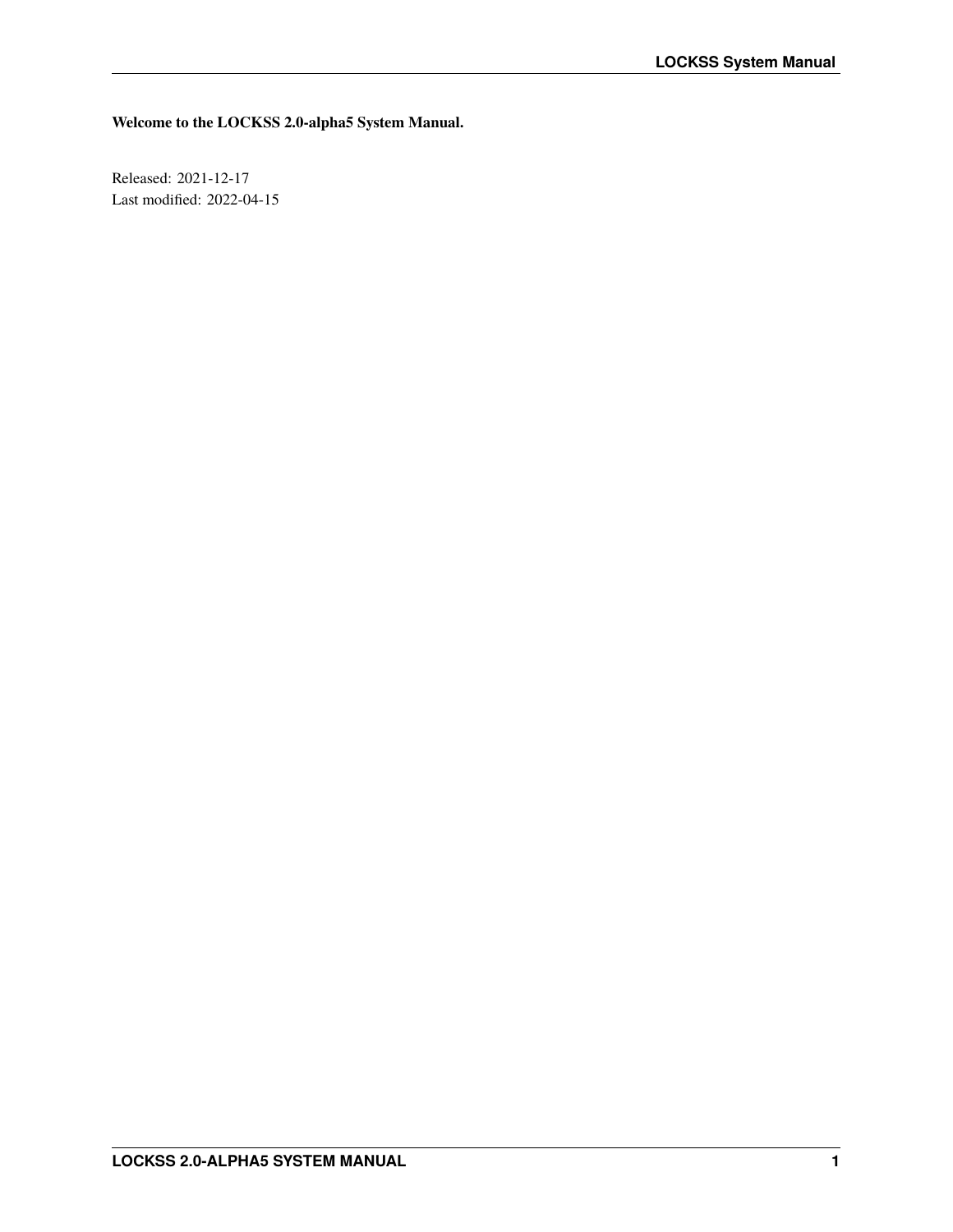**Welcome to the LOCKSS 2.0-alpha5 System Manual.**

Released: 2021-12-17
Last modified: 2022-04-15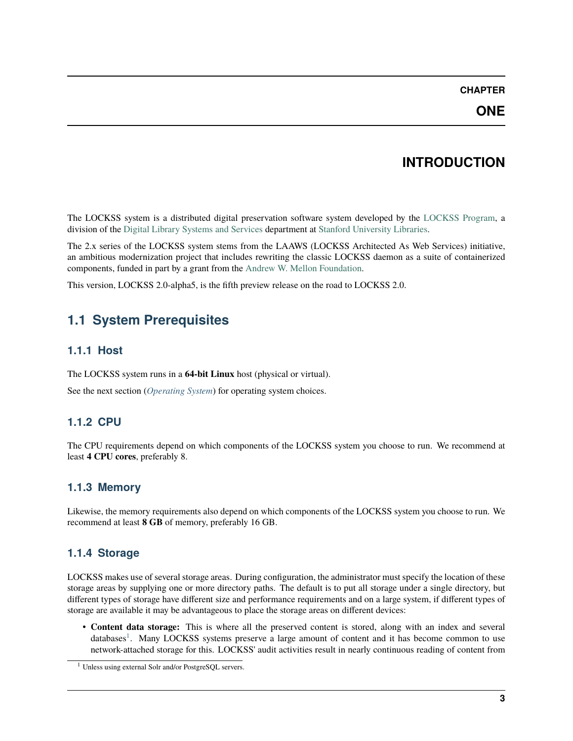# CHAPTER ONE

# INTRODUCTION

The LOCKSS system is a distributed digital preservation software system developed by the LOCKSS Program, a division of the Digital Library Systems and Services department at Stanford University Libraries.

The 2.x series of the LOCKSS system stems from the LAAWS (LOCKSS Architected As Web Services) initiative, an ambitious modernization project that includes rewriting the classic LOCKSS daemon as a suite of containerized components, funded in part by a grant from the Andrew W. Mellon Foundation.

This version, LOCKSS 2.0-alpha5, is the fifth preview release on the road to LOCKSS 2.0.

## 1.1 System Prerequisites

### 1.1.1 Host

The LOCKSS system runs in a **64-bit Linux** host (physical or virtual).

See the next section (*Operating System*) for operating system choices.

### 1.1.2 CPU

The CPU requirements depend on which components of the LOCKSS system you choose to run. We recommend at least **4 CPU cores**, preferably 8.

### 1.1.3 Memory

Likewise, the memory requirements also depend on which components of the LOCKSS system you choose to run. We recommend at least **8 GB** of memory, preferably 16 GB.

### 1.1.4 Storage

LOCKSS makes use of several storage areas. During configuration, the administrator must specify the location of these storage areas by supplying one or more directory paths. The default is to put all storage under a single directory, but different types of storage have different size and performance requirements and on a large system, if different types of storage are available it may be advantageous to place the storage areas on different devices:

- **Content data storage:** This is where all the preserved content is stored, along with an index and several databases[1]. Many LOCKSS systems preserve a large amount of content and it has become common to use network-attached storage for this. LOCKSS' audit activities result in nearly continuous reading of content from

[1] Unless using external Solr and/or PostgreSQL servers.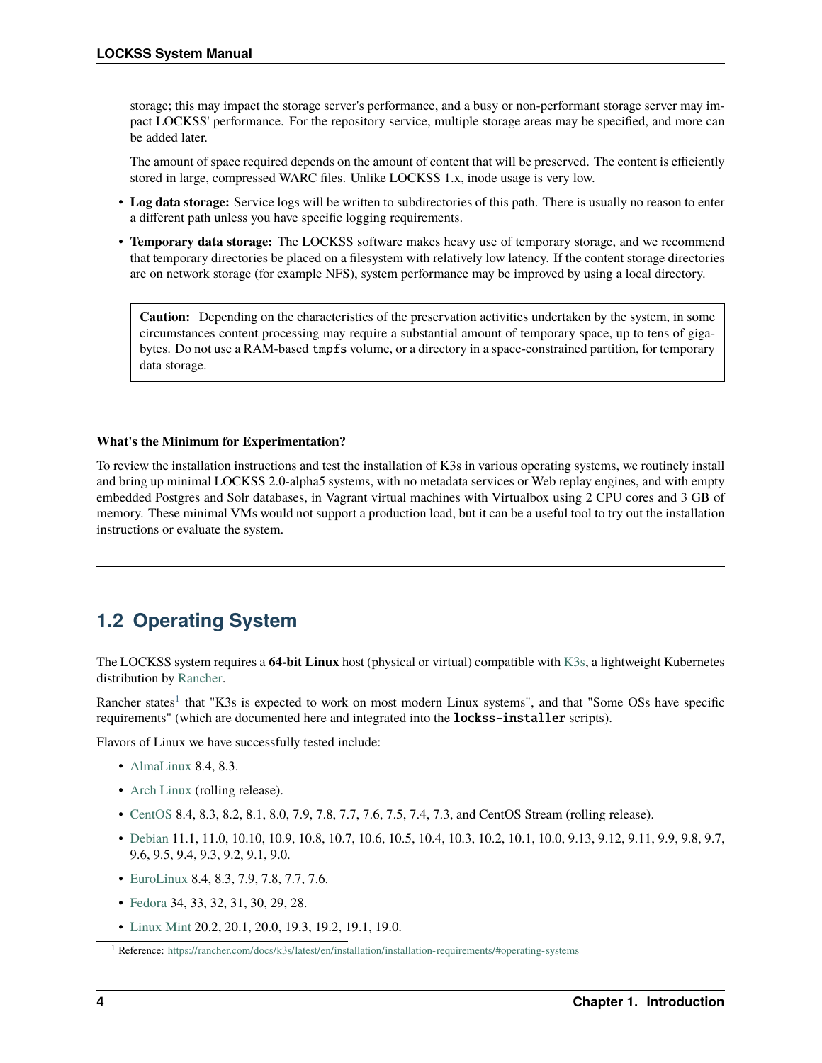storage; this may impact the storage server's performance, and a busy or non-performant storage server may impact LOCKSS' performance. For the repository service, multiple storage areas may be specified, and more can be added later.

The amount of space required depends on the amount of content that will be preserved. The content is efficiently stored in large, compressed WARC files. Unlike LOCKSS 1.x, inode usage is very low.

- **Log data storage:** Service logs will be written to subdirectories of this path. There is usually no reason to enter a different path unless you have specific logging requirements.
- **Temporary data storage:** The LOCKSS software makes heavy use of temporary storage, and we recommend that temporary directories be placed on a filesystem with relatively low latency. If the content storage directories are on network storage (for example NFS), system performance may be improved by using a local directory.

> **Caution:** Depending on the characteristics of the preservation activities undertaken by the system, in some circumstances content processing may require a substantial amount of temporary space, up to tens of gigabytes. Do not use a RAM-based `tmpfs` volume, or a directory in a space-constrained partition, for temporary data storage.

---

**What's the Minimum for Experimentation?**

To review the installation instructions and test the installation of K3s in various operating systems, we routinely install and bring up minimal LOCKSS 2.0-alpha5 systems, with no metadata services or Web replay engines, and with empty embedded Postgres and Solr databases, in Vagrant virtual machines with Virtualbox using 2 CPU cores and 3 GB of memory. These minimal VMs would not support a production load, but it can be a useful tool to try out the installation instructions or evaluate the system.

---

## 1.2 Operating System

The LOCKSS system requires a **64-bit Linux** host (physical or virtual) compatible with K3s, a lightweight Kubernetes distribution by Rancher.

Rancher states[1] that "K3s is expected to work on most modern Linux systems", and that "Some OSs have specific requirements" (which are documented here and integrated into the **`lockss-installer`** scripts).

Flavors of Linux we have successfully tested include:

- AlmaLinux 8.4, 8.3.
- Arch Linux (rolling release).
- CentOS 8.4, 8.3, 8.2, 8.1, 8.0, 7.9, 7.8, 7.7, 7.6, 7.5, 7.4, 7.3, and CentOS Stream (rolling release).
- Debian 11.1, 11.0, 10.10, 10.9, 10.8, 10.7, 10.6, 10.5, 10.4, 10.3, 10.2, 10.1, 10.0, 9.13, 9.12, 9.11, 9.9, 9.8, 9.7, 9.6, 9.5, 9.4, 9.3, 9.2, 9.1, 9.0.
- EuroLinux 8.4, 8.3, 7.9, 7.8, 7.7, 7.6.
- Fedora 34, 33, 32, 31, 30, 29, 28.
- Linux Mint 20.2, 20.1, 20.0, 19.3, 19.2, 19.1, 19.0.

[1] Reference: https://rancher.com/docs/k3s/latest/en/installation/installation-requirements/#operating-systems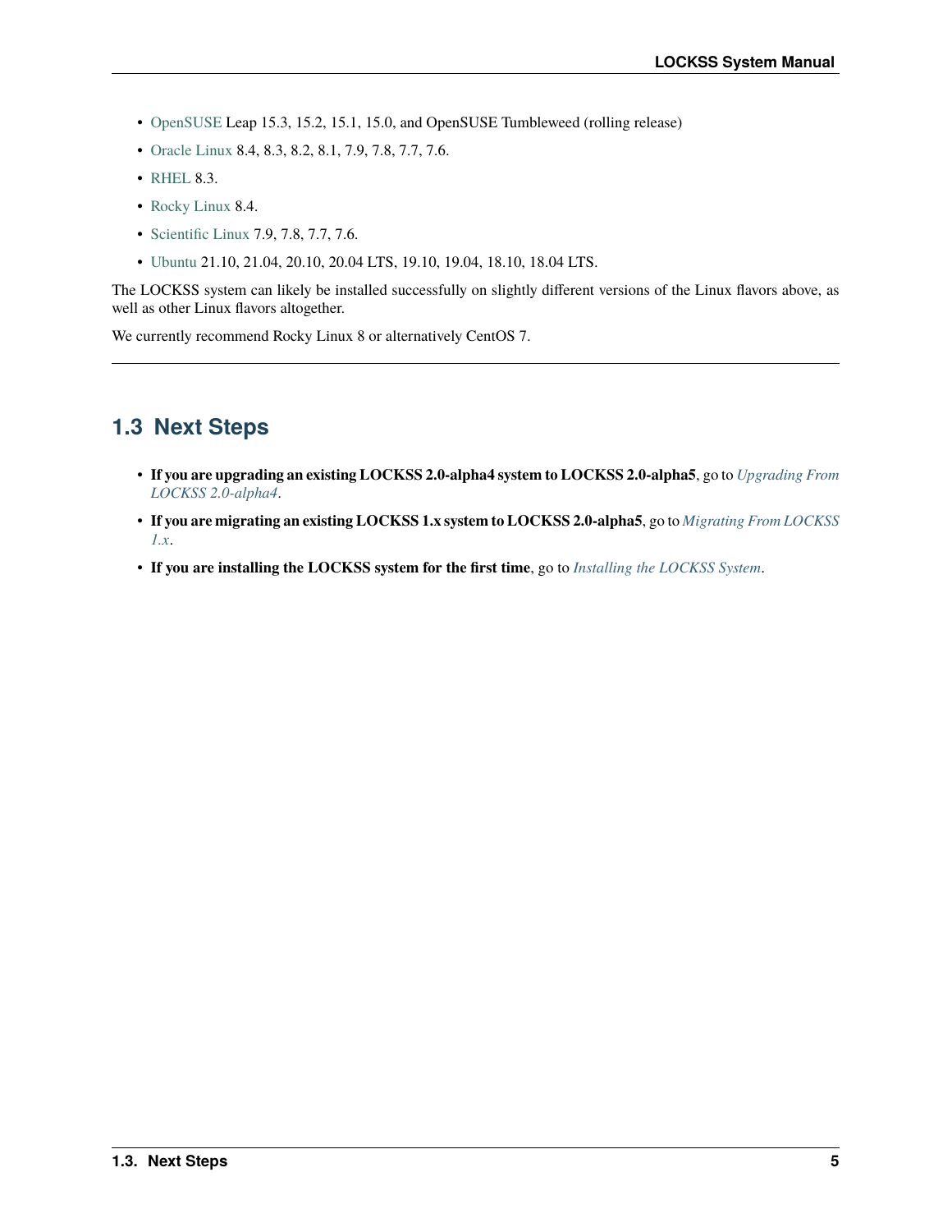- OpenSUSE Leap 15.3, 15.2, 15.1, 15.0, and OpenSUSE Tumbleweed (rolling release)
- Oracle Linux 8.4, 8.3, 8.2, 8.1, 7.9, 7.8, 7.7, 7.6.
- RHEL 8.3.
- Rocky Linux 8.4.
- Scientific Linux 7.9, 7.8, 7.7, 7.6.
- Ubuntu 21.10, 21.04, 20.10, 20.04 LTS, 19.10, 19.04, 18.10, 18.04 LTS.

The LOCKSS system can likely be installed successfully on slightly different versions of the Linux flavors above, as well as other Linux flavors altogether.

We currently recommend Rocky Linux 8 or alternatively CentOS 7.

---

## 1.3 Next Steps

- **If you are upgrading an existing LOCKSS 2.0-alpha4 system to LOCKSS 2.0-alpha5**, go to *Upgrading From LOCKSS 2.0-alpha4*.
- **If you are migrating an existing LOCKSS 1.x system to LOCKSS 2.0-alpha5**, go to *Migrating From LOCKSS 1.x*.
- **If you are installing the LOCKSS system for the first time**, go to *Installing the LOCKSS System*.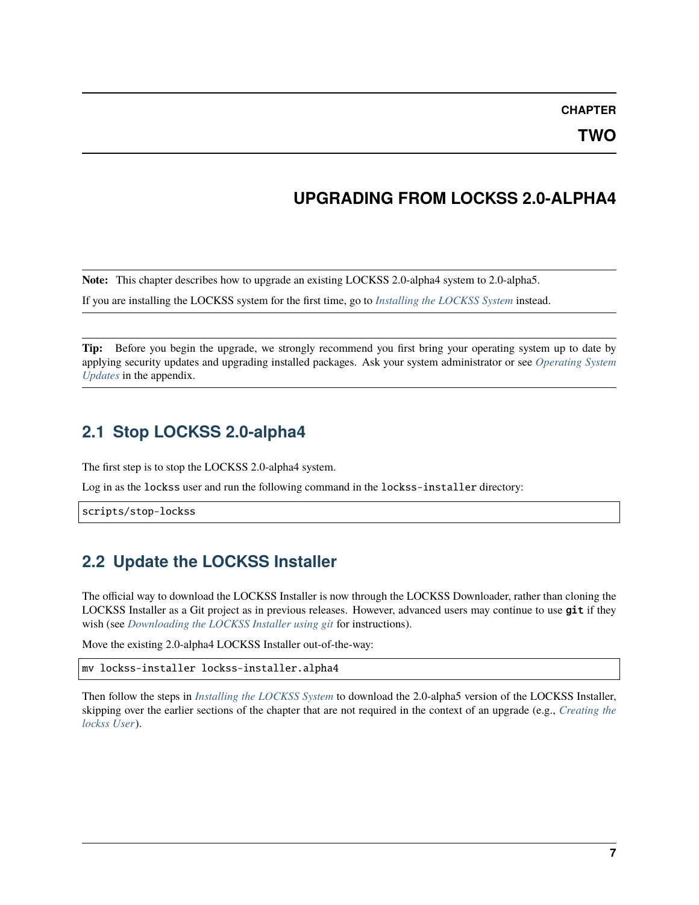# CHAPTER TWO

# UPGRADING FROM LOCKSS 2.0-ALPHA4

**Note:** This chapter describes how to upgrade an existing LOCKSS 2.0-alpha4 system to 2.0-alpha5.

If you are installing the LOCKSS system for the first time, go to *Installing the LOCKSS System* instead.

**Tip:** Before you begin the upgrade, we strongly recommend you first bring your operating system up to date by applying security updates and upgrading installed packages. Ask your system administrator or see *Operating System Updates* in the appendix.

## 2.1 Stop LOCKSS 2.0-alpha4

The first step is to stop the LOCKSS 2.0-alpha4 system.

Log in as the `lockss` user and run the following command in the `lockss-installer` directory:

```
scripts/stop-lockss
```

## 2.2 Update the LOCKSS Installer

The official way to download the LOCKSS Installer is now through the LOCKSS Downloader, rather than cloning the LOCKSS Installer as a Git project as in previous releases. However, advanced users may continue to use **`git`** if they wish (see *Downloading the LOCKSS Installer using git* for instructions).

Move the existing 2.0-alpha4 LOCKSS Installer out-of-the-way:

```
mv lockss-installer lockss-installer.alpha4
```

Then follow the steps in *Installing the LOCKSS System* to download the 2.0-alpha5 version of the LOCKSS Installer, skipping over the earlier sections of the chapter that are not required in the context of an upgrade (e.g., *Creating the lockss User*).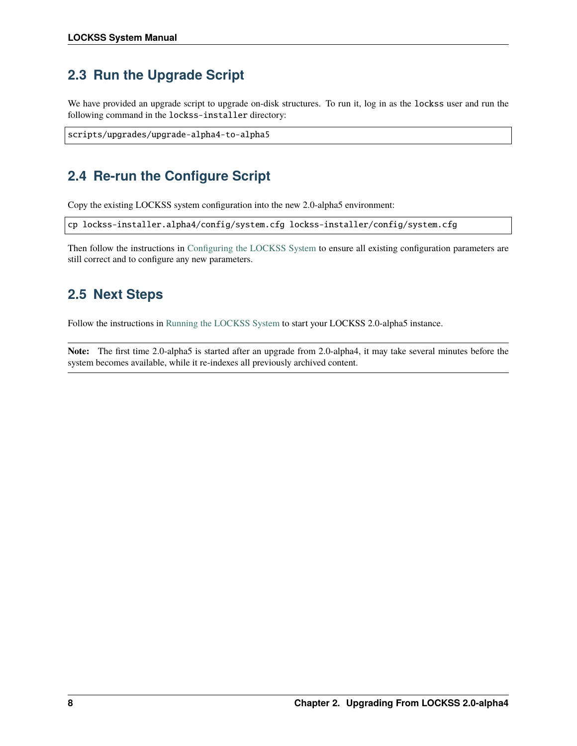## 2.3 Run the Upgrade Script

We have provided an upgrade script to upgrade on-disk structures. To run it, log in as the `lockss` user and run the following command in the `lockss-installer` directory:

```
scripts/upgrades/upgrade-alpha4-to-alpha5
```

## 2.4 Re-run the Configure Script

Copy the existing LOCKSS system configuration into the new 2.0-alpha5 environment:

```
cp lockss-installer.alpha4/config/system.cfg lockss-installer/config/system.cfg
```

Then follow the instructions in Configuring the LOCKSS System to ensure all existing configuration parameters are still correct and to configure any new parameters.

## 2.5 Next Steps

Follow the instructions in Running the LOCKSS System to start your LOCKSS 2.0-alpha5 instance.

**Note:** The first time 2.0-alpha5 is started after an upgrade from 2.0-alpha4, it may take several minutes before the system becomes available, while it re-indexes all previously archived content.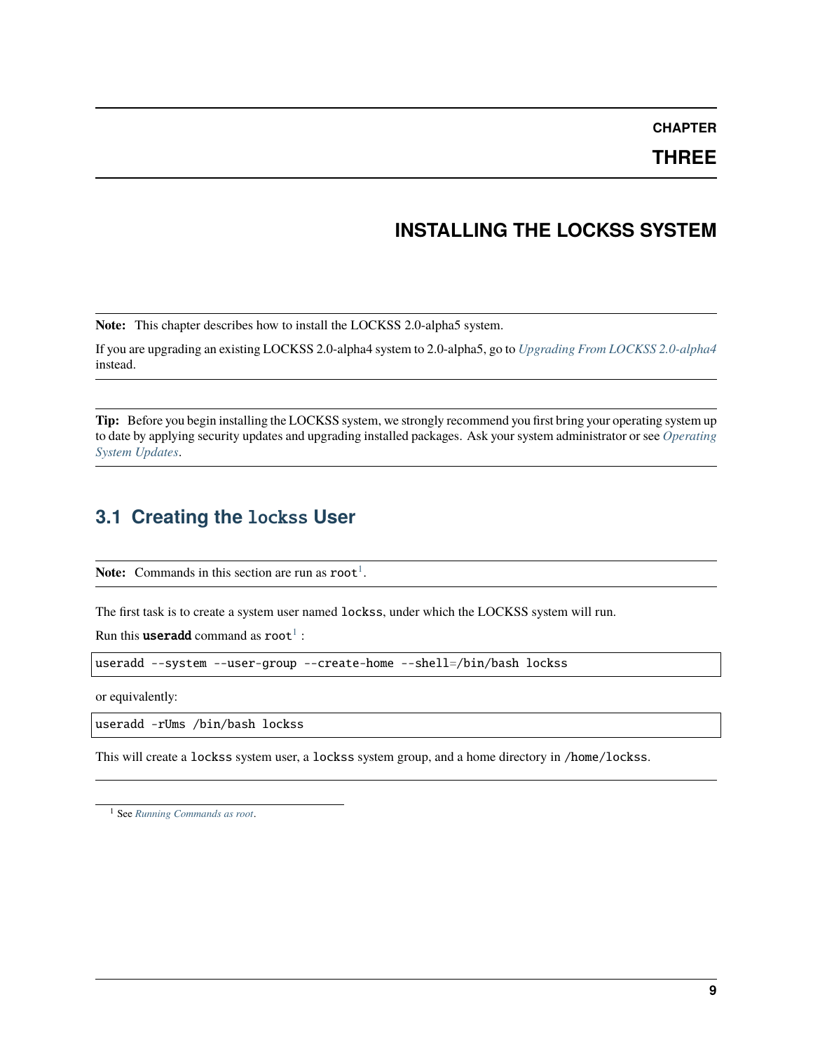# CHAPTER THREE

# INSTALLING THE LOCKSS SYSTEM

**Note:** This chapter describes how to install the LOCKSS 2.0-alpha5 system.

If you are upgrading an existing LOCKSS 2.0-alpha4 system to 2.0-alpha5, go to *Upgrading From LOCKSS 2.0-alpha4* instead.

**Tip:** Before you begin installing the LOCKSS system, we strongly recommend you first bring your operating system up to date by applying security updates and upgrading installed packages. Ask your system administrator or see *Operating System Updates*.

## 3.1 Creating the `lockss` User

**Note:** Commands in this section are run as `root`[1].

The first task is to create a system user named `lockss`, under which the LOCKSS system will run.

Run this **`useradd`** command as `root`[1] :

```
useradd --system --user-group --create-home --shell=/bin/bash lockss
```

or equivalently:

```
useradd -rUms /bin/bash lockss
```

This will create a `lockss` system user, a `lockss` system group, and a home directory in `/home/lockss`.

[1] See *Running Commands as root*.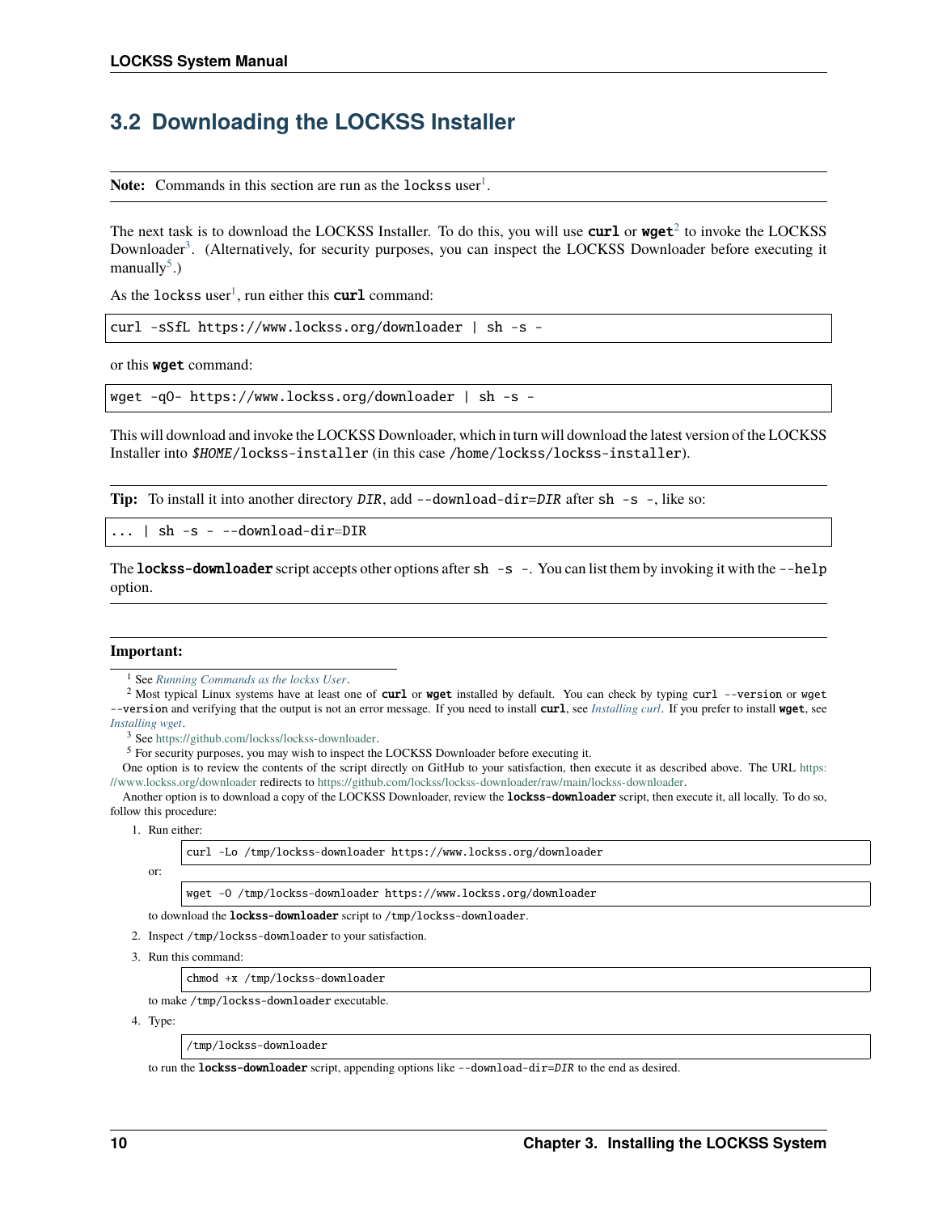## 3.2 Downloading the LOCKSS Installer

**Note:** Commands in this section are run as the `lockss` user[1].

The next task is to download the LOCKSS Installer. To do this, you will use **curl** or **wget**[2] to invoke the LOCKSS Downloader[3]. (Alternatively, for security purposes, you can inspect the LOCKSS Downloader before executing it manually[5].)

As the `lockss` user[1], run either this **curl** command:

```
curl -sSfL https://www.lockss.org/downloader | sh -s -
```

or this **wget** command:

```
wget -qO- https://www.lockss.org/downloader | sh -s -
```

This will download and invoke the LOCKSS Downloader, which in turn will download the latest version of the LOCKSS Installer into *$HOME*/`lockss-installer` (in this case `/home/lockss/lockss-installer`).

**Tip:** To install it into another directory *DIR*, add `--download-dir=`*DIR* after `sh -s -`, like so:

```
... | sh -s - --download-dir=DIR
```

The **lockss-downloader** script accepts other options after `sh -s -`. You can list them by invoking it with the `--help` option.

**Important:**

[1] See *Running Commands as the lockss User*.

[2] Most typical Linux systems have at least one of **curl** or **wget** installed by default. You can check by typing `curl --version` or `wget --version` and verifying that the output is not an error message. If you need to install **curl**, see *Installing curl*. If you prefer to install **wget**, see *Installing wget*.

[3] See https://github.com/lockss/lockss-downloader.

[5] For security purposes, you may wish to inspect the LOCKSS Downloader before executing it.

One option is to review the contents of the script directly on GitHub to your satisfaction, then execute it as described above. The URL https://www.lockss.org/downloader redirects to https://github.com/lockss/lockss-downloader/raw/main/lockss-downloader.

Another option is to download a copy of the LOCKSS Downloader, review the **lockss-downloader** script, then execute it, all locally. To do so, follow this procedure:

1. Run either:

   ```
   curl -Lo /tmp/lockss-downloader https://www.lockss.org/downloader
   ```

   or:

   ```
   wget -O /tmp/lockss-downloader https://www.lockss.org/downloader
   ```

   to download the **lockss-downloader** script to `/tmp/lockss-downloader`.

2. Inspect `/tmp/lockss-downloader` to your satisfaction.

3. Run this command:

   ```
   chmod +x /tmp/lockss-downloader
   ```

   to make `/tmp/lockss-downloader` executable.

4. Type:

   ```
   /tmp/lockss-downloader
   ```

   to run the **lockss-downloader** script, appending options like `--download-dir=`*DIR* to the end as desired.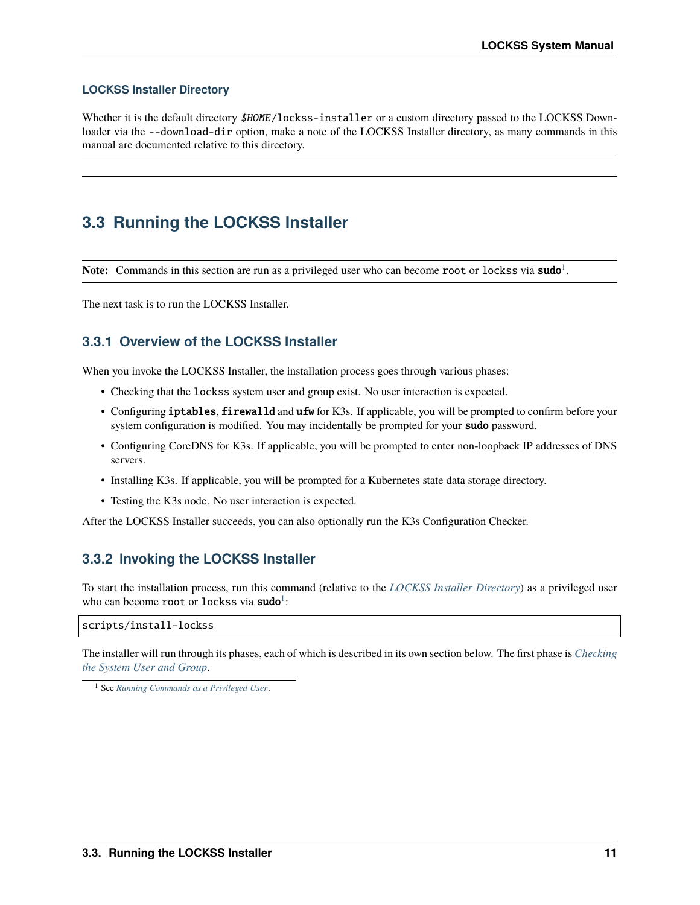#### LOCKSS Installer Directory

Whether it is the default directory `$HOME/lockss-installer` or a custom directory passed to the LOCKSS Downloader via the `--download-dir` option, make a note of the LOCKSS Installer directory, as many commands in this manual are documented relative to this directory.

## 3.3 Running the LOCKSS Installer

**Note:** Commands in this section are run as a privileged user who can become `root` or `lockss` via **`sudo`**[1].

The next task is to run the LOCKSS Installer.

### 3.3.1 Overview of the LOCKSS Installer

When you invoke the LOCKSS Installer, the installation process goes through various phases:

- Checking that the `lockss` system user and group exist. No user interaction is expected.
- Configuring **`iptables`**, **`firewalld`** and **`ufw`** for K3s. If applicable, you will be prompted to confirm before your system configuration is modified. You may incidentally be prompted for your **`sudo`** password.
- Configuring CoreDNS for K3s. If applicable, you will be prompted to enter non-loopback IP addresses of DNS servers.
- Installing K3s. If applicable, you will be prompted for a Kubernetes state data storage directory.
- Testing the K3s node. No user interaction is expected.

After the LOCKSS Installer succeeds, you can also optionally run the K3s Configuration Checker.

### 3.3.2 Invoking the LOCKSS Installer

To start the installation process, run this command (relative to the *LOCKSS Installer Directory*) as a privileged user who can become `root` or `lockss` via **`sudo`**[1]:

```
scripts/install-lockss
```

The installer will run through its phases, each of which is described in its own section below. The first phase is *Checking the System User and Group*.

[1] See *Running Commands as a Privileged User*.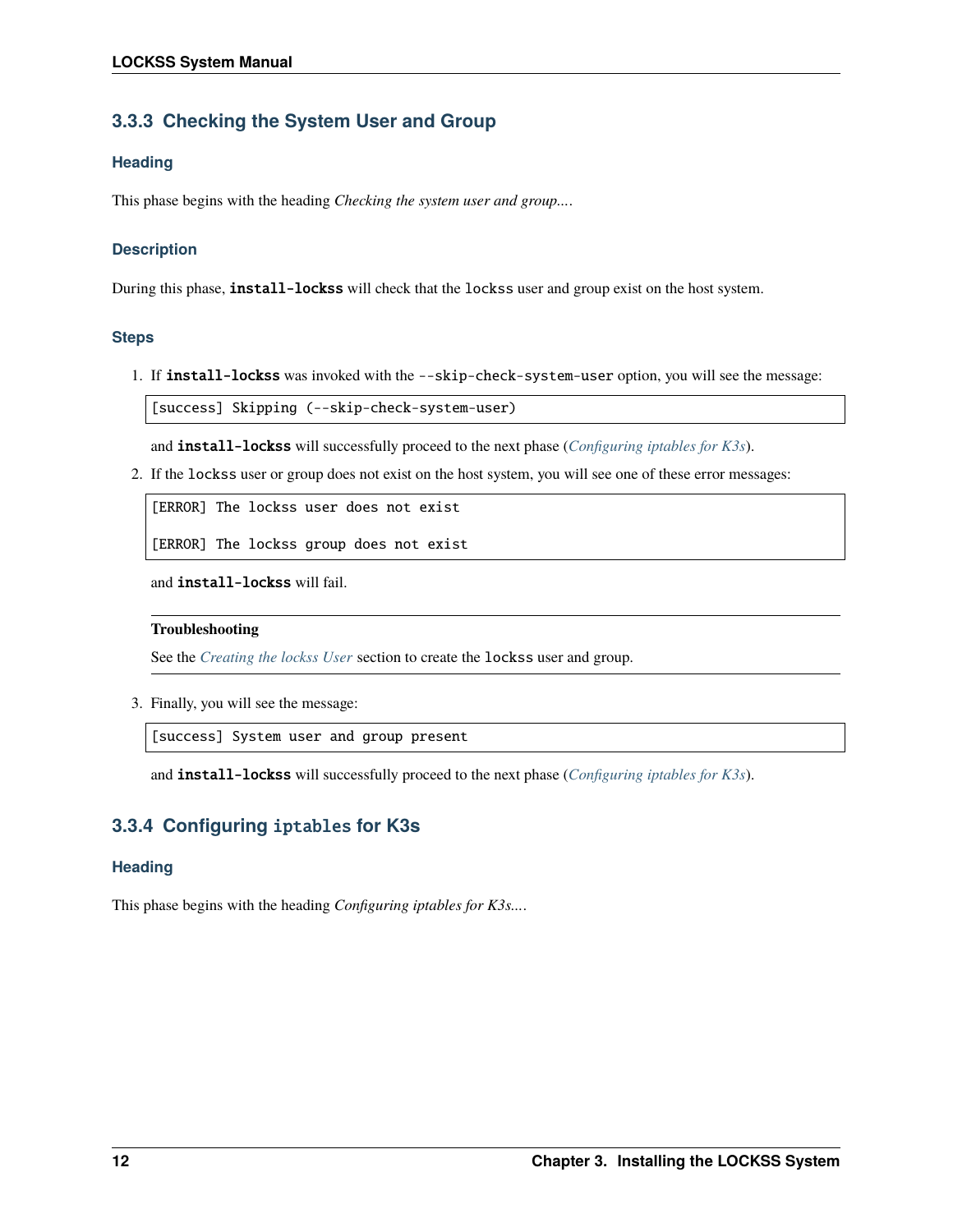### 3.3.3 Checking the System User and Group

#### Heading

This phase begins with the heading *Checking the system user and group...*.

#### Description

During this phase, **install-lockss** will check that the `lockss` user and group exist on the host system.

#### Steps

1. If **install-lockss** was invoked with the `--skip-check-system-user` option, you will see the message:

   ```
   [success] Skipping (--skip-check-system-user)
   ```

   and **install-lockss** will successfully proceed to the next phase (*Configuring iptables for K3s*).

2. If the `lockss` user or group does not exist on the host system, you will see one of these error messages:

   ```
   [ERROR] The lockss user does not exist

   [ERROR] The lockss group does not exist
   ```

   and **install-lockss** will fail.

   **Troubleshooting**

   See the *Creating the lockss User* section to create the `lockss` user and group.

3. Finally, you will see the message:

   ```
   [success] System user and group present
   ```

   and **install-lockss** will successfully proceed to the next phase (*Configuring iptables for K3s*).

### 3.3.4 Configuring `iptables` for K3s

#### Heading

This phase begins with the heading *Configuring iptables for K3s...*.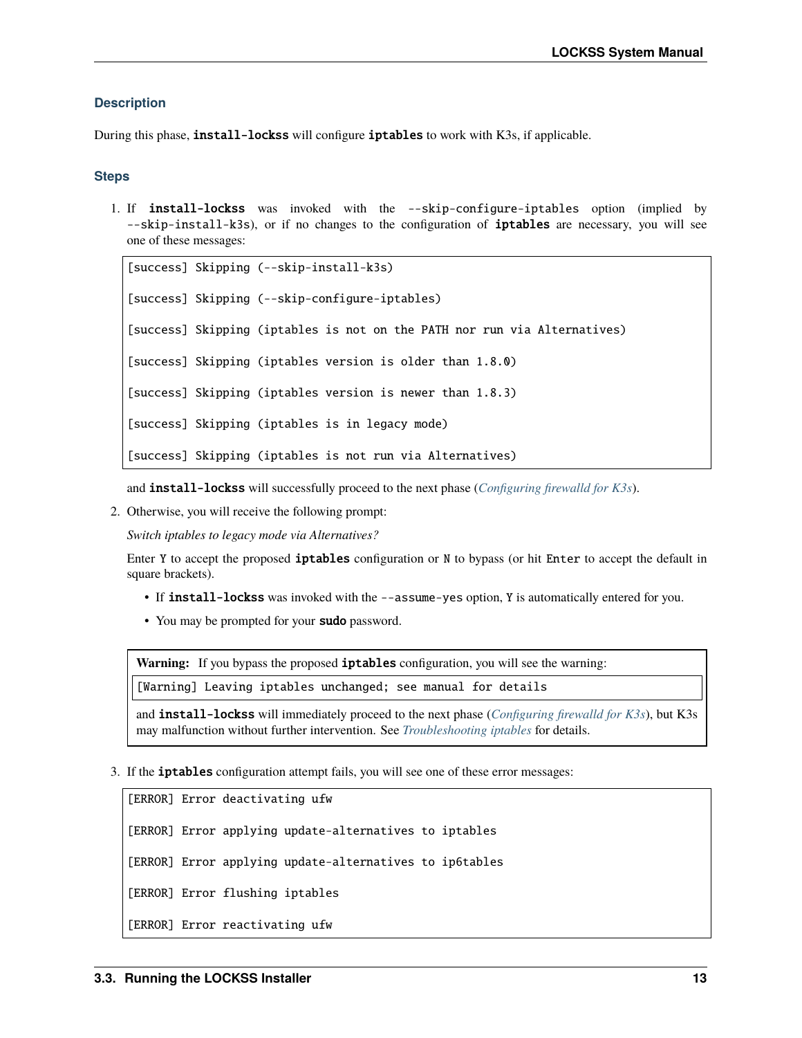#### Description

During this phase, **install-lockss** will configure **iptables** to work with K3s, if applicable.

#### Steps

1. If **install-lockss** was invoked with the `--skip-configure-iptables` option (implied by `--skip-install-k3s`), or if no changes to the configuration of **iptables** are necessary, you will see one of these messages:

   ```
   [success] Skipping (--skip-install-k3s)

   [success] Skipping (--skip-configure-iptables)

   [success] Skipping (iptables is not on the PATH nor run via Alternatives)

   [success] Skipping (iptables version is older than 1.8.0)

   [success] Skipping (iptables version is newer than 1.8.3)

   [success] Skipping (iptables is in legacy mode)

   [success] Skipping (iptables is not run via Alternatives)
   ```

   and **install-lockss** will successfully proceed to the next phase (*Configuring firewalld for K3s*).

2. Otherwise, you will receive the following prompt:

   *Switch iptables to legacy mode via Alternatives?*

   Enter `Y` to accept the proposed **iptables** configuration or `N` to bypass (or hit `Enter` to accept the default in square brackets).

   - If **install-lockss** was invoked with the `--assume-yes` option, `Y` is automatically entered for you.
   - You may be prompted for your **sudo** password.

> **Warning:** If you bypass the proposed **iptables** configuration, you will see the warning:
>
> ```
> [Warning] Leaving iptables unchanged; see manual for details
> ```
>
> and **install-lockss** will immediately proceed to the next phase (*Configuring firewalld for K3s*), but K3s may malfunction without further intervention. See *Troubleshooting iptables* for details.

3. If the **iptables** configuration attempt fails, you will see one of these error messages:

```
[ERROR] Error deactivating ufw

[ERROR] Error applying update-alternatives to iptables

[ERROR] Error applying update-alternatives to ip6tables

[ERROR] Error flushing iptables

[ERROR] Error reactivating ufw
```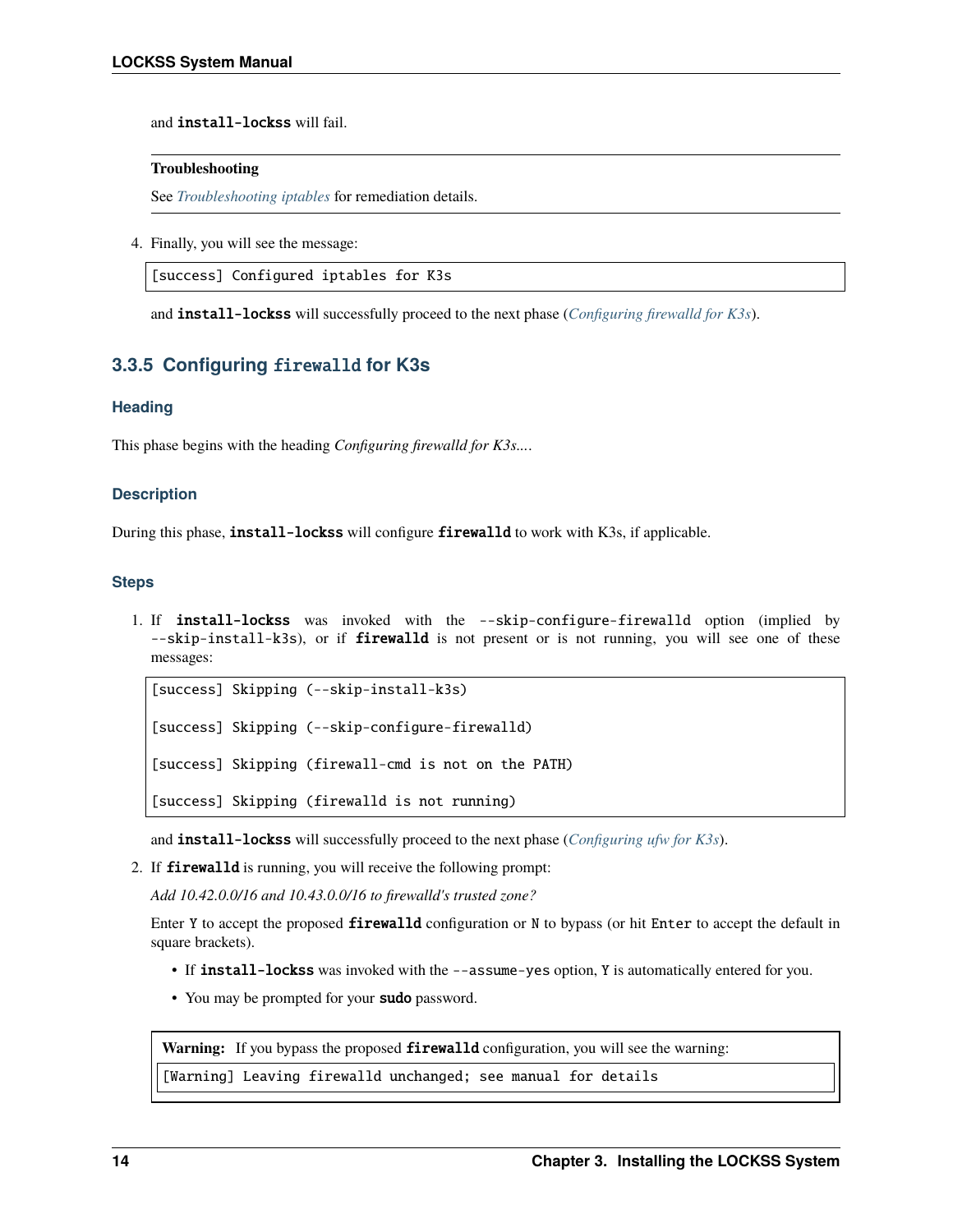and **install-lockss** will fail.

> **Troubleshooting**
>
> See *Troubleshooting iptables* for remediation details.

4. Finally, you will see the message:

```
[success] Configured iptables for K3s
```

and **install-lockss** will successfully proceed to the next phase (*Configuring firewalld for K3s*).

### 3.3.5 Configuring `firewalld` for K3s

#### Heading

This phase begins with the heading *Configuring firewalld for K3s...*.

#### Description

During this phase, **install-lockss** will configure **firewalld** to work with K3s, if applicable.

#### Steps

1. If **install-lockss** was invoked with the `--skip-configure-firewalld` option (implied by `--skip-install-k3s`), or if **firewalld** is not present or is not running, you will see one of these messages:

```
[success] Skipping (--skip-install-k3s)

[success] Skipping (--skip-configure-firewalld)

[success] Skipping (firewall-cmd is not on the PATH)

[success] Skipping (firewalld is not running)
```

and **install-lockss** will successfully proceed to the next phase (*Configuring ufw for K3s*).

2. If **firewalld** is running, you will receive the following prompt:

   *Add 10.42.0.0/16 and 10.43.0.0/16 to firewalld's trusted zone?*

   Enter `Y` to accept the proposed **firewalld** configuration or `N` to bypass (or hit `Enter` to accept the default in square brackets).

   - If **install-lockss** was invoked with the `--assume-yes` option, `Y` is automatically entered for you.
   - You may be prompted for your **sudo** password.

> **Warning:** If you bypass the proposed **firewalld** configuration, you will see the warning:
>
> ```
> [Warning] Leaving firewalld unchanged; see manual for details
> ```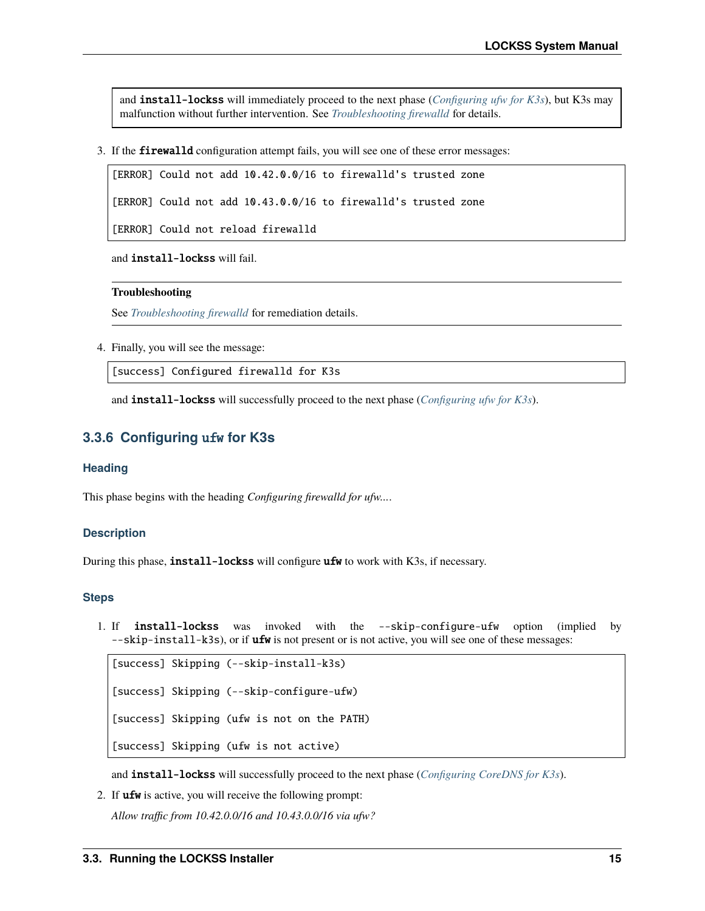> and **install-lockss** will immediately proceed to the next phase (*Configuring ufw for K3s*), but K3s may malfunction without further intervention. See *Troubleshooting firewalld* for details.

3. If the **firewalld** configuration attempt fails, you will see one of these error messages:

   ```
   [ERROR] Could not add 10.42.0.0/16 to firewalld's trusted zone

   [ERROR] Could not add 10.43.0.0/16 to firewalld's trusted zone

   [ERROR] Could not reload firewalld
   ```

   and **install-lockss** will fail.

   **Troubleshooting**

   See *Troubleshooting firewalld* for remediation details.

4. Finally, you will see the message:

   ```
   [success] Configured firewalld for K3s
   ```

   and **install-lockss** will successfully proceed to the next phase (*Configuring ufw for K3s*).

### 3.3.6 Configuring `ufw` for K3s

#### Heading

This phase begins with the heading *Configuring firewalld for ufw...*.

#### Description

During this phase, **install-lockss** will configure **ufw** to work with K3s, if necessary.

#### Steps

1. If **install-lockss** was invoked with the `--skip-configure-ufw` option (implied by `--skip-install-k3s`), or if **ufw** is not present or is not active, you will see one of these messages:

   ```
   [success] Skipping (--skip-install-k3s)

   [success] Skipping (--skip-configure-ufw)

   [success] Skipping (ufw is not on the PATH)

   [success] Skipping (ufw is not active)
   ```

   and **install-lockss** will successfully proceed to the next phase (*Configuring CoreDNS for K3s*).

2. If **ufw** is active, you will receive the following prompt:

   *Allow traffic from 10.42.0.0/16 and 10.43.0.0/16 via ufw?*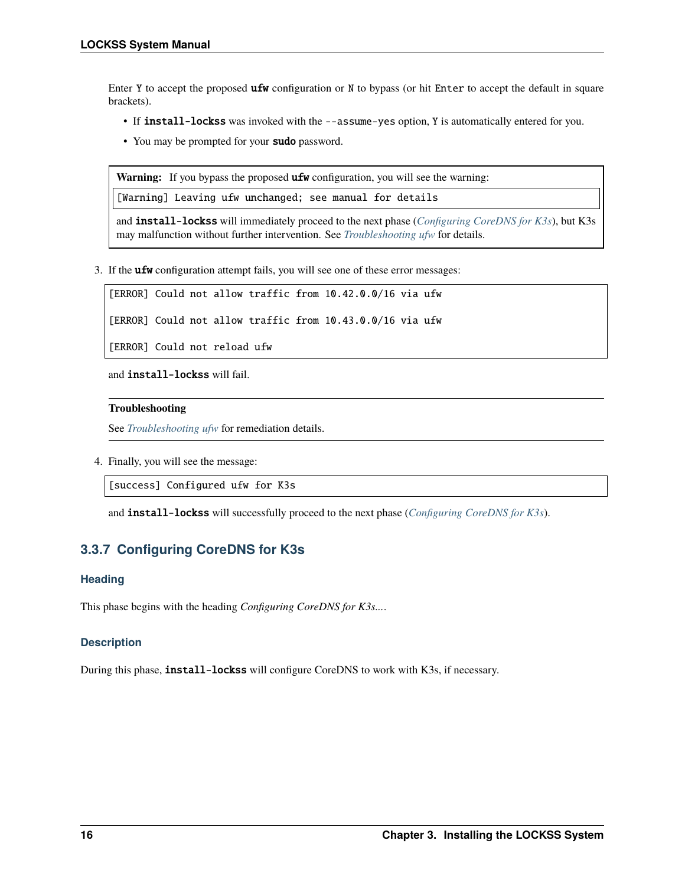Enter `Y` to accept the proposed **ufw** configuration or `N` to bypass (or hit `Enter` to accept the default in square brackets).

- If **install-lockss** was invoked with the `--assume-yes` option, `Y` is automatically entered for you.
- You may be prompted for your **sudo** password.

> **Warning:** If you bypass the proposed **ufw** configuration, you will see the warning:
>
> ```
> [Warning] Leaving ufw unchanged; see manual for details
> ```
>
> and **install-lockss** will immediately proceed to the next phase (*Configuring CoreDNS for K3s*), but K3s may malfunction without further intervention. See *Troubleshooting ufw* for details.

3. If the **ufw** configuration attempt fails, you will see one of these error messages:

```
[ERROR] Could not allow traffic from 10.42.0.0/16 via ufw

[ERROR] Could not allow traffic from 10.43.0.0/16 via ufw

[ERROR] Could not reload ufw
```

and **install-lockss** will fail.

**Troubleshooting**

See *Troubleshooting ufw* for remediation details.

4. Finally, you will see the message:

```
[success] Configured ufw for K3s
```

and **install-lockss** will successfully proceed to the next phase (*Configuring CoreDNS for K3s*).

### 3.3.7 Configuring CoreDNS for K3s

#### Heading

This phase begins with the heading *Configuring CoreDNS for K3s...*.

#### Description

During this phase, **install-lockss** will configure CoreDNS to work with K3s, if necessary.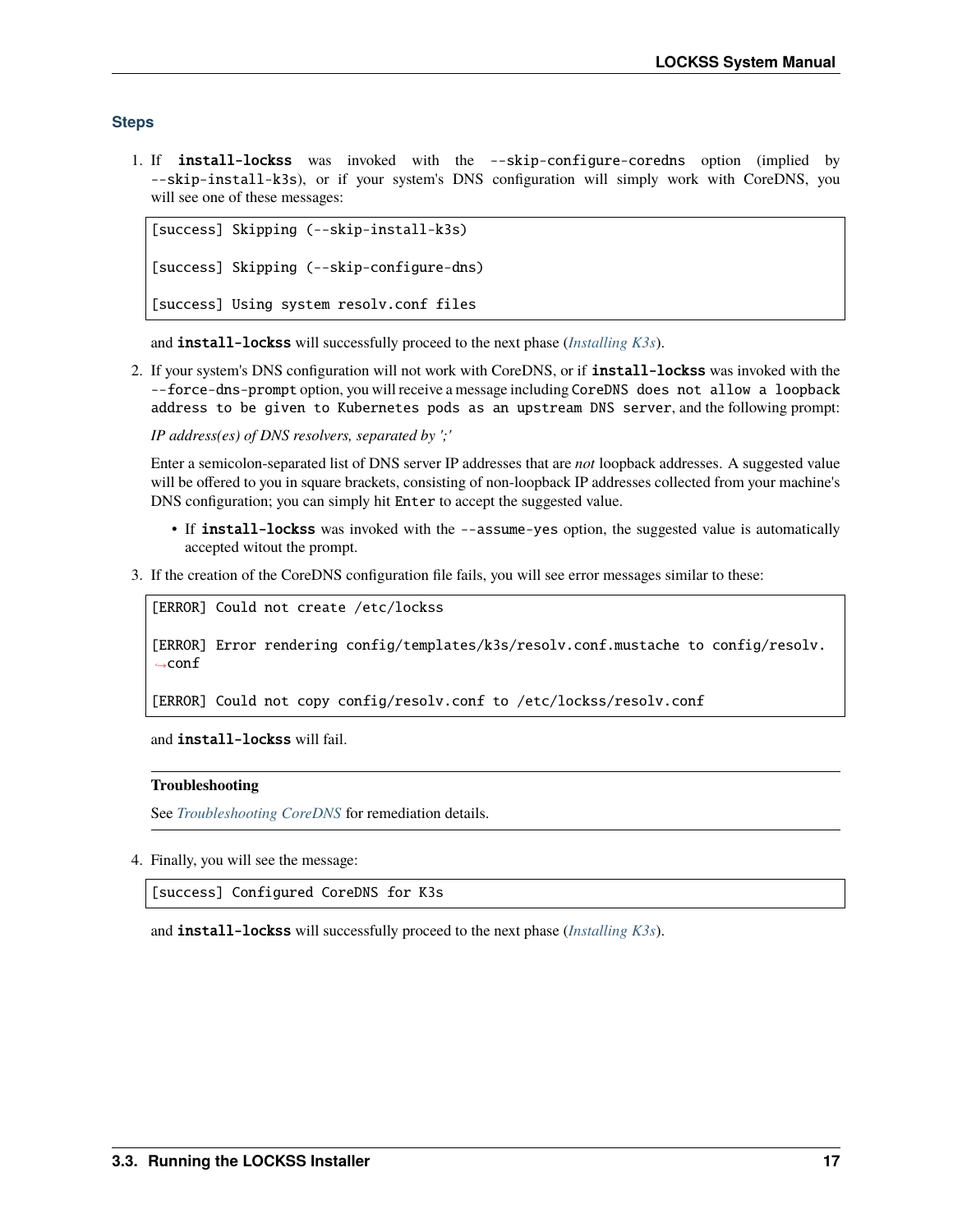### Steps

1. If **install-lockss** was invoked with the `--skip-configure-coredns` option (implied by `--skip-install-k3s`), or if your system's DNS configuration will simply work with CoreDNS, you will see one of these messages:

   ```
   [success] Skipping (--skip-install-k3s)

   [success] Skipping (--skip-configure-dns)

   [success] Using system resolv.conf files
   ```

   and **install-lockss** will successfully proceed to the next phase (*Installing K3s*).

2. If your system's DNS configuration will not work with CoreDNS, or if **install-lockss** was invoked with the `--force-dns-prompt` option, you will receive a message including `CoreDNS does not allow a loopback address to be given to Kubernetes pods as an upstream DNS server`, and the following prompt:

   *IP address(es) of DNS resolvers, separated by ';'*

   Enter a semicolon-separated list of DNS server IP addresses that are *not* loopback addresses. A suggested value will be offered to you in square brackets, consisting of non-loopback IP addresses collected from your machine's DNS configuration; you can simply hit `Enter` to accept the suggested value.

   - If **install-lockss** was invoked with the `--assume-yes` option, the suggested value is automatically accepted witout the prompt.

3. If the creation of the CoreDNS configuration file fails, you will see error messages similar to these:

   ```
   [ERROR] Could not create /etc/lockss

   [ERROR] Error rendering config/templates/k3s/resolv.conf.mustache to config/resolv.
   ↪conf

   [ERROR] Could not copy config/resolv.conf to /etc/lockss/resolv.conf
   ```

   and **install-lockss** will fail.

   **Troubleshooting**

   See *Troubleshooting CoreDNS* for remediation details.

4. Finally, you will see the message:

   ```
   [success] Configured CoreDNS for K3s
   ```

   and **install-lockss** will successfully proceed to the next phase (*Installing K3s*).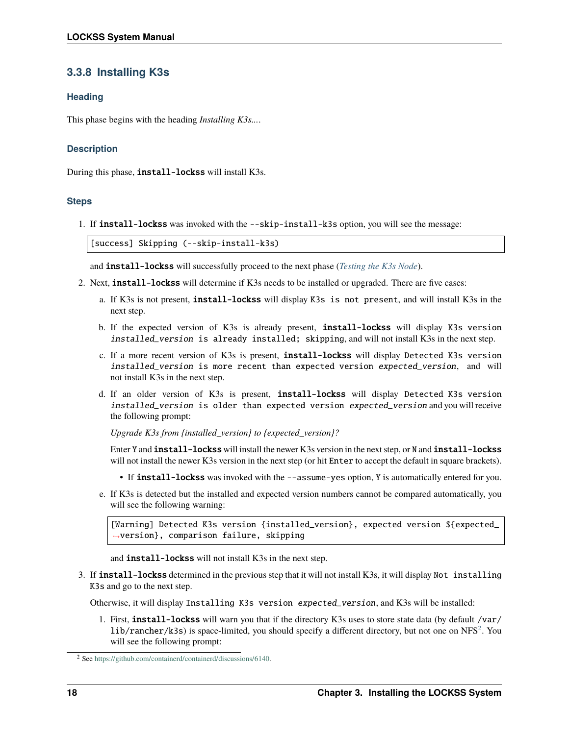### 3.3.8 Installing K3s

#### Heading

This phase begins with the heading *Installing K3s...*.

#### Description

During this phase, **install-lockss** will install K3s.

#### Steps

1. If **install-lockss** was invoked with the `--skip-install-k3s` option, you will see the message:

   ```
   [success] Skipping (--skip-install-k3s)
   ```

   and **install-lockss** will successfully proceed to the next phase (*Testing the K3s Node*).

2. Next, **install-lockss** will determine if K3s needs to be installed or upgraded. There are five cases:

   a. If K3s is not present, **install-lockss** will display `K3s is not present`, and will install K3s in the next step.

   b. If the expected version of K3s is already present, **install-lockss** will display `K3s version` *`installed_version`* `is already installed; skipping`, and will not install K3s in the next step.

   c. If a more recent version of K3s is present, **install-lockss** will display `Detected K3s version` *`installed_version`* `is more recent than expected version` *`expected_version`*, and will not install K3s in the next step.

   d. If an older version of K3s is present, **install-lockss** will display `Detected K3s version` *`installed_version`* `is older than expected version` *`expected_version`* and you will receive the following prompt:

      *Upgrade K3s from {installed_version} to {expected_version}?*

      Enter `Y` and **install-lockss** will install the newer K3s version in the next step, or `N` and **install-lockss** will not install the newer K3s version in the next step (or hit `Enter` to accept the default in square brackets).

      - If **install-lockss** was invoked with the `--assume-yes` option, `Y` is automatically entered for you.

   e. If K3s is detected but the installed and expected version numbers cannot be compared automatically, you will see the following warning:

      ```
      [Warning] Detected K3s version {installed_version}, expected version ${expected_version}, comparison failure, skipping
      ```

      and **install-lockss** will not install K3s in the next step.

3. If **install-lockss** determined in the previous step that it will not install K3s, it will display `Not installing K3s` and go to the next step.

   Otherwise, it will display `Installing K3s version` *`expected_version`*, and K3s will be installed:

   1. First, **install-lockss** will warn you that if the directory K3s uses to store state data (by default `/var/lib/rancher/k3s`) is space-limited, you should specify a different directory, but not one on NFS[2]. You will see the following prompt:

---

[2] See https://github.com/containerd/containerd/discussions/6140.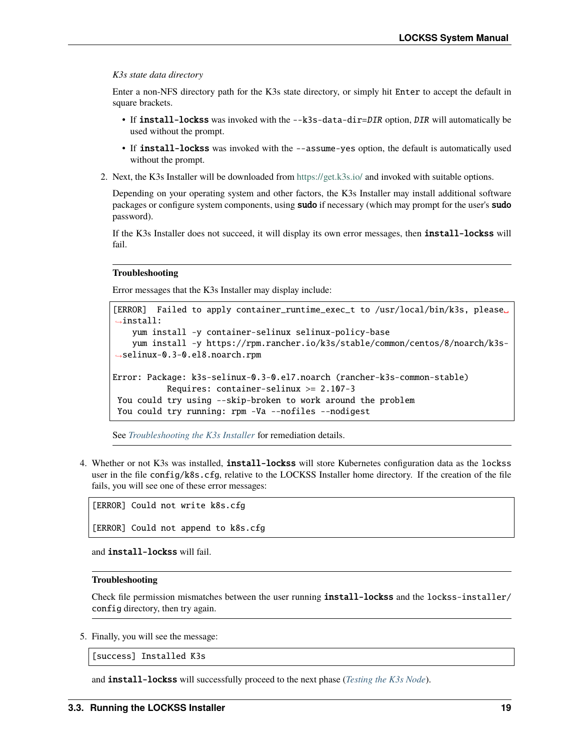*K3s state data directory*

Enter a non-NFS directory path for the K3s state directory, or simply hit `Enter` to accept the default in square brackets.

- If **install-lockss** was invoked with the `--k3s-data-dir=DIR` option, *DIR* will automatically be used without the prompt.
- If **install-lockss** was invoked with the `--assume-yes` option, the default is automatically used without the prompt.

2. Next, the K3s Installer will be downloaded from https://get.k3s.io/ and invoked with suitable options.

   Depending on your operating system and other factors, the K3s Installer may install additional software packages or configure system components, using **sudo** if necessary (which may prompt for the user's **sudo** password).

   If the K3s Installer does not succeed, it will display its own error messages, then **install-lockss** will fail.

   **Troubleshooting**

   Error messages that the K3s Installer may display include:

   ```
   [ERROR]  Failed to apply container_runtime_exec_t to /usr/local/bin/k3s, please install:
       yum install -y container-selinux selinux-policy-base
       yum install -y https://rpm.rancher.io/k3s/stable/common/centos/8/noarch/k3s-selinux-0.3-0.el8.noarch.rpm

   Error: Package: k3s-selinux-0.3-0.el7.noarch (rancher-k3s-common-stable)
              Requires: container-selinux >= 2.107-3
    You could try using --skip-broken to work around the problem
    You could try running: rpm -Va --nofiles --nodigest
   ```

   See *Troubleshooting the K3s Installer* for remediation details.

4. Whether or not K3s was installed, **install-lockss** will store Kubernetes configuration data as the `lockss` user in the file `config/k8s.cfg`, relative to the LOCKSS Installer home directory. If the creation of the file fails, you will see one of these error messages:

   ```
   [ERROR] Could not write k8s.cfg

   [ERROR] Could not append to k8s.cfg
   ```

   and **install-lockss** will fail.

   **Troubleshooting**

   Check file permission mismatches between the user running **install-lockss** and the `lockss-installer/config` directory, then try again.

5. Finally, you will see the message:

   ```
   [success] Installed K3s
   ```

   and **install-lockss** will successfully proceed to the next phase (*Testing the K3s Node*).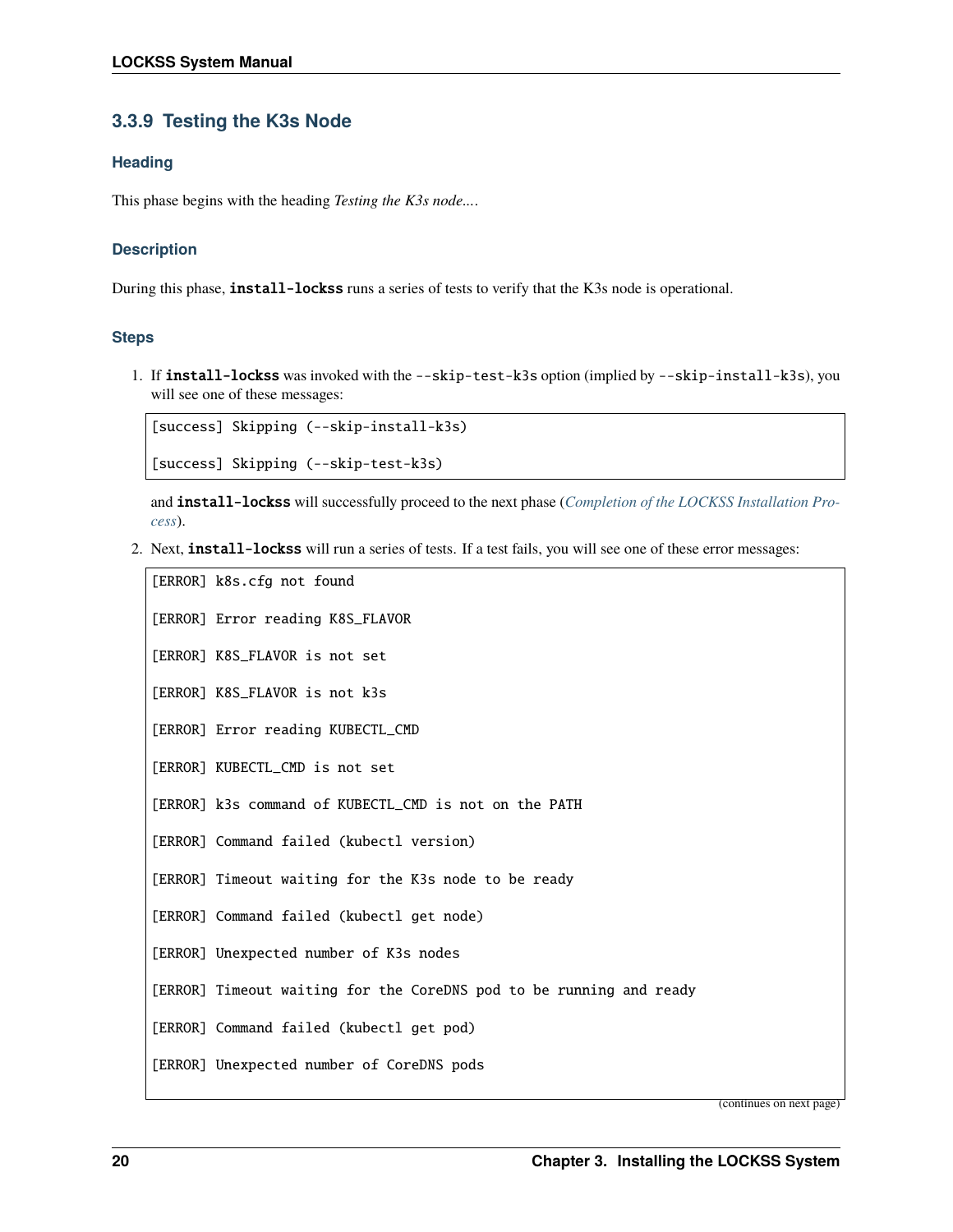### 3.3.9 Testing the K3s Node

#### Heading

This phase begins with the heading *Testing the K3s node...*.

#### Description

During this phase, **install-lockss** runs a series of tests to verify that the K3s node is operational.

#### Steps

1. If **install-lockss** was invoked with the `--skip-test-k3s` option (implied by `--skip-install-k3s`), you will see one of these messages:

   ```
   [success] Skipping (--skip-install-k3s)

   [success] Skipping (--skip-test-k3s)
   ```

   and **install-lockss** will successfully proceed to the next phase (*Completion of the LOCKSS Installation Process*).

2. Next, **install-lockss** will run a series of tests. If a test fails, you will see one of these error messages:

   ```
   [ERROR] k8s.cfg not found

   [ERROR] Error reading K8S_FLAVOR

   [ERROR] K8S_FLAVOR is not set

   [ERROR] K8S_FLAVOR is not k3s

   [ERROR] Error reading KUBECTL_CMD

   [ERROR] KUBECTL_CMD is not set

   [ERROR] k3s command of KUBECTL_CMD is not on the PATH

   [ERROR] Command failed (kubectl version)

   [ERROR] Timeout waiting for the K3s node to be ready

   [ERROR] Command failed (kubectl get node)

   [ERROR] Unexpected number of K3s nodes

   [ERROR] Timeout waiting for the CoreDNS pod to be running and ready

   [ERROR] Command failed (kubectl get pod)

   [ERROR] Unexpected number of CoreDNS pods
   ```

   (continues on next page)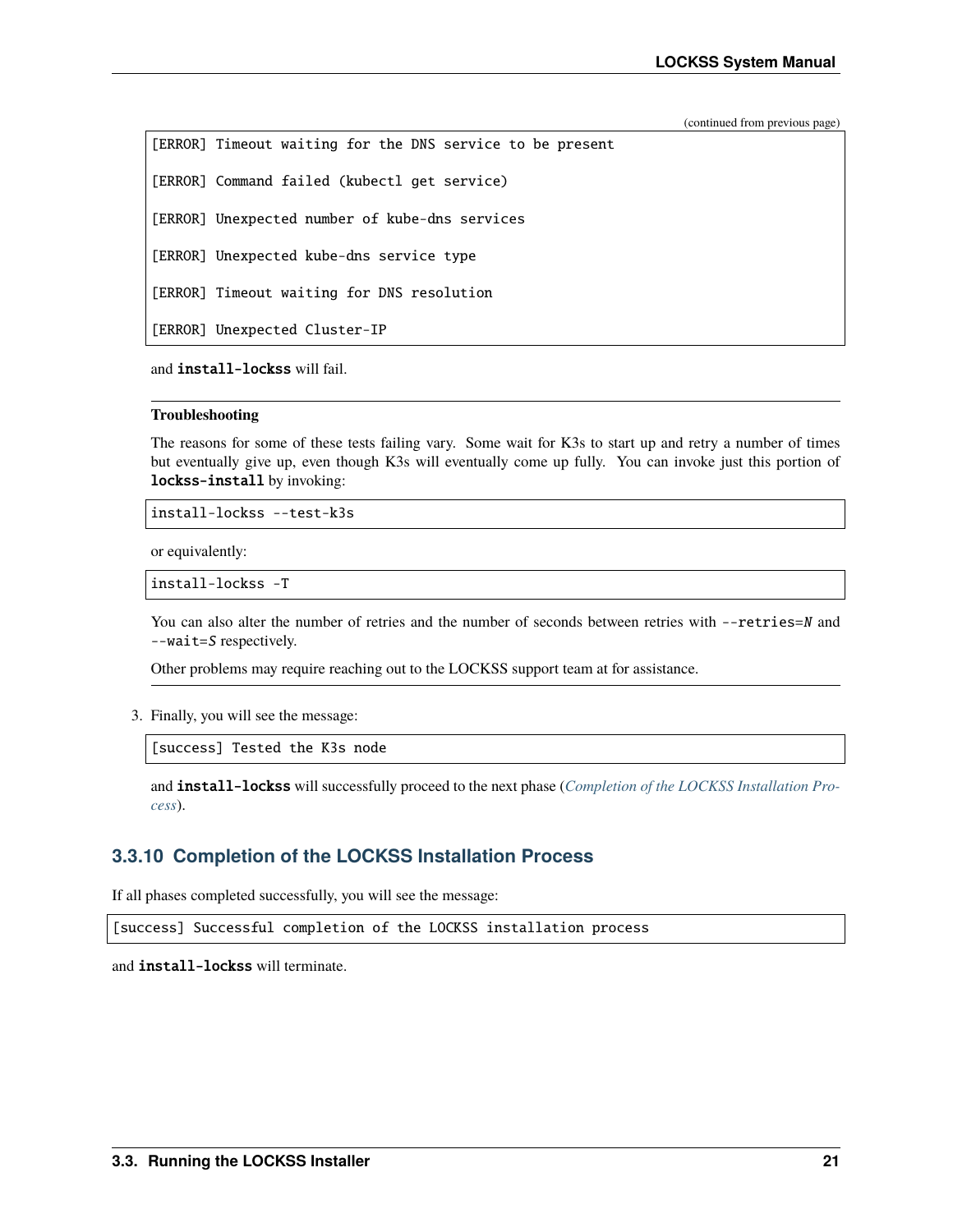(continued from previous page)

```
[ERROR] Timeout waiting for the DNS service to be present

[ERROR] Command failed (kubectl get service)

[ERROR] Unexpected number of kube-dns services

[ERROR] Unexpected kube-dns service type

[ERROR] Timeout waiting for DNS resolution

[ERROR] Unexpected Cluster-IP
```

and **install-lockss** will fail.

**Troubleshooting**

The reasons for some of these tests failing vary. Some wait for K3s to start up and retry a number of times but eventually give up, even though K3s will eventually come up fully. You can invoke just this portion of **lockss-install** by invoking:

```
install-lockss --test-k3s
```

or equivalently:

```
install-lockss -T
```

You can also alter the number of retries and the number of seconds between retries with `--retries=N` and `--wait=S` respectively.

Other problems may require reaching out to the LOCKSS support team at for assistance.

3. Finally, you will see the message:

```
[success] Tested the K3s node
```

and **install-lockss** will successfully proceed to the next phase (*Completion of the LOCKSS Installation Process*).

### 3.3.10 Completion of the LOCKSS Installation Process

If all phases completed successfully, you will see the message:

```
[success] Successful completion of the LOCKSS installation process
```

and **install-lockss** will terminate.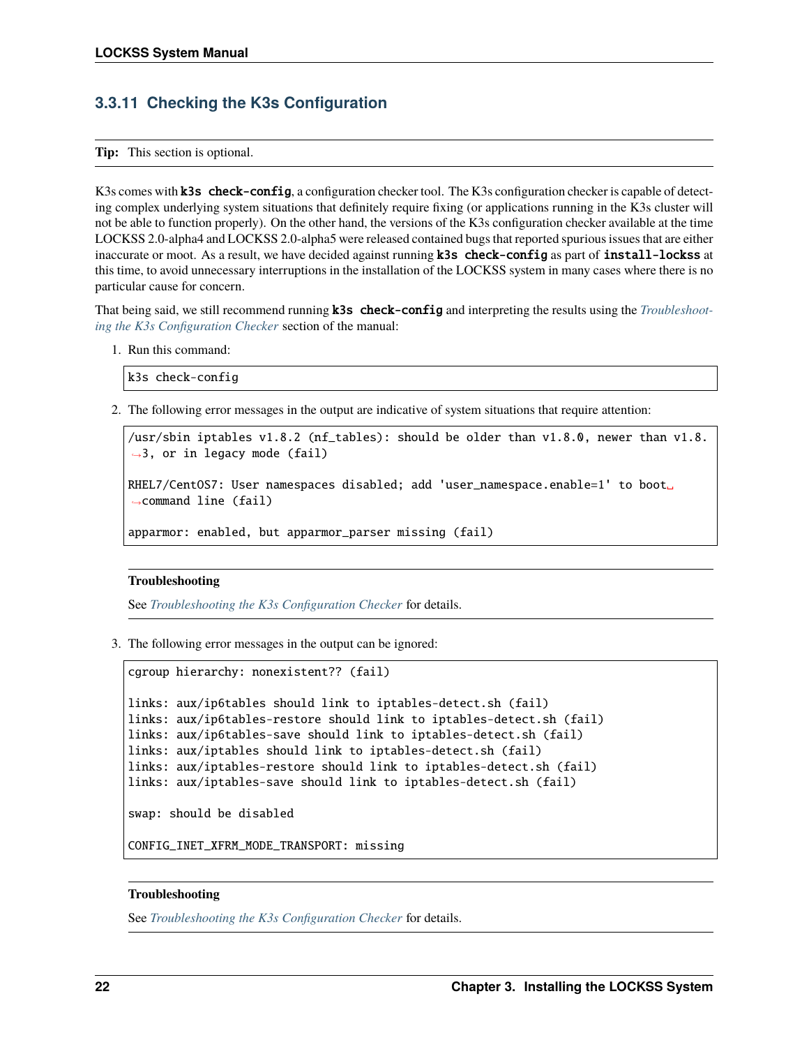### 3.3.11 Checking the K3s Configuration

**Tip:** This section is optional.

K3s comes with **k3s check-config**, a configuration checker tool. The K3s configuration checker is capable of detecting complex underlying system situations that definitely require fixing (or applications running in the K3s cluster will not be able to function properly). On the other hand, the versions of the K3s configuration checker available at the time LOCKSS 2.0-alpha4 and LOCKSS 2.0-alpha5 were released contained bugs that reported spurious issues that are either inaccurate or moot. As a result, we have decided against running **k3s check-config** as part of **install-lockss** at this time, to avoid unnecessary interruptions in the installation of the LOCKSS system in many cases where there is no particular cause for concern.

That being said, we still recommend running **k3s check-config** and interpreting the results using the *Troubleshooting the K3s Configuration Checker* section of the manual:

1. Run this command:

```
k3s check-config
```

2. The following error messages in the output are indicative of system situations that require attention:

```
/usr/sbin iptables v1.8.2 (nf_tables): should be older than v1.8.0, newer than v1.8.3, or in legacy mode (fail)

RHEL7/CentOS7: User namespaces disabled; add 'user_namespace.enable=1' to boot command line (fail)

apparmor: enabled, but apparmor_parser missing (fail)
```

**Troubleshooting**

See *Troubleshooting the K3s Configuration Checker* for details.

3. The following error messages in the output can be ignored:

```
cgroup hierarchy: nonexistent?? (fail)

links: aux/ip6tables should link to iptables-detect.sh (fail)
links: aux/ip6tables-restore should link to iptables-detect.sh (fail)
links: aux/ip6tables-save should link to iptables-detect.sh (fail)
links: aux/iptables should link to iptables-detect.sh (fail)
links: aux/iptables-restore should link to iptables-detect.sh (fail)
links: aux/iptables-save should link to iptables-detect.sh (fail)

swap: should be disabled

CONFIG_INET_XFRM_MODE_TRANSPORT: missing
```

**Troubleshooting**

See *Troubleshooting the K3s Configuration Checker* for details.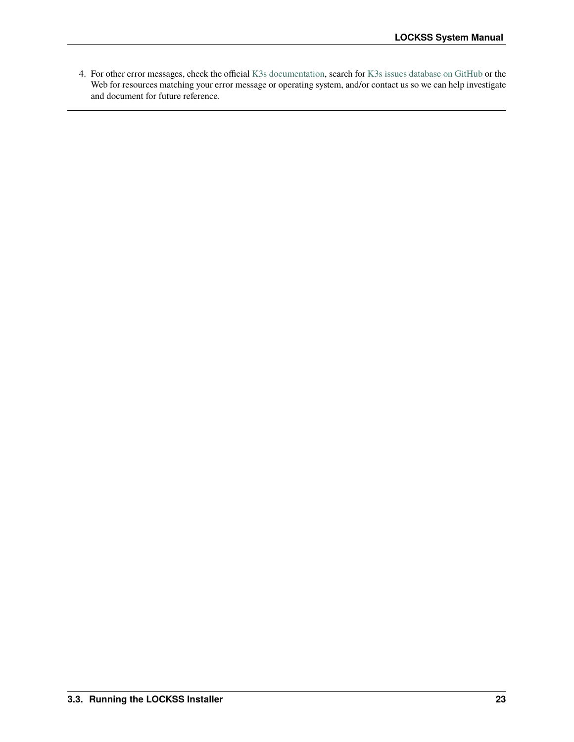4. For other error messages, check the official K3s documentation, search for K3s issues database on GitHub or the Web for resources matching your error message or operating system, and/or contact us so we can help investigate and document for future reference.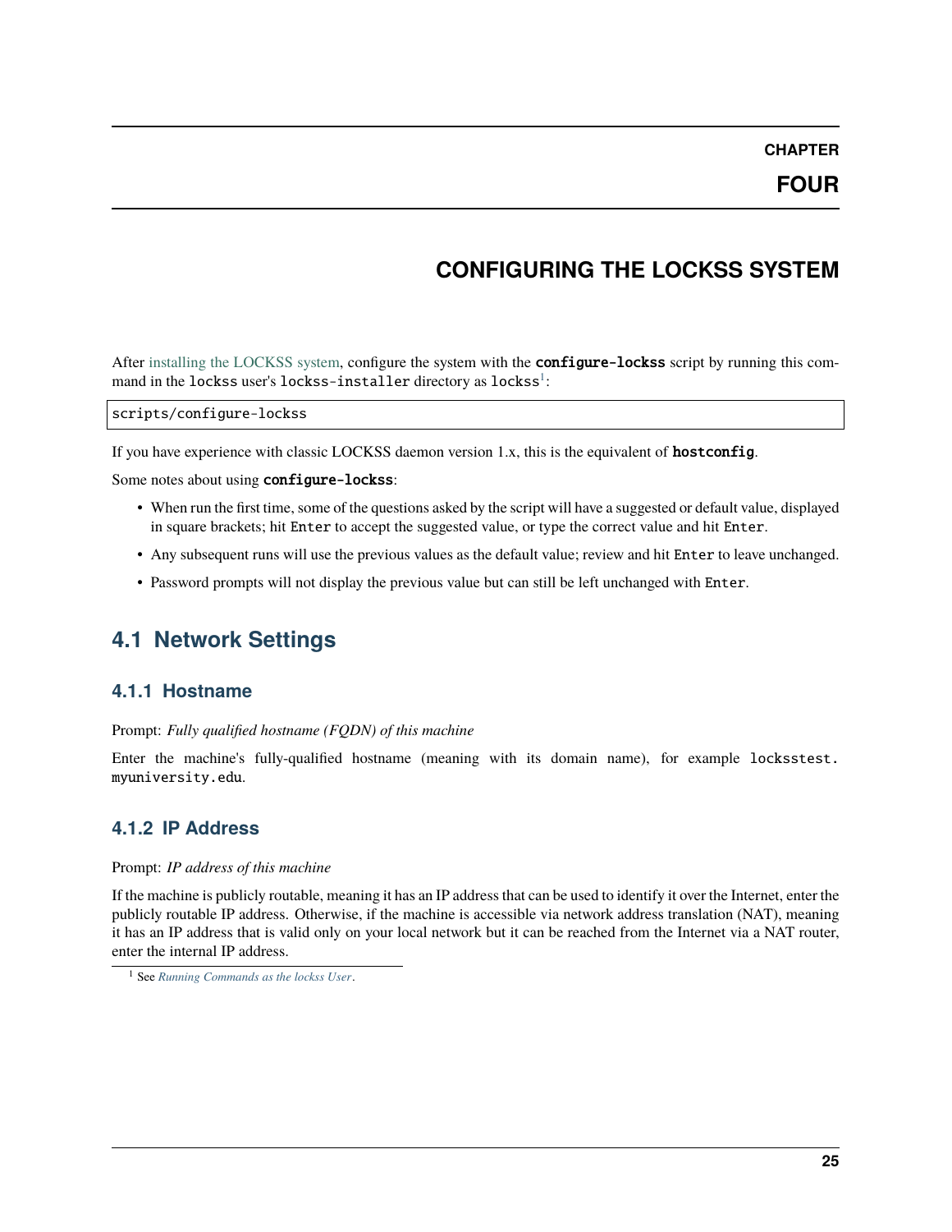# CHAPTER FOUR

# CONFIGURING THE LOCKSS SYSTEM

After installing the LOCKSS system, configure the system with the **configure-lockss** script by running this command in the lockss user's lockss-installer directory as lockss[1]:

```
scripts/configure-lockss
```

If you have experience with classic LOCKSS daemon version 1.x, this is the equivalent of **hostconfig**.

Some notes about using **configure-lockss**:

- When run the first time, some of the questions asked by the script will have a suggested or default value, displayed in square brackets; hit Enter to accept the suggested value, or type the correct value and hit Enter.
- Any subsequent runs will use the previous values as the default value; review and hit Enter to leave unchanged.
- Password prompts will not display the previous value but can still be left unchanged with Enter.

## 4.1 Network Settings

### 4.1.1 Hostname

Prompt: *Fully qualified hostname (FQDN) of this machine*

Enter the machine's fully-qualified hostname (meaning with its domain name), for example lockss​test.myuniversity.edu.

### 4.1.2 IP Address

Prompt: *IP address of this machine*

If the machine is publicly routable, meaning it has an IP address that can be used to identify it over the Internet, enter the publicly routable IP address. Otherwise, if the machine is accessible via network address translation (NAT), meaning it has an IP address that is valid only on your local network but it can be reached from the Internet via a NAT router, enter the internal IP address.

[1] See *Running Commands as the lockss User*.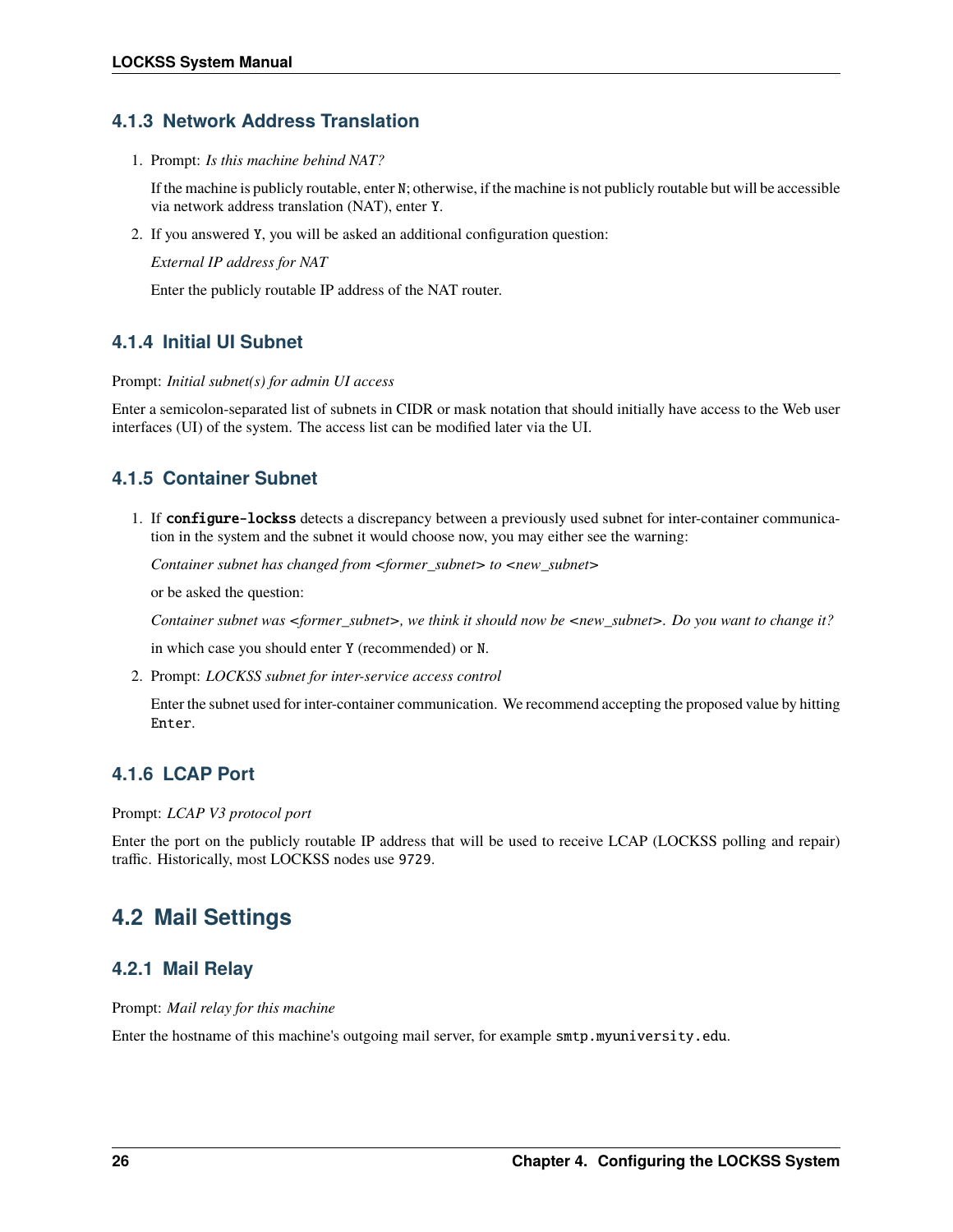### 4.1.3 Network Address Translation

1. Prompt: *Is this machine behind NAT?*

   If the machine is publicly routable, enter `N`; otherwise, if the machine is not publicly routable but will be accessible via network address translation (NAT), enter `Y`.

2. If you answered `Y`, you will be asked an additional configuration question:

   *External IP address for NAT*

   Enter the publicly routable IP address of the NAT router.

### 4.1.4 Initial UI Subnet

Prompt: *Initial subnet(s) for admin UI access*

Enter a semicolon-separated list of subnets in CIDR or mask notation that should initially have access to the Web user interfaces (UI) of the system. The access list can be modified later via the UI.

### 4.1.5 Container Subnet

1. If **`configure-lockss`** detects a discrepancy between a previously used subnet for inter-container communication in the system and the subnet it would choose now, you may either see the warning:

   *Container subnet has changed from <former_subnet> to <new_subnet>*

   or be asked the question:

   *Container subnet was <former_subnet>, we think it should now be <new_subnet>. Do you want to change it?*

   in which case you should enter `Y` (recommended) or `N`.

2. Prompt: *LOCKSS subnet for inter-service access control*

   Enter the subnet used for inter-container communication. We recommend accepting the proposed value by hitting `Enter`.

### 4.1.6 LCAP Port

Prompt: *LCAP V3 protocol port*

Enter the port on the publicly routable IP address that will be used to receive LCAP (LOCKSS polling and repair) traffic. Historically, most LOCKSS nodes use `9729`.

## 4.2 Mail Settings

### 4.2.1 Mail Relay

Prompt: *Mail relay for this machine*

Enter the hostname of this machine's outgoing mail server, for example `smtp.myuniversity.edu`.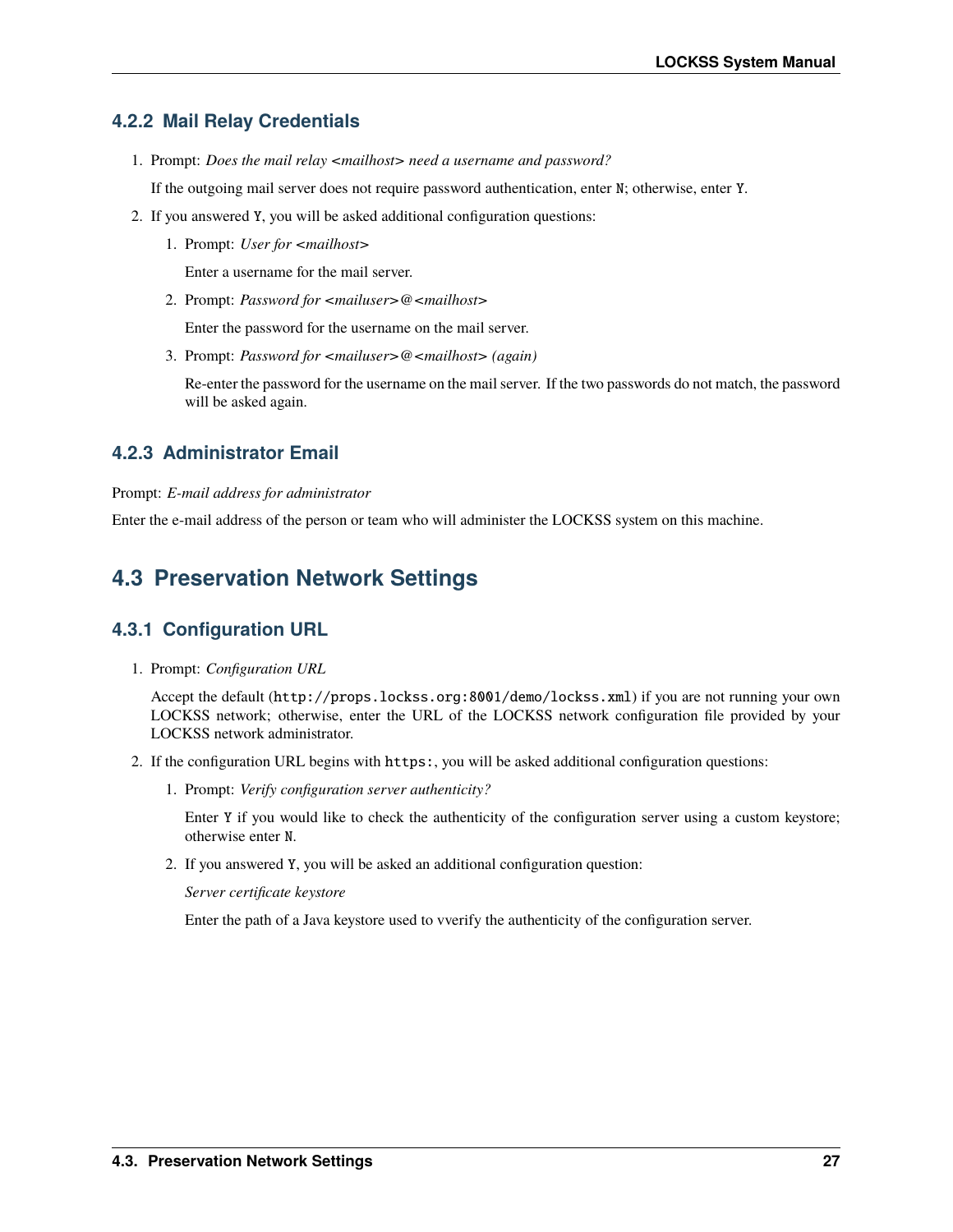### 4.2.2 Mail Relay Credentials

1. Prompt: *Does the mail relay <mailhost> need a username and password?*

   If the outgoing mail server does not require password authentication, enter `N`; otherwise, enter `Y`.

2. If you answered `Y`, you will be asked additional configuration questions:

   1. Prompt: *User for <mailhost>*

      Enter a username for the mail server.

   2. Prompt: *Password for <mailuser>@<mailhost>*

      Enter the password for the username on the mail server.

   3. Prompt: *Password for <mailuser>@<mailhost> (again)*

      Re-enter the password for the username on the mail server. If the two passwords do not match, the password will be asked again.

### 4.2.3 Administrator Email

Prompt: *E-mail address for administrator*

Enter the e-mail address of the person or team who will administer the LOCKSS system on this machine.

## 4.3 Preservation Network Settings

### 4.3.1 Configuration URL

1. Prompt: *Configuration URL*

   Accept the default (`http://props.lockss.org:8001/demo/lockss.xml`) if you are not running your own LOCKSS network; otherwise, enter the URL of the LOCKSS network configuration file provided by your LOCKSS network administrator.

2. If the configuration URL begins with `https:`, you will be asked additional configuration questions:

   1. Prompt: *Verify configuration server authenticity?*

      Enter `Y` if you would like to check the authenticity of the configuration server using a custom keystore; otherwise enter `N`.

   2. If you answered `Y`, you will be asked an additional configuration question:

      *Server certificate keystore*

      Enter the path of a Java keystore used to vverify the authenticity of the configuration server.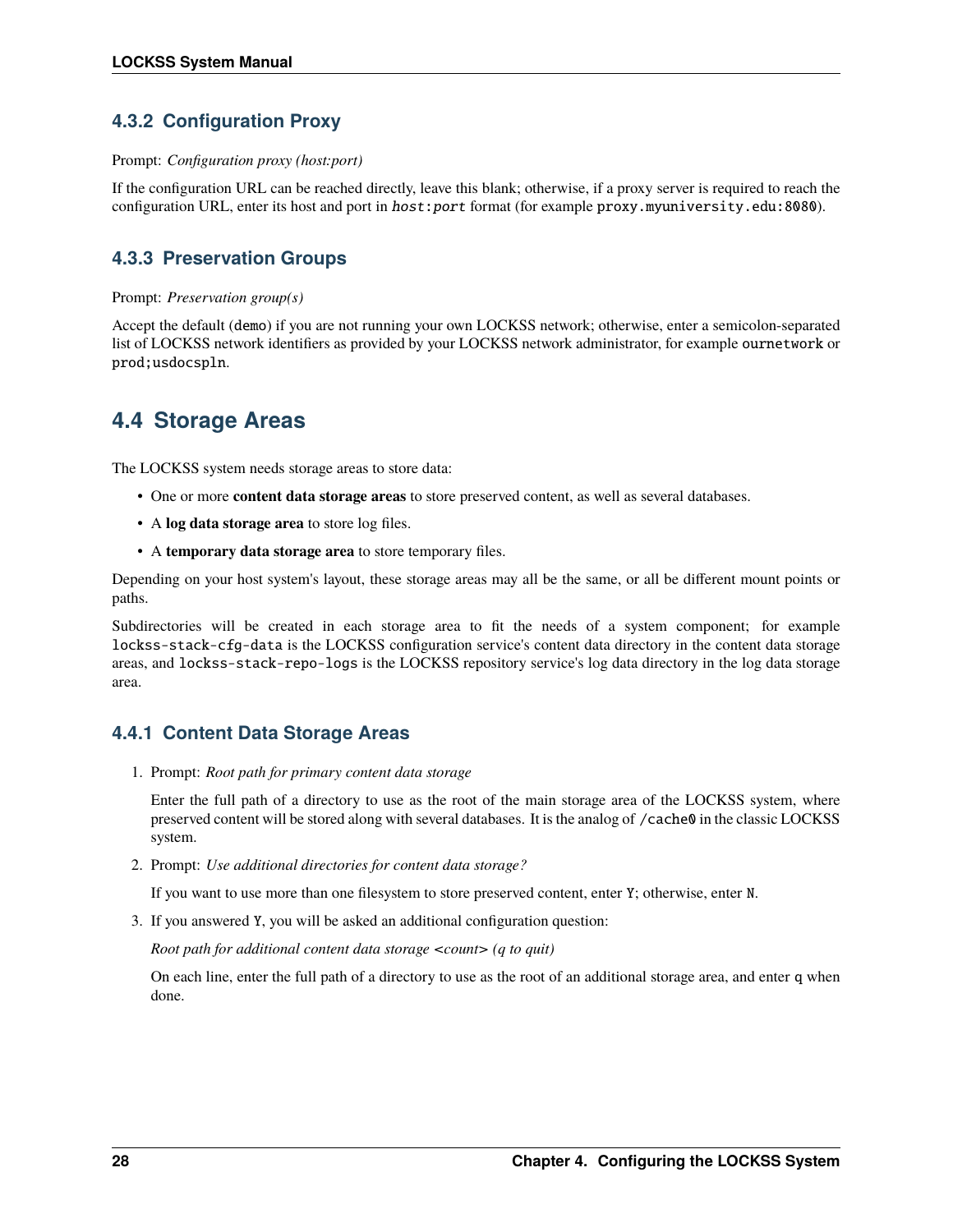### 4.3.2 Configuration Proxy

Prompt: *Configuration proxy (host:port)*

If the configuration URL can be reached directly, leave this blank; otherwise, if a proxy server is required to reach the configuration URL, enter its host and port in `host:port` format (for example `proxy.myuniversity.edu:8080`).

### 4.3.3 Preservation Groups

Prompt: *Preservation group(s)*

Accept the default (`demo`) if you are not running your own LOCKSS network; otherwise, enter a semicolon-separated list of LOCKSS network identifiers as provided by your LOCKSS network administrator, for example `ournetwork` or `prod;usdocspln`.

## 4.4 Storage Areas

The LOCKSS system needs storage areas to store data:

- One or more **content data storage areas** to store preserved content, as well as several databases.
- A **log data storage area** to store log files.
- A **temporary data storage area** to store temporary files.

Depending on your host system's layout, these storage areas may all be the same, or all be different mount points or paths.

Subdirectories will be created in each storage area to fit the needs of a system component; for example `lockss-stack-cfg-data` is the LOCKSS configuration service's content data directory in the content data storage areas, and `lockss-stack-repo-logs` is the LOCKSS repository service's log data directory in the log data storage area.

### 4.4.1 Content Data Storage Areas

1. Prompt: *Root path for primary content data storage*

   Enter the full path of a directory to use as the root of the main storage area of the LOCKSS system, where preserved content will be stored along with several databases. It is the analog of `/cache0` in the classic LOCKSS system.

2. Prompt: *Use additional directories for content data storage?*

   If you want to use more than one filesystem to store preserved content, enter `Y`; otherwise, enter `N`.

3. If you answered `Y`, you will be asked an additional configuration question:

   *Root path for additional content data storage <count> (q to quit)*

   On each line, enter the full path of a directory to use as the root of an additional storage area, and enter `q` when done.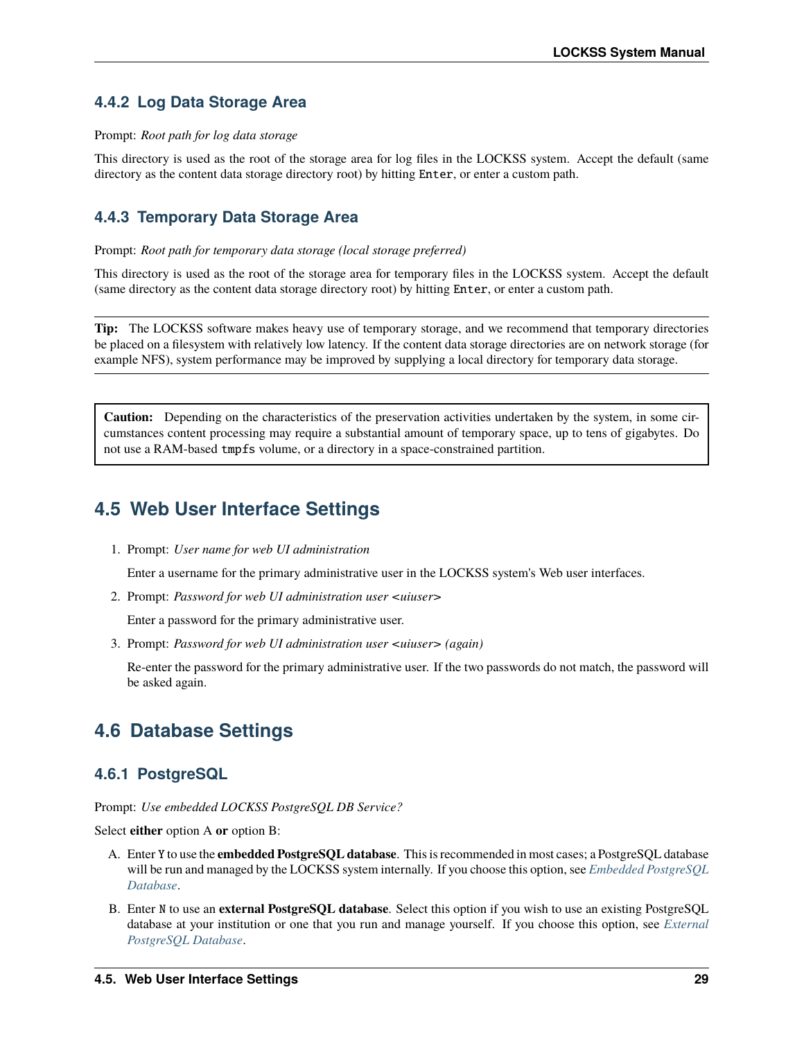### 4.4.2 Log Data Storage Area

Prompt: *Root path for log data storage*

This directory is used as the root of the storage area for log files in the LOCKSS system. Accept the default (same directory as the content data storage directory root) by hitting `Enter`, or enter a custom path.

### 4.4.3 Temporary Data Storage Area

Prompt: *Root path for temporary data storage (local storage preferred)*

This directory is used as the root of the storage area for temporary files in the LOCKSS system. Accept the default (same directory as the content data storage directory root) by hitting `Enter`, or enter a custom path.

**Tip:** The LOCKSS software makes heavy use of temporary storage, and we recommend that temporary directories be placed on a filesystem with relatively low latency. If the content data storage directories are on network storage (for example NFS), system performance may be improved by supplying a local directory for temporary data storage.

**Caution:** Depending on the characteristics of the preservation activities undertaken by the system, in some circumstances content processing may require a substantial amount of temporary space, up to tens of gigabytes. Do not use a RAM-based `tmpfs` volume, or a directory in a space-constrained partition.

## 4.5 Web User Interface Settings

1. Prompt: *User name for web UI administration*

   Enter a username for the primary administrative user in the LOCKSS system's Web user interfaces.

2. Prompt: *Password for web UI administration user <uiuser>*

   Enter a password for the primary administrative user.

3. Prompt: *Password for web UI administration user <uiuser> (again)*

   Re-enter the password for the primary administrative user. If the two passwords do not match, the password will be asked again.

## 4.6 Database Settings

### 4.6.1 PostgreSQL

Prompt: *Use embedded LOCKSS PostgreSQL DB Service?*

Select **either** option A **or** option B:

A. Enter `Y` to use the **embedded PostgreSQL database**. This is recommended in most cases; a PostgreSQL database will be run and managed by the LOCKSS system internally. If you choose this option, see *Embedded PostgreSQL Database*.

B. Enter `N` to use an **external PostgreSQL database**. Select this option if you wish to use an existing PostgreSQL database at your institution or one that you run and manage yourself. If you choose this option, see *External PostgreSQL Database*.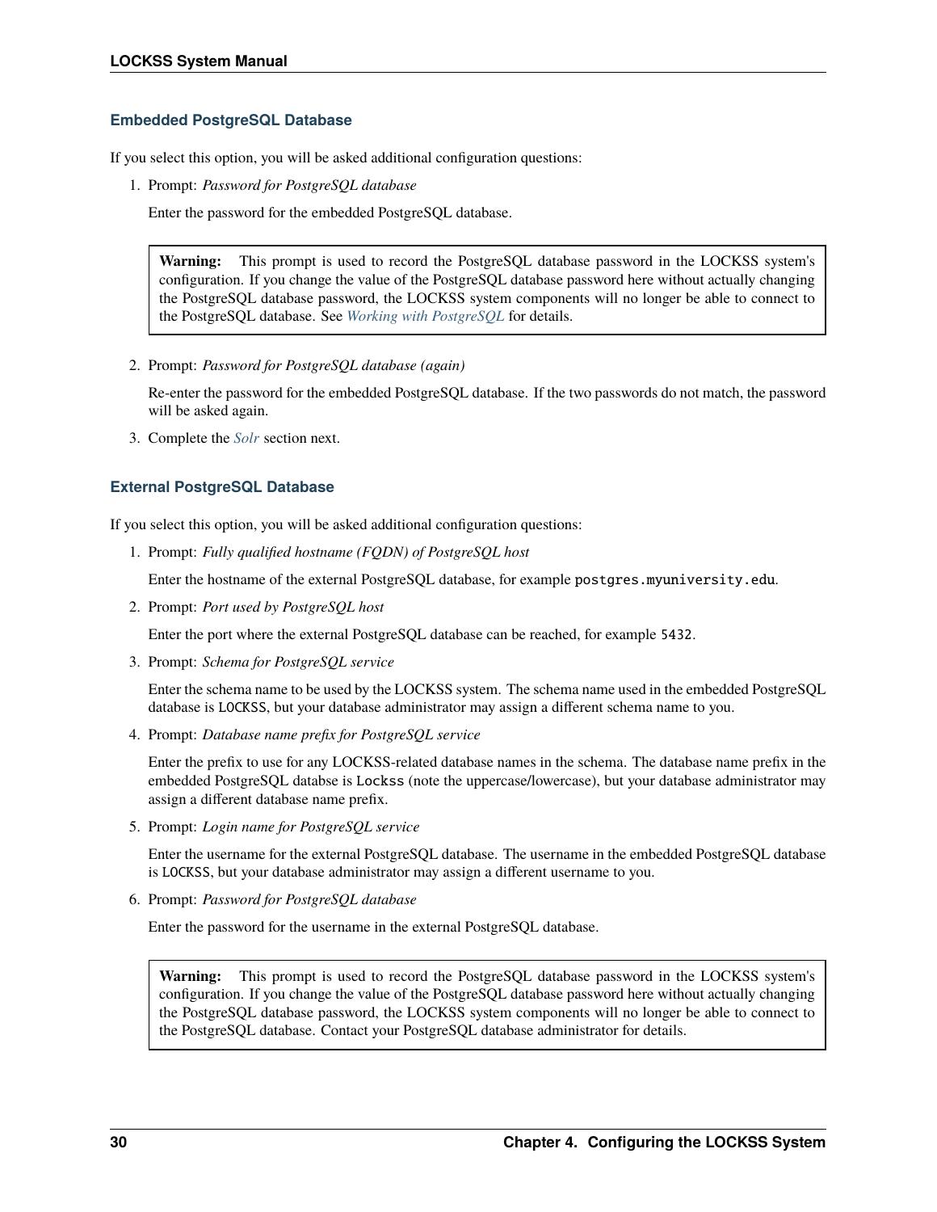### Embedded PostgreSQL Database

If you select this option, you will be asked additional configuration questions:

1. Prompt: *Password for PostgreSQL database*

   Enter the password for the embedded PostgreSQL database.

   > **Warning:** This prompt is used to record the PostgreSQL database password in the LOCKSS system's configuration. If you change the value of the PostgreSQL database password here without actually changing the PostgreSQL database password, the LOCKSS system components will no longer be able to connect to the PostgreSQL database. See *Working with PostgreSQL* for details.

2. Prompt: *Password for PostgreSQL database (again)*

   Re-enter the password for the embedded PostgreSQL database. If the two passwords do not match, the password will be asked again.

3. Complete the *Solr* section next.

### External PostgreSQL Database

If you select this option, you will be asked additional configuration questions:

1. Prompt: *Fully qualified hostname (FQDN) of PostgreSQL host*

   Enter the hostname of the external PostgreSQL database, for example `postgres.myuniversity.edu`.

2. Prompt: *Port used by PostgreSQL host*

   Enter the port where the external PostgreSQL database can be reached, for example `5432`.

3. Prompt: *Schema for PostgreSQL service*

   Enter the schema name to be used by the LOCKSS system. The schema name used in the embedded PostgreSQL database is `LOCKSS`, but your database administrator may assign a different schema name to you.

4. Prompt: *Database name prefix for PostgreSQL service*

   Enter the prefix to use for any LOCKSS-related database names in the schema. The database name prefix in the embedded PostgreSQL databse is `Lockss` (note the uppercase/lowercase), but your database administrator may assign a different database name prefix.

5. Prompt: *Login name for PostgreSQL service*

   Enter the username for the external PostgreSQL database. The username in the embedded PostgreSQL database is `LOCKSS`, but your database administrator may assign a different username to you.

6. Prompt: *Password for PostgreSQL database*

   Enter the password for the username in the external PostgreSQL database.

   > **Warning:** This prompt is used to record the PostgreSQL database password in the LOCKSS system's configuration. If you change the value of the PostgreSQL database password here without actually changing the PostgreSQL database password, the LOCKSS system components will no longer be able to connect to the PostgreSQL database. Contact your PostgreSQL database administrator for details.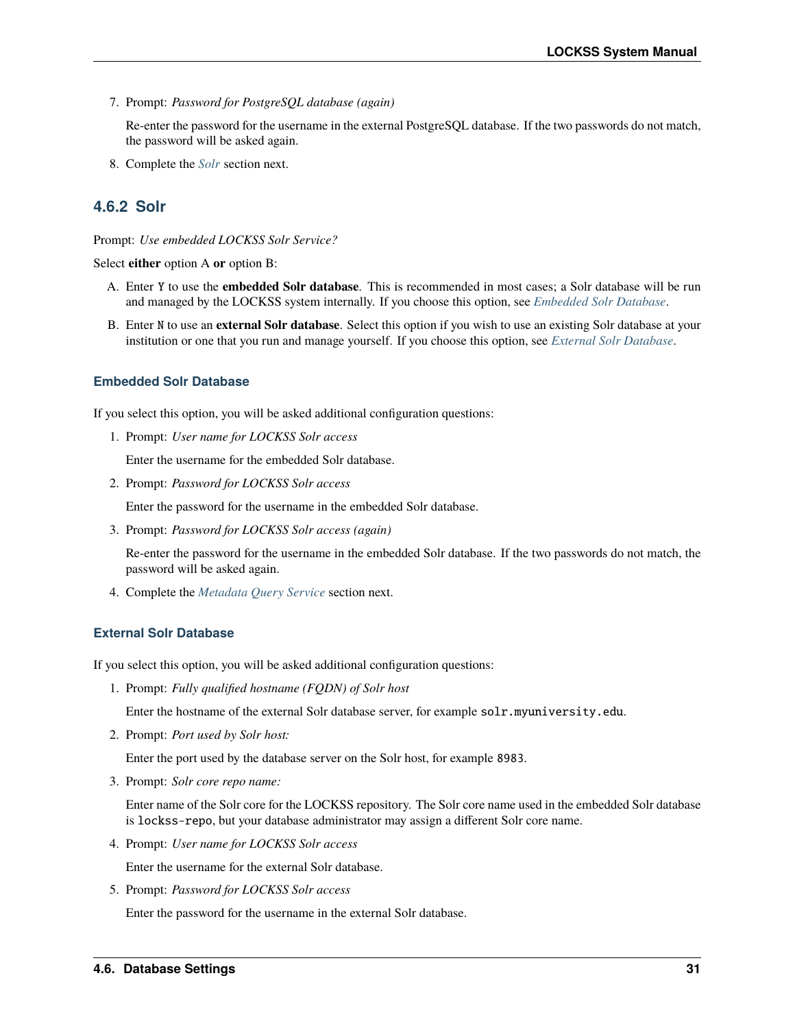7. Prompt: *Password for PostgreSQL database (again)*

   Re-enter the password for the username in the external PostgreSQL database. If the two passwords do not match, the password will be asked again.

8. Complete the *Solr* section next.

### 4.6.2 Solr

Prompt: *Use embedded LOCKSS Solr Service?*

Select **either** option A **or** option B:

A. Enter `Y` to use the **embedded Solr database**. This is recommended in most cases; a Solr database will be run and managed by the LOCKSS system internally. If you choose this option, see *Embedded Solr Database*.

B. Enter `N` to use an **external Solr database**. Select this option if you wish to use an existing Solr database at your institution or one that you run and manage yourself. If you choose this option, see *External Solr Database*.

#### Embedded Solr Database

If you select this option, you will be asked additional configuration questions:

1. Prompt: *User name for LOCKSS Solr access*

   Enter the username for the embedded Solr database.

2. Prompt: *Password for LOCKSS Solr access*

   Enter the password for the username in the embedded Solr database.

3. Prompt: *Password for LOCKSS Solr access (again)*

   Re-enter the password for the username in the embedded Solr database. If the two passwords do not match, the password will be asked again.

4. Complete the *Metadata Query Service* section next.

#### External Solr Database

If you select this option, you will be asked additional configuration questions:

1. Prompt: *Fully qualified hostname (FQDN) of Solr host*

   Enter the hostname of the external Solr database server, for example `solr.myuniversity.edu`.

2. Prompt: *Port used by Solr host:*

   Enter the port used by the database server on the Solr host, for example `8983`.

3. Prompt: *Solr core repo name:*

   Enter name of the Solr core for the LOCKSS repository. The Solr core name used in the embedded Solr database is `lockss-repo`, but your database administrator may assign a different Solr core name.

4. Prompt: *User name for LOCKSS Solr access*

   Enter the username for the external Solr database.

5. Prompt: *Password for LOCKSS Solr access*

   Enter the password for the username in the external Solr database.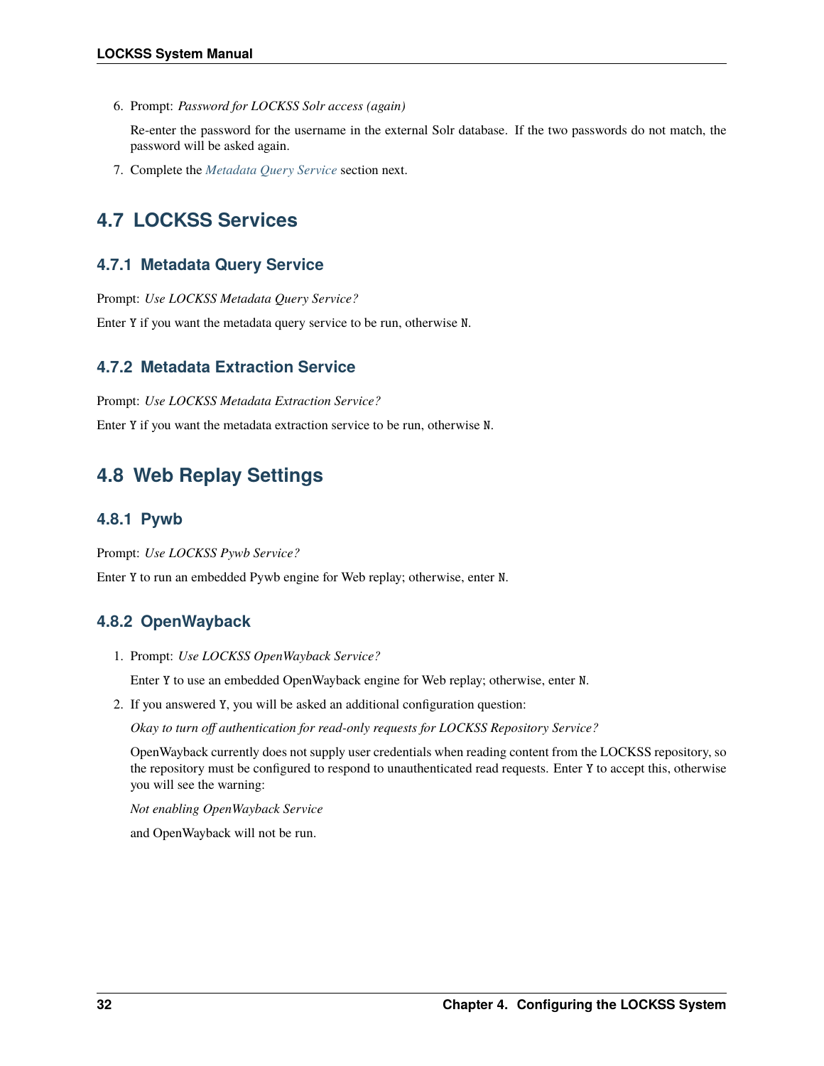6. Prompt: *Password for LOCKSS Solr access (again)*

   Re-enter the password for the username in the external Solr database. If the two passwords do not match, the password will be asked again.

7. Complete the *Metadata Query Service* section next.

## 4.7 LOCKSS Services

### 4.7.1 Metadata Query Service

Prompt: *Use LOCKSS Metadata Query Service?*

Enter `Y` if you want the metadata query service to be run, otherwise `N`.

### 4.7.2 Metadata Extraction Service

Prompt: *Use LOCKSS Metadata Extraction Service?*

Enter `Y` if you want the metadata extraction service to be run, otherwise `N`.

## 4.8 Web Replay Settings

### 4.8.1 Pywb

Prompt: *Use LOCKSS Pywb Service?*

Enter `Y` to run an embedded Pywb engine for Web replay; otherwise, enter `N`.

### 4.8.2 OpenWayback

1. Prompt: *Use LOCKSS OpenWayback Service?*

   Enter `Y` to use an embedded OpenWayback engine for Web replay; otherwise, enter `N`.

2. If you answered `Y`, you will be asked an additional configuration question:

   *Okay to turn off authentication for read-only requests for LOCKSS Repository Service?*

   OpenWayback currently does not supply user credentials when reading content from the LOCKSS repository, so the repository must be configured to respond to unauthenticated read requests. Enter `Y` to accept this, otherwise you will see the warning:

   *Not enabling OpenWayback Service*

   and OpenWayback will not be run.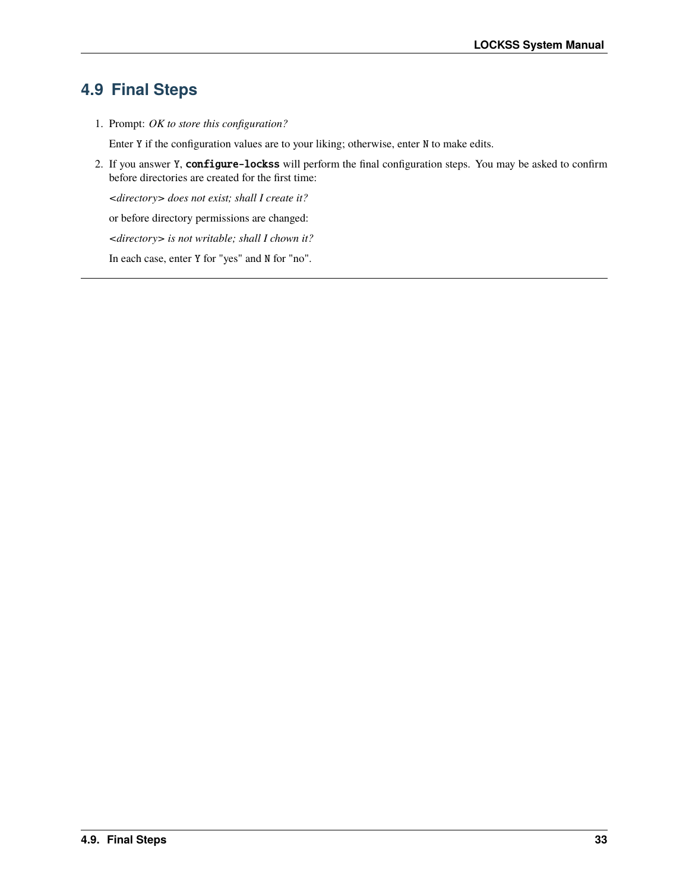## 4.9 Final Steps

1. Prompt: *OK to store this configuration?*

   Enter `Y` if the configuration values are to your liking; otherwise, enter `N` to make edits.

2. If you answer `Y`, **`configure-lockss`** will perform the final configuration steps. You may be asked to confirm before directories are created for the first time:

   *<directory> does not exist; shall I create it?*

   or before directory permissions are changed:

   *<directory> is not writable; shall I chown it?*

   In each case, enter `Y` for "yes" and `N` for "no".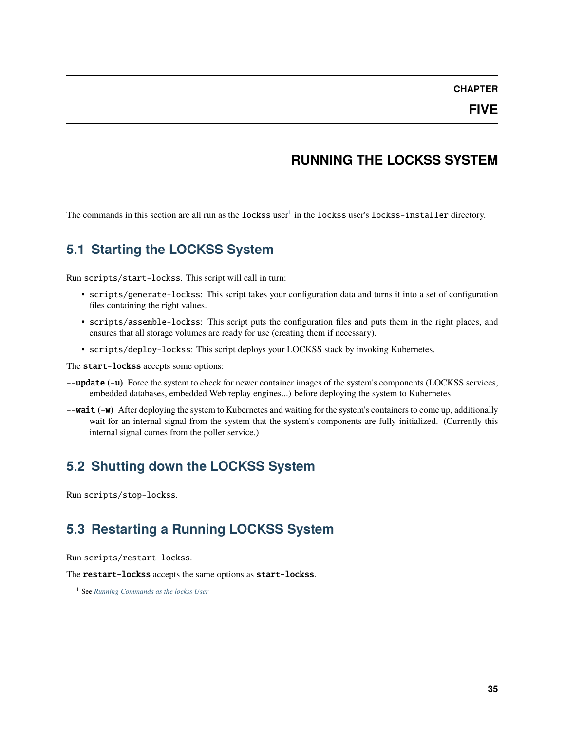# CHAPTER FIVE

# RUNNING THE LOCKSS SYSTEM

The commands in this section are all run as the `lockss` user[1] in the `lockss` user's `lockss-installer` directory.

## 5.1 Starting the LOCKSS System

Run `scripts/start-lockss`. This script will call in turn:

- `scripts/generate-lockss`: This script takes your configuration data and turns it into a set of configuration files containing the right values.
- `scripts/assemble-lockss`: This script puts the configuration files and puts them in the right places, and ensures that all storage volumes are ready for use (creating them if necessary).
- `scripts/deploy-lockss`: This script deploys your LOCKSS stack by invoking Kubernetes.

The **`start-lockss`** accepts some options:

**`--update`** (**`-u`**) Force the system to check for newer container images of the system's components (LOCKSS services, embedded databases, embedded Web replay engines...) before deploying the system to Kubernetes.

**`--wait`** (**`-w`**) After deploying the system to Kubernetes and waiting for the system's containers to come up, additionally wait for an internal signal from the system that the system's components are fully initialized. (Currently this internal signal comes from the poller service.)

## 5.2 Shutting down the LOCKSS System

Run `scripts/stop-lockss`.

## 5.3 Restarting a Running LOCKSS System

Run `scripts/restart-lockss`.

The **`restart-lockss`** accepts the same options as **`start-lockss`**.

[1] See *Running Commands as the lockss User*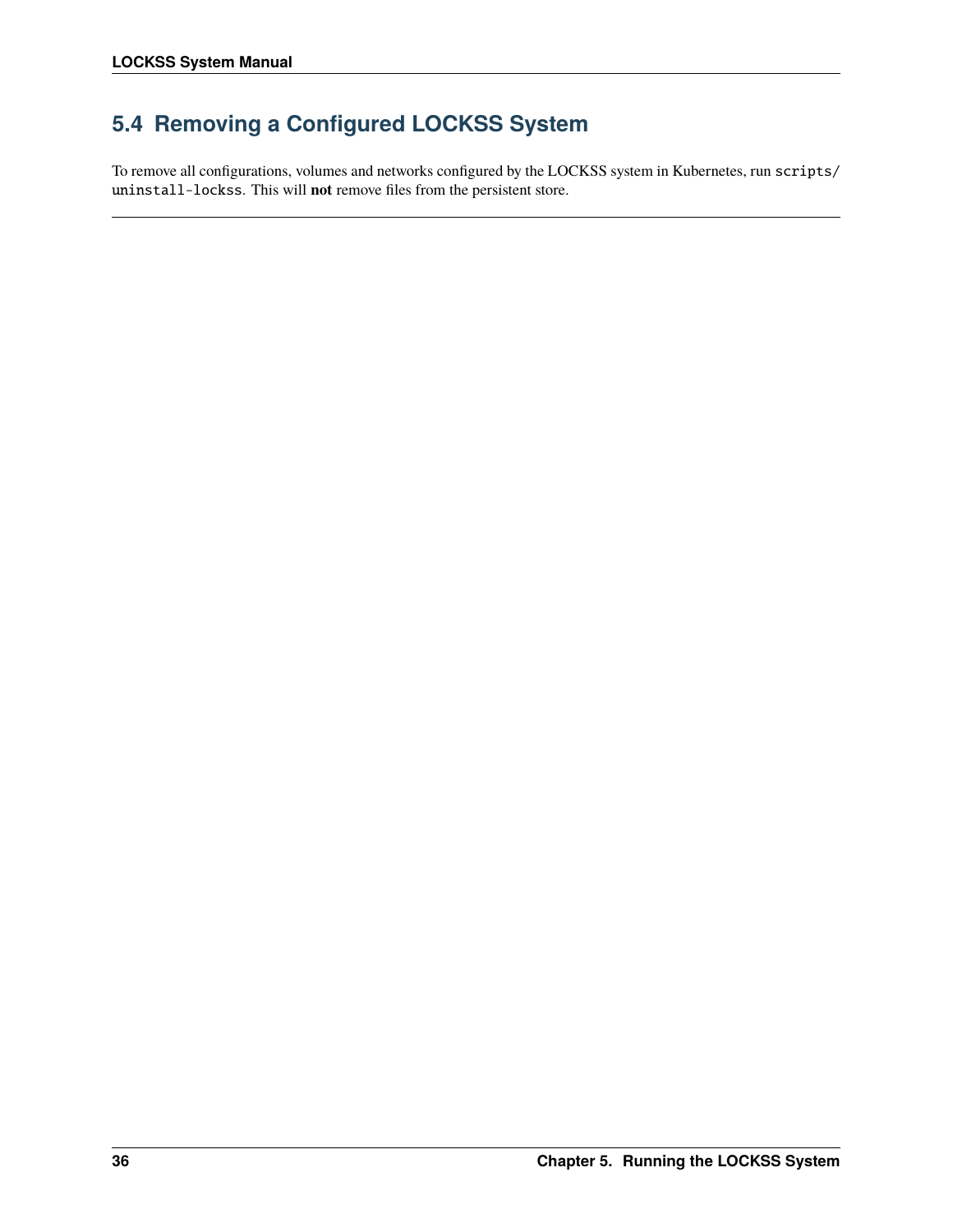## 5.4 Removing a Configured LOCKSS System

To remove all configurations, volumes and networks configured by the LOCKSS system in Kubernetes, run `scripts/uninstall-lockss`. This will **not** remove files from the persistent store.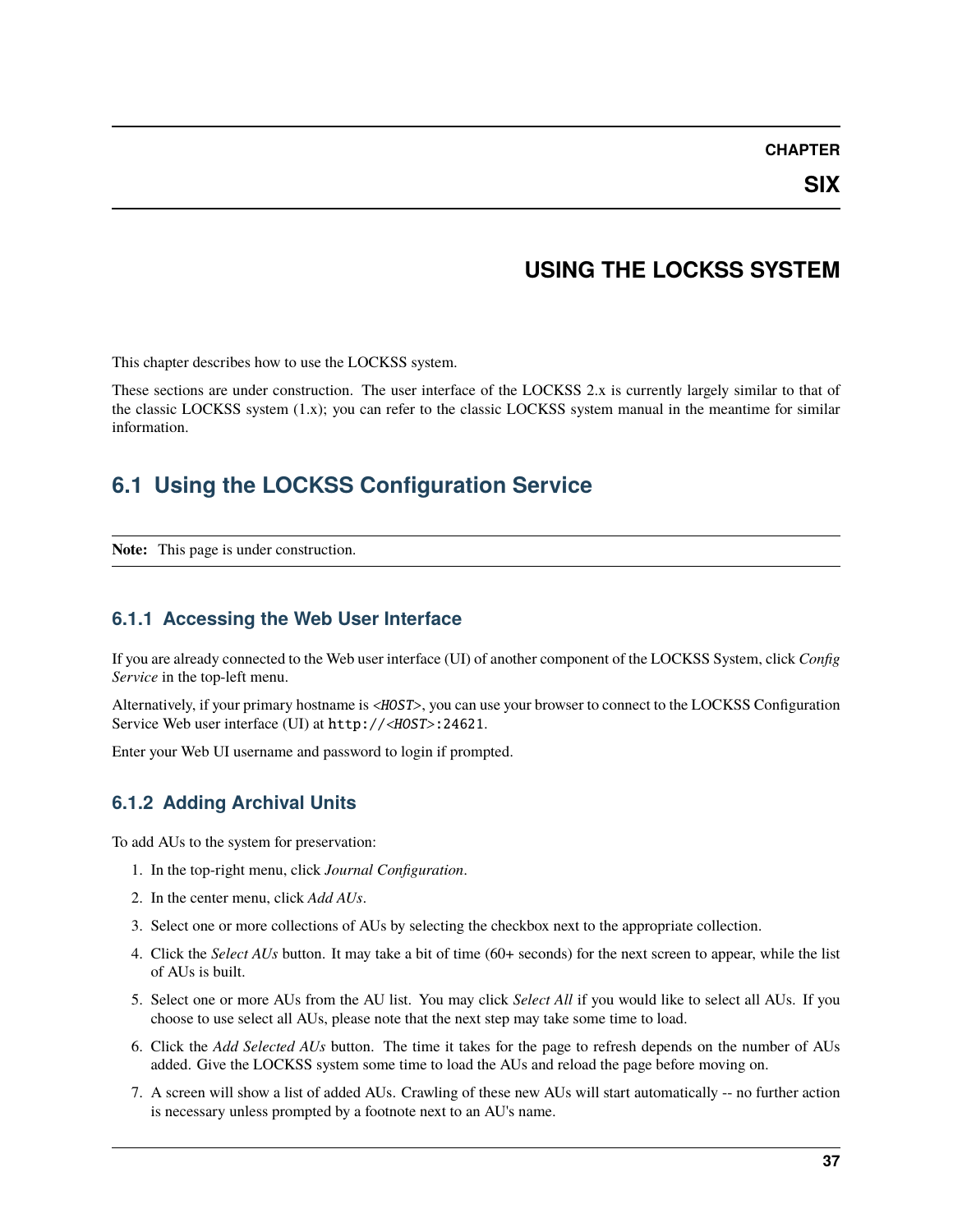# CHAPTER SIX

# USING THE LOCKSS SYSTEM

This chapter describes how to use the LOCKSS system.

These sections are under construction. The user interface of the LOCKSS 2.x is currently largely similar to that of the classic LOCKSS system (1.x); you can refer to the classic LOCKSS system manual in the meantime for similar information.

## 6.1 Using the LOCKSS Configuration Service

**Note:** This page is under construction.

### 6.1.1 Accessing the Web User Interface

If you are already connected to the Web user interface (UI) of another component of the LOCKSS System, click *Config Service* in the top-left menu.

Alternatively, if your primary hostname is *<HOST>*, you can use your browser to connect to the LOCKSS Configuration Service Web user interface (UI) at `http://<HOST>:24621`.

Enter your Web UI username and password to login if prompted.

### 6.1.2 Adding Archival Units

To add AUs to the system for preservation:

1. In the top-right menu, click *Journal Configuration*.
2. In the center menu, click *Add AUs*.
3. Select one or more collections of AUs by selecting the checkbox next to the appropriate collection.
4. Click the *Select AUs* button. It may take a bit of time (60+ seconds) for the next screen to appear, while the list of AUs is built.
5. Select one or more AUs from the AU list. You may click *Select All* if you would like to select all AUs. If you choose to use select all AUs, please note that the next step may take some time to load.
6. Click the *Add Selected AUs* button. The time it takes for the page to refresh depends on the number of AUs added. Give the LOCKSS system some time to load the AUs and reload the page before moving on.
7. A screen will show a list of added AUs. Crawling of these new AUs will start automatically -- no further action is necessary unless prompted by a footnote next to an AU's name.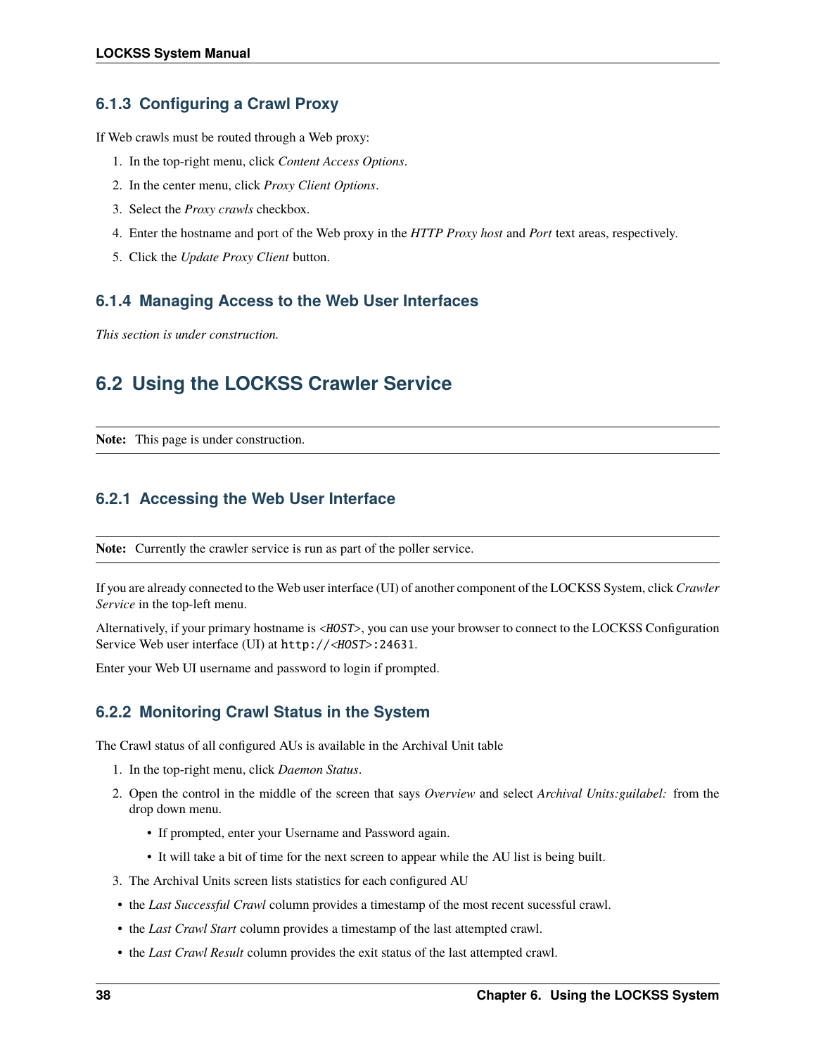### 6.1.3 Configuring a Crawl Proxy

If Web crawls must be routed through a Web proxy:

1. In the top-right menu, click *Content Access Options*.
2. In the center menu, click *Proxy Client Options*.
3. Select the *Proxy crawls* checkbox.
4. Enter the hostname and port of the Web proxy in the *HTTP Proxy host* and *Port* text areas, respectively.
5. Click the *Update Proxy Client* button.

### 6.1.4 Managing Access to the Web User Interfaces

*This section is under construction.*

## 6.2 Using the LOCKSS Crawler Service

**Note:** This page is under construction.

### 6.2.1 Accessing the Web User Interface

**Note:** Currently the crawler service is run as part of the poller service.

If you are already connected to the Web user interface (UI) of another component of the LOCKSS System, click *Crawler Service* in the top-left menu.

Alternatively, if your primary hostname is *<HOST>*, you can use your browser to connect to the LOCKSS Configuration Service Web user interface (UI) at `http://<HOST>:24631`.

Enter your Web UI username and password to login if prompted.

### 6.2.2 Monitoring Crawl Status in the System

The Crawl status of all configured AUs is available in the Archival Unit table

1. In the top-right menu, click *Daemon Status*.
2. Open the control in the middle of the screen that says *Overview* and select *Archival Units:guilabel:* from the drop down menu.
   - If prompted, enter your Username and Password again.
   - It will take a bit of time for the next screen to appear while the AU list is being built.
3. The Archival Units screen lists statistics for each configured AU

- the *Last Successful Crawl* column provides a timestamp of the most recent sucessful crawl.
- the *Last Crawl Start* column provides a timestamp of the last attempted crawl.
- the *Last Crawl Result* column provides the exit status of the last attempted crawl.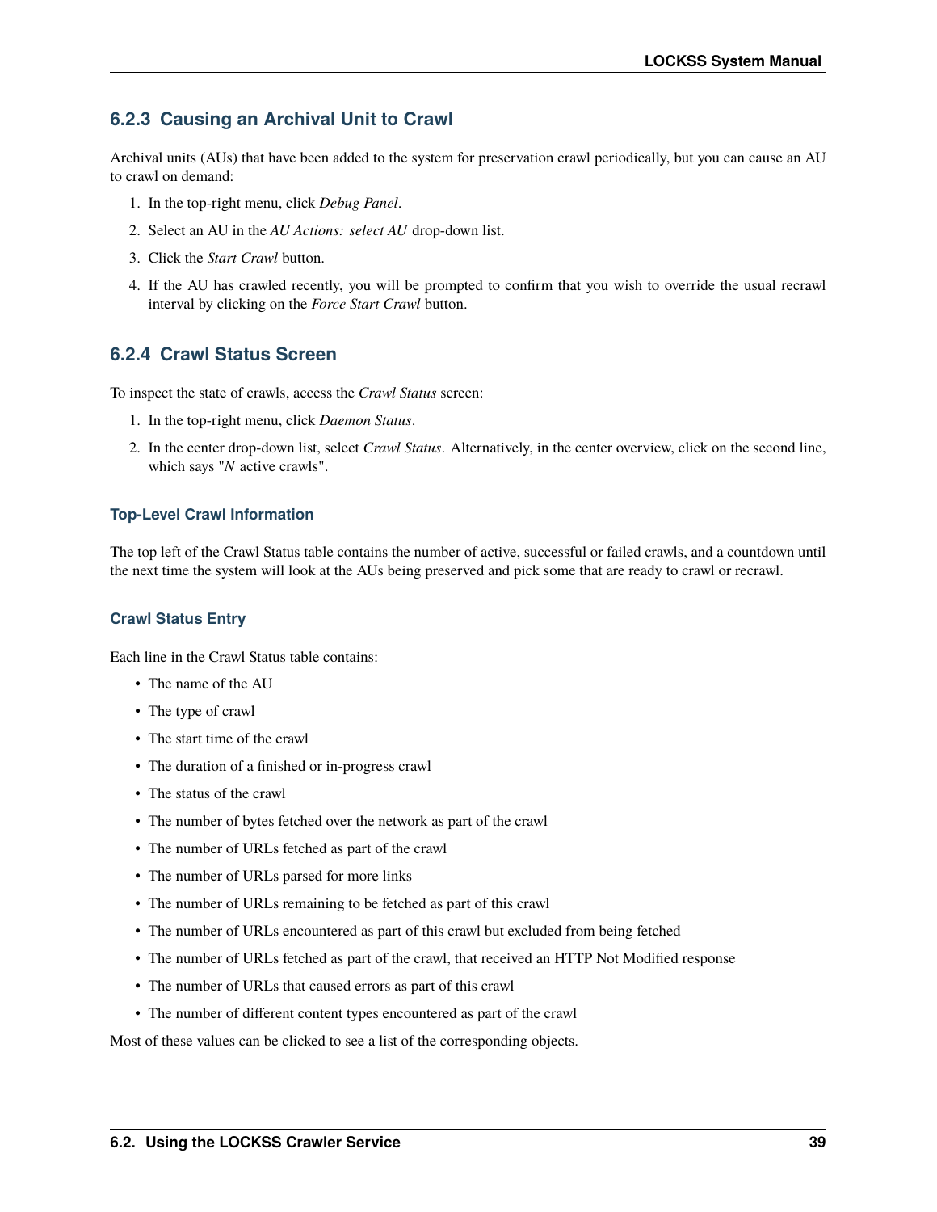### 6.2.3 Causing an Archival Unit to Crawl

Archival units (AUs) that have been added to the system for preservation crawl periodically, but you can cause an AU to crawl on demand:

1. In the top-right menu, click *Debug Panel*.
2. Select an AU in the *AU Actions: select AU* drop-down list.
3. Click the *Start Crawl* button.
4. If the AU has crawled recently, you will be prompted to confirm that you wish to override the usual recrawl interval by clicking on the *Force Start Crawl* button.

### 6.2.4 Crawl Status Screen

To inspect the state of crawls, access the *Crawl Status* screen:

1. In the top-right menu, click *Daemon Status*.
2. In the center drop-down list, select *Crawl Status*. Alternatively, in the center overview, click on the second line, which says "*N* active crawls".

#### Top-Level Crawl Information

The top left of the Crawl Status table contains the number of active, successful or failed crawls, and a countdown until the next time the system will look at the AUs being preserved and pick some that are ready to crawl or recrawl.

#### Crawl Status Entry

Each line in the Crawl Status table contains:

- The name of the AU
- The type of crawl
- The start time of the crawl
- The duration of a finished or in-progress crawl
- The status of the crawl
- The number of bytes fetched over the network as part of the crawl
- The number of URLs fetched as part of the crawl
- The number of URLs parsed for more links
- The number of URLs remaining to be fetched as part of this crawl
- The number of URLs encountered as part of this crawl but excluded from being fetched
- The number of URLs fetched as part of the crawl, that received an HTTP Not Modified response
- The number of URLs that caused errors as part of this crawl
- The number of different content types encountered as part of the crawl

Most of these values can be clicked to see a list of the corresponding objects.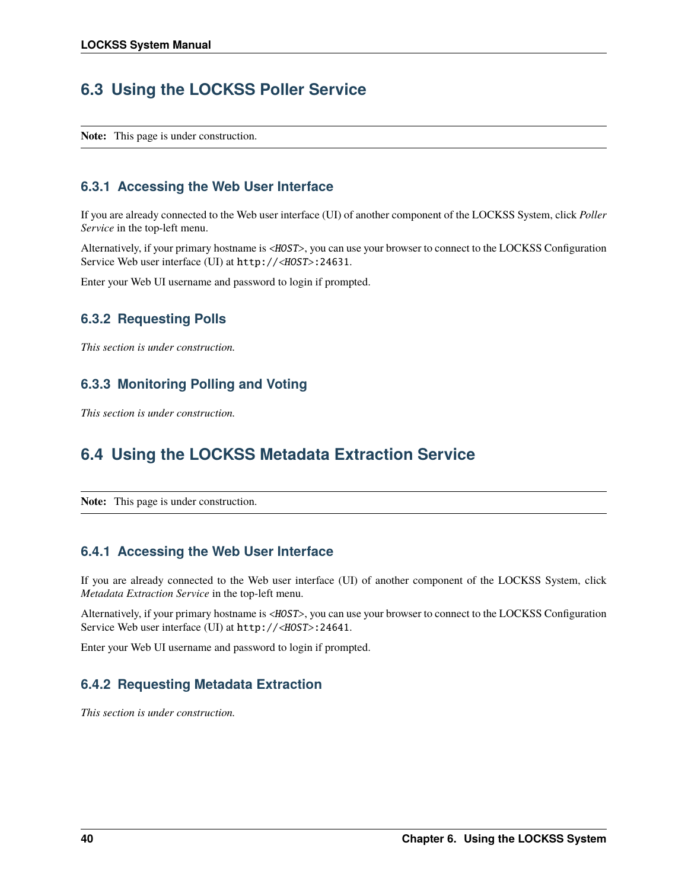## 6.3 Using the LOCKSS Poller Service

**Note:** This page is under construction.

### 6.3.1 Accessing the Web User Interface

If you are already connected to the Web user interface (UI) of another component of the LOCKSS System, click *Poller Service* in the top-left menu.

Alternatively, if your primary hostname is *<HOST>*, you can use your browser to connect to the LOCKSS Configuration Service Web user interface (UI) at `http://<HOST>:24631`.

Enter your Web UI username and password to login if prompted.

### 6.3.2 Requesting Polls

*This section is under construction.*

### 6.3.3 Monitoring Polling and Voting

*This section is under construction.*

## 6.4 Using the LOCKSS Metadata Extraction Service

**Note:** This page is under construction.

### 6.4.1 Accessing the Web User Interface

If you are already connected to the Web user interface (UI) of another component of the LOCKSS System, click *Metadata Extraction Service* in the top-left menu.

Alternatively, if your primary hostname is *<HOST>*, you can use your browser to connect to the LOCKSS Configuration Service Web user interface (UI) at `http://<HOST>:24641`.

Enter your Web UI username and password to login if prompted.

### 6.4.2 Requesting Metadata Extraction

*This section is under construction.*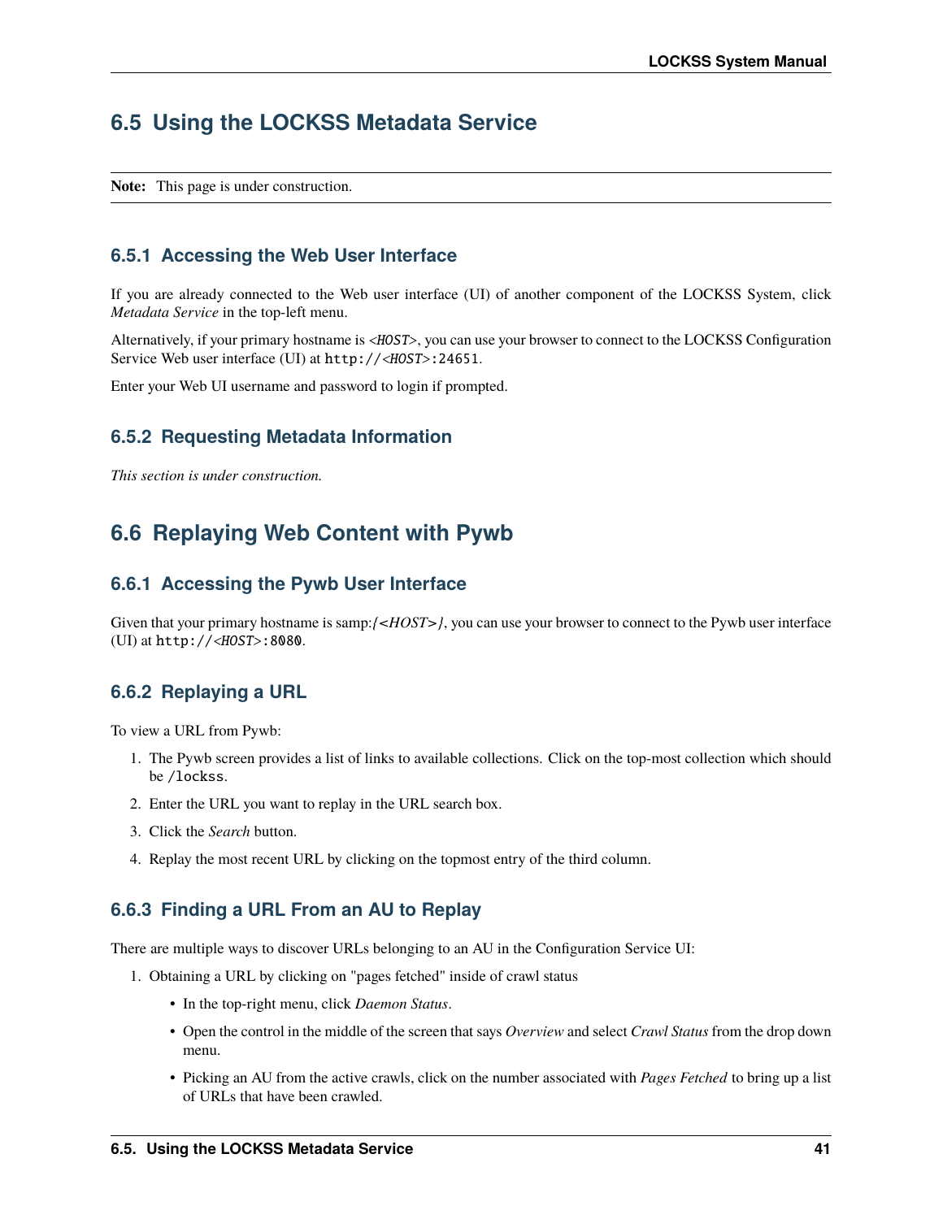## 6.5 Using the LOCKSS Metadata Service

**Note:** This page is under construction.

### 6.5.1 Accessing the Web User Interface

If you are already connected to the Web user interface (UI) of another component of the LOCKSS System, click *Metadata Service* in the top-left menu.

Alternatively, if your primary hostname is *<HOST>*, you can use your browser to connect to the LOCKSS Configuration Service Web user interface (UI) at `http://<HOST>:24651`.

Enter your Web UI username and password to login if prompted.

### 6.5.2 Requesting Metadata Information

*This section is under construction.*

## 6.6 Replaying Web Content with Pywb

### 6.6.1 Accessing the Pywb User Interface

Given that your primary hostname is samp:*{<HOST>}*, you can use your browser to connect to the Pywb user interface (UI) at `http://<HOST>:8080`.

### 6.6.2 Replaying a URL

To view a URL from Pywb:

1. The Pywb screen provides a list of links to available collections. Click on the top-most collection which should be `/lockss`.
2. Enter the URL you want to replay in the URL search box.
3. Click the *Search* button.
4. Replay the most recent URL by clicking on the topmost entry of the third column.

### 6.6.3 Finding a URL From an AU to Replay

There are multiple ways to discover URLs belonging to an AU in the Configuration Service UI:

1. Obtaining a URL by clicking on "pages fetched" inside of crawl status
   - In the top-right menu, click *Daemon Status*.
   - Open the control in the middle of the screen that says *Overview* and select *Crawl Status* from the drop down menu.
   - Picking an AU from the active crawls, click on the number associated with *Pages Fetched* to bring up a list of URLs that have been crawled.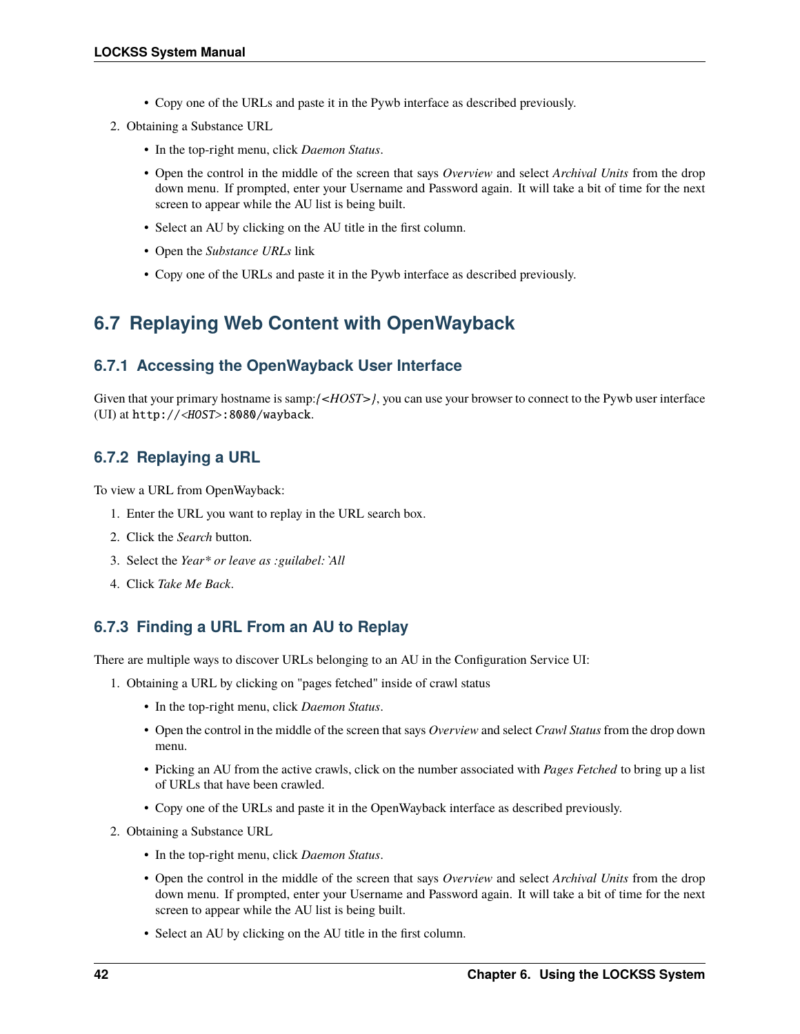- Copy one of the URLs and paste it in the Pywb interface as described previously.

2. Obtaining a Substance URL

   - In the top-right menu, click *Daemon Status*.
   - Open the control in the middle of the screen that says *Overview* and select *Archival Units* from the drop down menu. If prompted, enter your Username and Password again. It will take a bit of time for the next screen to appear while the AU list is being built.
   - Select an AU by clicking on the AU title in the first column.
   - Open the *Substance URLs* link
   - Copy one of the URLs and paste it in the Pywb interface as described previously.

## 6.7 Replaying Web Content with OpenWayback

### 6.7.1 Accessing the OpenWayback User Interface

Given that your primary hostname is samp:*{<HOST>}*, you can use your browser to connect to the Pywb user interface (UI) at `http://<HOST>:8080/wayback`.

### 6.7.2 Replaying a URL

To view a URL from OpenWayback:

1. Enter the URL you want to replay in the URL search box.
2. Click the *Search* button.
3. Select the *Year* or leave as :guilabel:`All*
4. Click *Take Me Back*.

### 6.7.3 Finding a URL From an AU to Replay

There are multiple ways to discover URLs belonging to an AU in the Configuration Service UI:

1. Obtaining a URL by clicking on "pages fetched" inside of crawl status

   - In the top-right menu, click *Daemon Status*.
   - Open the control in the middle of the screen that says *Overview* and select *Crawl Status* from the drop down menu.
   - Picking an AU from the active crawls, click on the number associated with *Pages Fetched* to bring up a list of URLs that have been crawled.
   - Copy one of the URLs and paste it in the OpenWayback interface as described previously.

2. Obtaining a Substance URL

   - In the top-right menu, click *Daemon Status*.
   - Open the control in the middle of the screen that says *Overview* and select *Archival Units* from the drop down menu. If prompted, enter your Username and Password again. It will take a bit of time for the next screen to appear while the AU list is being built.
   - Select an AU by clicking on the AU title in the first column.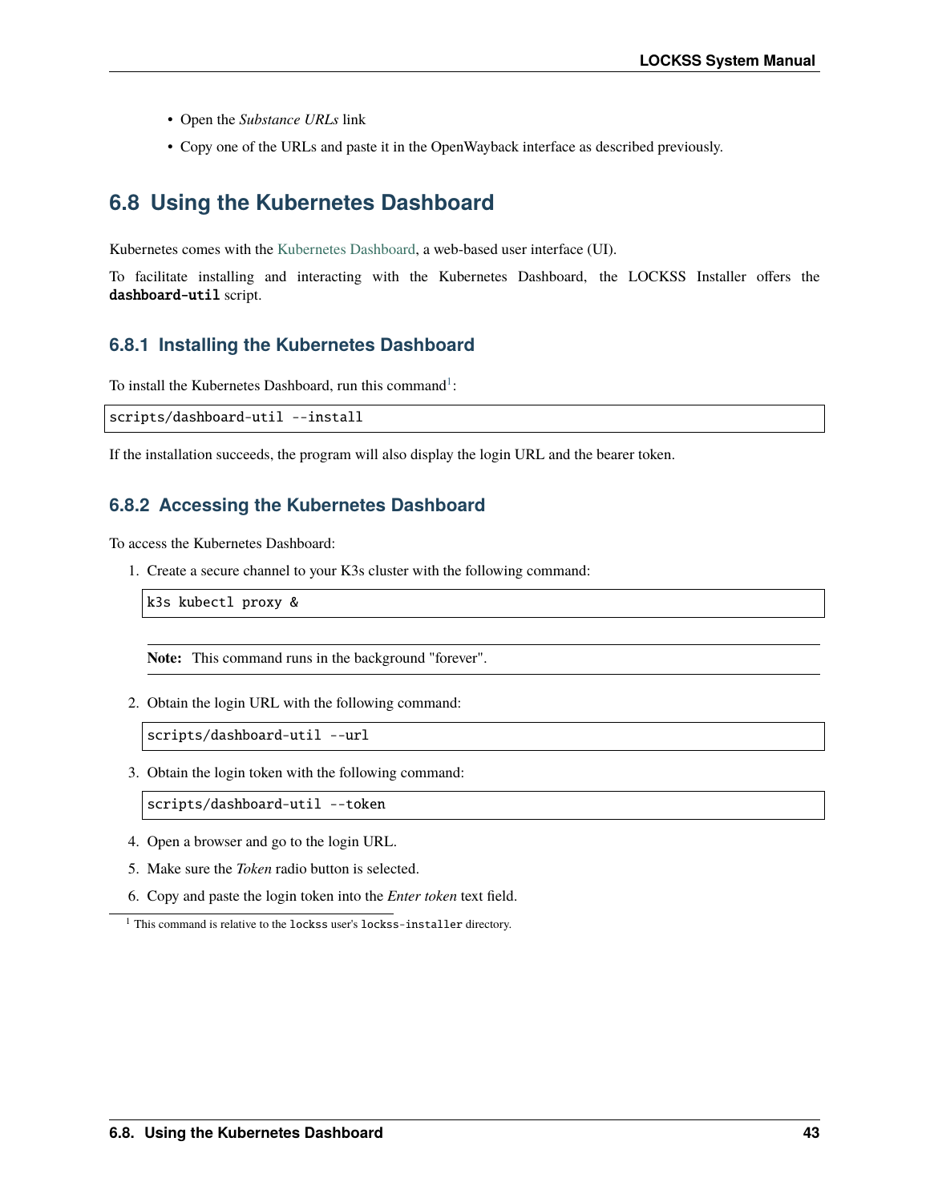- Open the *Substance URLs* link
- Copy one of the URLs and paste it in the OpenWayback interface as described previously.

## 6.8 Using the Kubernetes Dashboard

Kubernetes comes with the Kubernetes Dashboard, a web-based user interface (UI).

To facilitate installing and interacting with the Kubernetes Dashboard, the LOCKSS Installer offers the **dashboard-util** script.

### 6.8.1 Installing the Kubernetes Dashboard

To install the Kubernetes Dashboard, run this command[1]:

```
scripts/dashboard-util --install
```

If the installation succeeds, the program will also display the login URL and the bearer token.

### 6.8.2 Accessing the Kubernetes Dashboard

To access the Kubernetes Dashboard:

1. Create a secure channel to your K3s cluster with the following command:

   ```
   k3s kubectl proxy &
   ```

   **Note:** This command runs in the background "forever".

2. Obtain the login URL with the following command:

   ```
   scripts/dashboard-util --url
   ```

3. Obtain the login token with the following command:

   ```
   scripts/dashboard-util --token
   ```

4. Open a browser and go to the login URL.
5. Make sure the *Token* radio button is selected.
6. Copy and paste the login token into the *Enter token* text field.

[1] This command is relative to the `lockss` user's `lockss-installer` directory.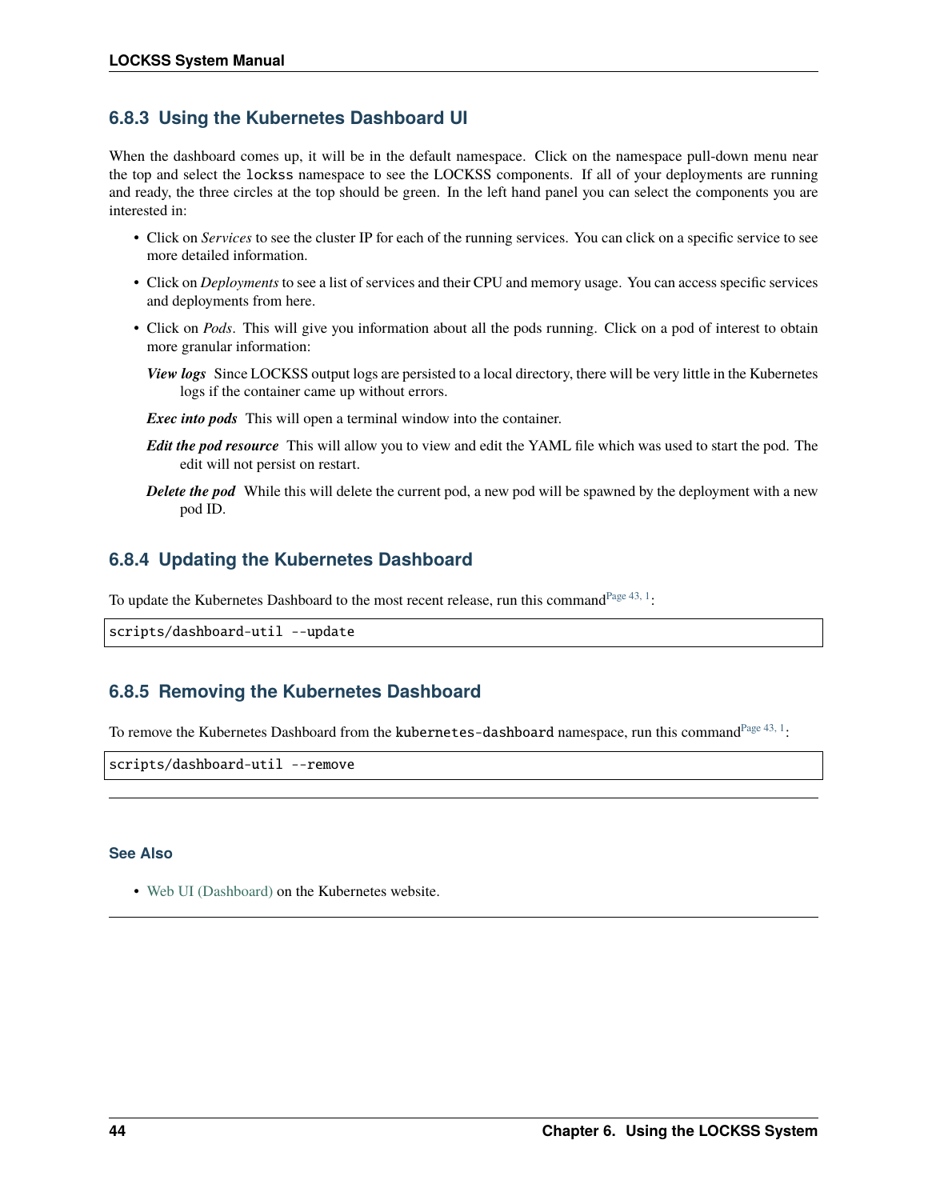### 6.8.3 Using the Kubernetes Dashboard UI

When the dashboard comes up, it will be in the default namespace. Click on the namespace pull-down menu near the top and select the `lockss` namespace to see the LOCKSS components. If all of your deployments are running and ready, the three circles at the top should be green. In the left hand panel you can select the components you are interested in:

- Click on *Services* to see the cluster IP for each of the running services. You can click on a specific service to see more detailed information.
- Click on *Deployments* to see a list of services and their CPU and memory usage. You can access specific services and deployments from here.
- Click on *Pods*. This will give you information about all the pods running. Click on a pod of interest to obtain more granular information:

  ***View logs*** Since LOCKSS output logs are persisted to a local directory, there will be very little in the Kubernetes logs if the container came up without errors.

  ***Exec into pods*** This will open a terminal window into the container.

  ***Edit the pod resource*** This will allow you to view and edit the YAML file which was used to start the pod. The edit will not persist on restart.

  ***Delete the pod*** While this will delete the current pod, a new pod will be spawned by the deployment with a new pod ID.

### 6.8.4 Updating the Kubernetes Dashboard

To update the Kubernetes Dashboard to the most recent release, run this command[Page 43, 1]:

```
scripts/dashboard-util --update
```

### 6.8.5 Removing the Kubernetes Dashboard

To remove the Kubernetes Dashboard from the `kubernetes-dashboard` namespace, run this command[Page 43, 1]:

```
scripts/dashboard-util --remove
```

---

#### See Also

- Web UI (Dashboard) on the Kubernetes website.

---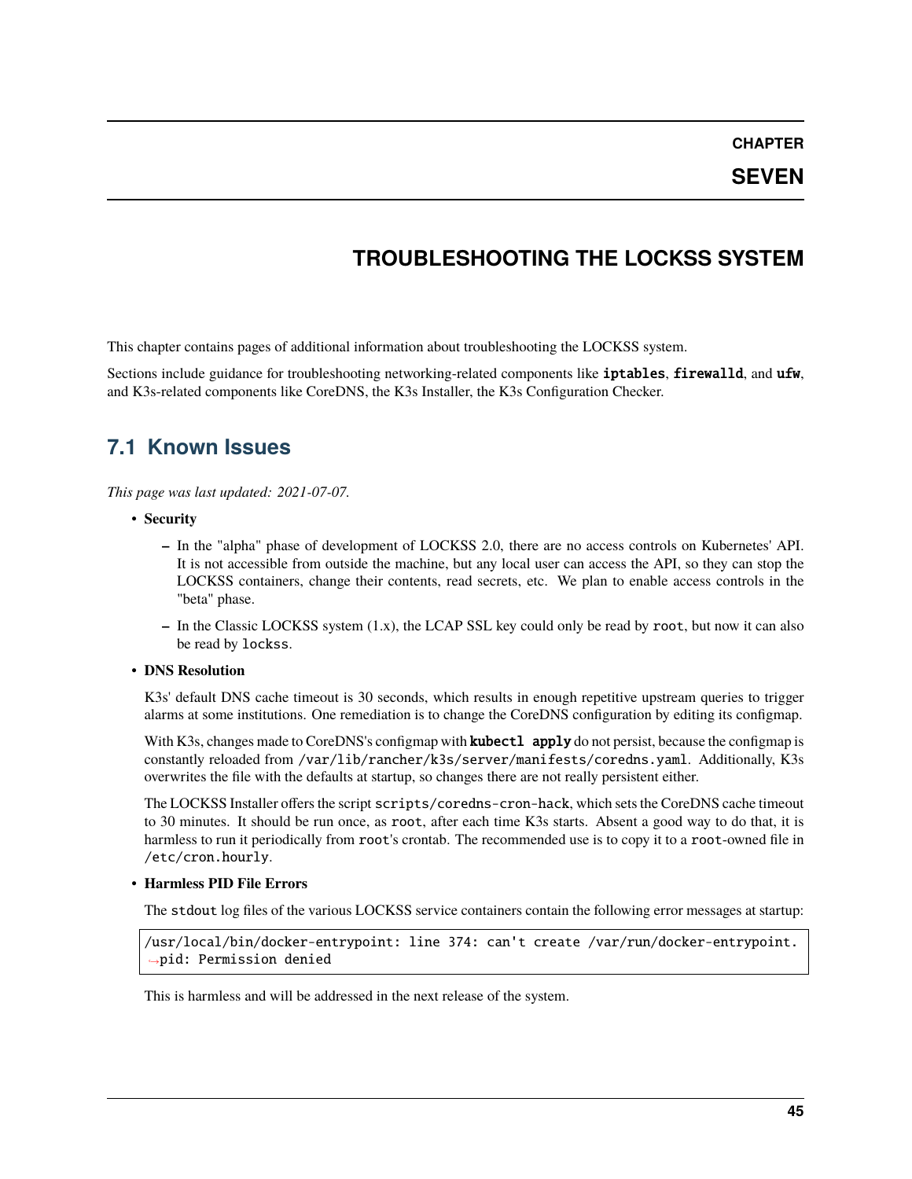# CHAPTER SEVEN

# TROUBLESHOOTING THE LOCKSS SYSTEM

This chapter contains pages of additional information about troubleshooting the LOCKSS system.

Sections include guidance for troubleshooting networking-related components like **iptables**, **firewalld**, and **ufw**, and K3s-related components like CoreDNS, the K3s Installer, the K3s Configuration Checker.

## 7.1 Known Issues

*This page was last updated: 2021-07-07.*

- **Security**
  - In the "alpha" phase of development of LOCKSS 2.0, there are no access controls on Kubernetes' API. It is not accessible from outside the machine, but any local user can access the API, so they can stop the LOCKSS containers, change their contents, read secrets, etc. We plan to enable access controls in the "beta" phase.
  - In the Classic LOCKSS system (1.x), the LCAP SSL key could only be read by `root`, but now it can also be read by `lockss`.
- **DNS Resolution**

  K3s' default DNS cache timeout is 30 seconds, which results in enough repetitive upstream queries to trigger alarms at some institutions. One remediation is to change the CoreDNS configuration by editing its configmap.

  With K3s, changes made to CoreDNS's configmap with **kubectl apply** do not persist, because the configmap is constantly reloaded from `/var/lib/rancher/k3s/server/manifests/coredns.yaml`. Additionally, K3s overwrites the file with the defaults at startup, so changes there are not really persistent either.

  The LOCKSS Installer offers the script `scripts/coredns-cron-hack`, which sets the CoreDNS cache timeout to 30 minutes. It should be run once, as `root`, after each time K3s starts. Absent a good way to do that, it is harmless to run it periodically from `root`'s crontab. The recommended use is to copy it to a `root`-owned file in `/etc/cron.hourly`.
- **Harmless PID File Errors**

  The `stdout` log files of the various LOCKSS service containers contain the following error messages at startup:

  ```
  /usr/local/bin/docker-entrypoint: line 374: can't create /var/run/docker-entrypoint.pid: Permission denied
  ```

  This is harmless and will be addressed in the next release of the system.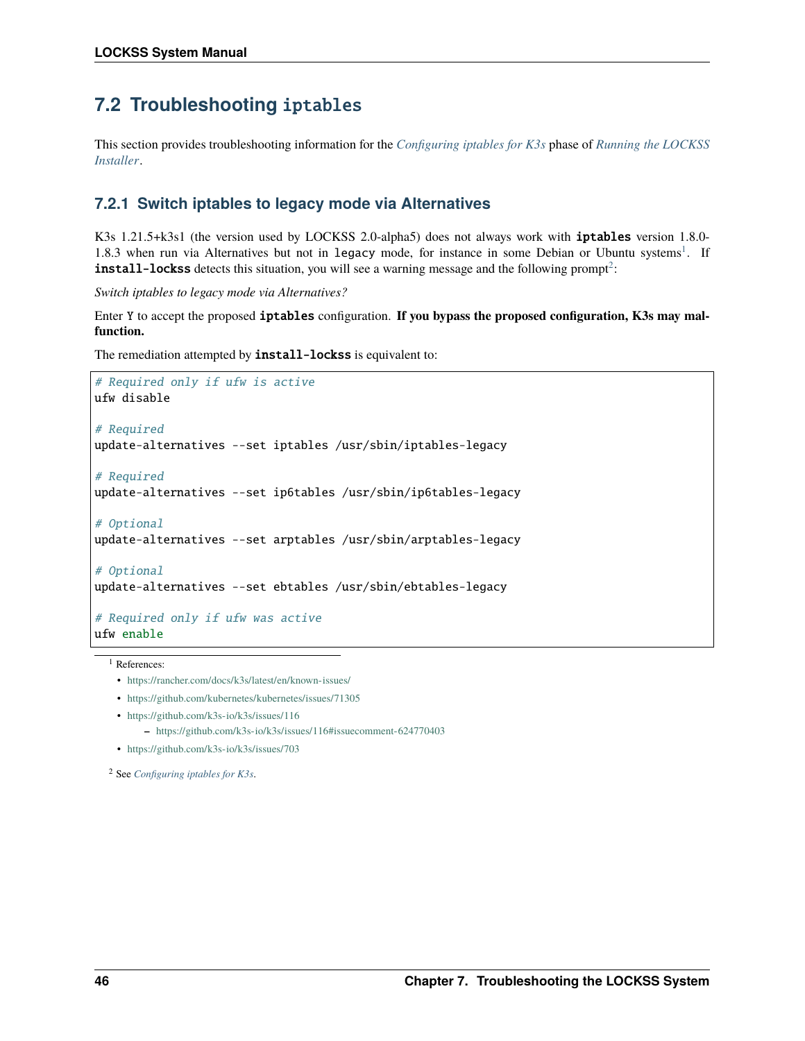## 7.2 Troubleshooting `iptables`

This section provides troubleshooting information for the *Configuring iptables for K3s* phase of *Running the LOCKSS Installer*.

### 7.2.1 Switch iptables to legacy mode via Alternatives

K3s 1.21.5+k3s1 (the version used by LOCKSS 2.0-alpha5) does not always work with **iptables** version 1.8.0-1.8.3 when run via Alternatives but not in `legacy` mode, for instance in some Debian or Ubuntu systems[1]. If **install-lockss** detects this situation, you will see a warning message and the following prompt[2]:

*Switch iptables to legacy mode via Alternatives?*

Enter `Y` to accept the proposed **iptables** configuration. **If you bypass the proposed configuration, K3s may malfunction.**

The remediation attempted by **install-lockss** is equivalent to:

```
# Required only if ufw is active
ufw disable

# Required
update-alternatives --set iptables /usr/sbin/iptables-legacy

# Required
update-alternatives --set ip6tables /usr/sbin/ip6tables-legacy

# Optional
update-alternatives --set arptables /usr/sbin/arptables-legacy

# Optional
update-alternatives --set ebtables /usr/sbin/ebtables-legacy

# Required only if ufw was active
ufw enable
```

[1] References:

- https://rancher.com/docs/k3s/latest/en/known-issues/
- https://github.com/kubernetes/kubernetes/issues/71305
- https://github.com/k3s-io/k3s/issues/116
  - https://github.com/k3s-io/k3s/issues/116#issuecomment-624770403
- https://github.com/k3s-io/k3s/issues/703

[2] See *Configuring iptables for K3s*.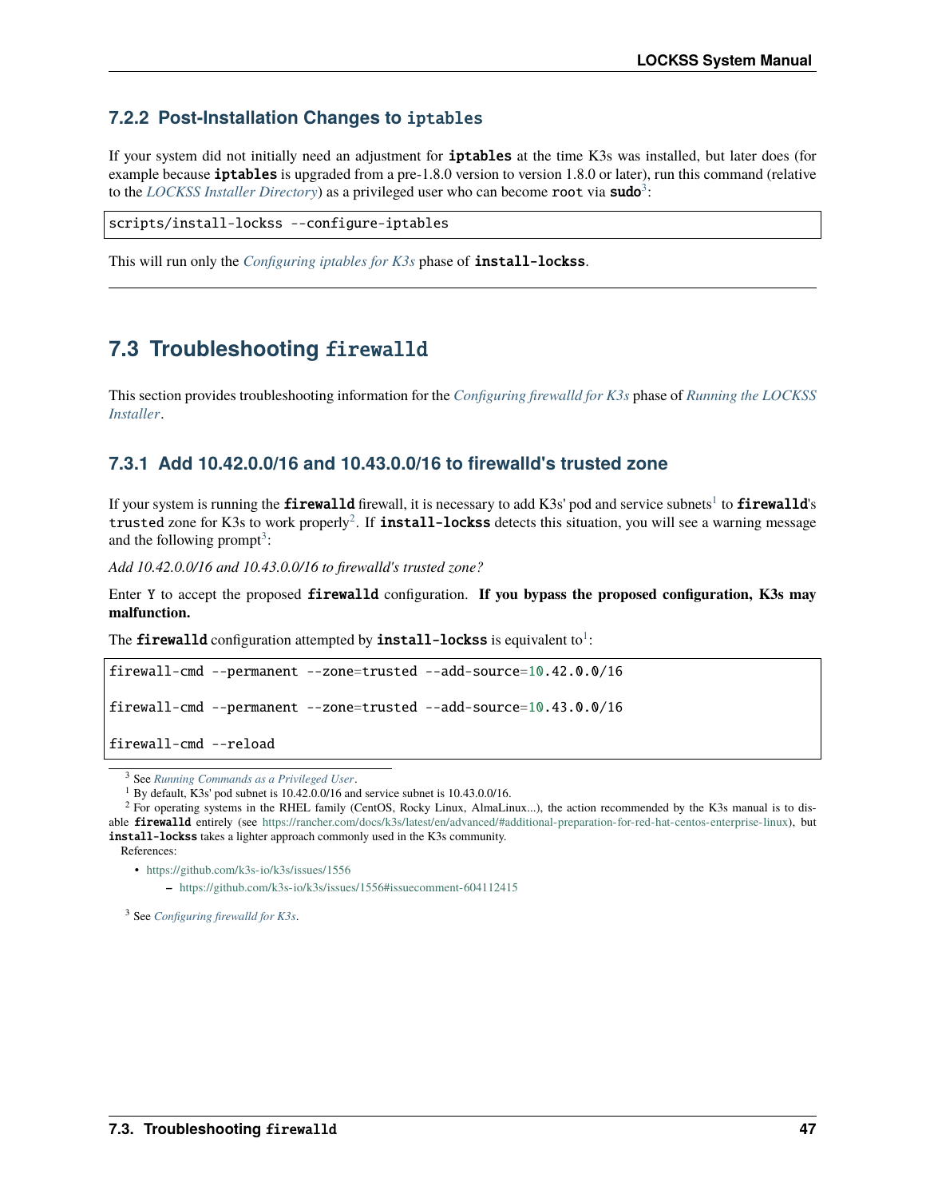### 7.2.2 Post-Installation Changes to `iptables`

If your system did not initially need an adjustment for **iptables** at the time K3s was installed, but later does (for example because **iptables** is upgraded from a pre-1.8.0 version to version 1.8.0 or later), run this command (relative to the *LOCKSS Installer Directory*) as a privileged user who can become `root` via **sudo**[3]:

```
scripts/install-lockss --configure-iptables
```

This will run only the *Configuring iptables for K3s* phase of **install-lockss**.

---

## 7.3 Troubleshooting `firewalld`

This section provides troubleshooting information for the *Configuring firewalld for K3s* phase of *Running the LOCKSS Installer*.

### 7.3.1 Add 10.42.0.0/16 and 10.43.0.0/16 to firewalld's trusted zone

If your system is running the **firewalld** firewall, it is necessary to add K3s' pod and service subnets[1] to **firewalld**'s `trusted` zone for K3s to work properly[2]. If **install-lockss** detects this situation, you will see a warning message and the following prompt[3]:

*Add 10.42.0.0/16 and 10.43.0.0/16 to firewalld's trusted zone?*

Enter `Y` to accept the proposed **firewalld** configuration. **If you bypass the proposed configuration, K3s may malfunction.**

The **firewalld** configuration attempted by **install-lockss** is equivalent to[1]:

```
firewall-cmd --permanent --zone=trusted --add-source=10.42.0.0/16

firewall-cmd --permanent --zone=trusted --add-source=10.43.0.0/16

firewall-cmd --reload
```

[3] See *Running Commands as a Privileged User*.

[1] By default, K3s' pod subnet is 10.42.0.0/16 and service subnet is 10.43.0.0/16.

[2] For operating systems in the RHEL family (CentOS, Rocky Linux, AlmaLinux...), the action recommended by the K3s manual is to disable **firewalld** entirely (see https://rancher.com/docs/k3s/latest/en/advanced/#additional-preparation-for-red-hat-centos-enterprise-linux), but **install-lockss** takes a lighter approach commonly used in the K3s community.

References:

- https://github.com/k3s-io/k3s/issues/1556
  - https://github.com/k3s-io/k3s/issues/1556#issuecomment-604112415

[3] See *Configuring firewalld for K3s*.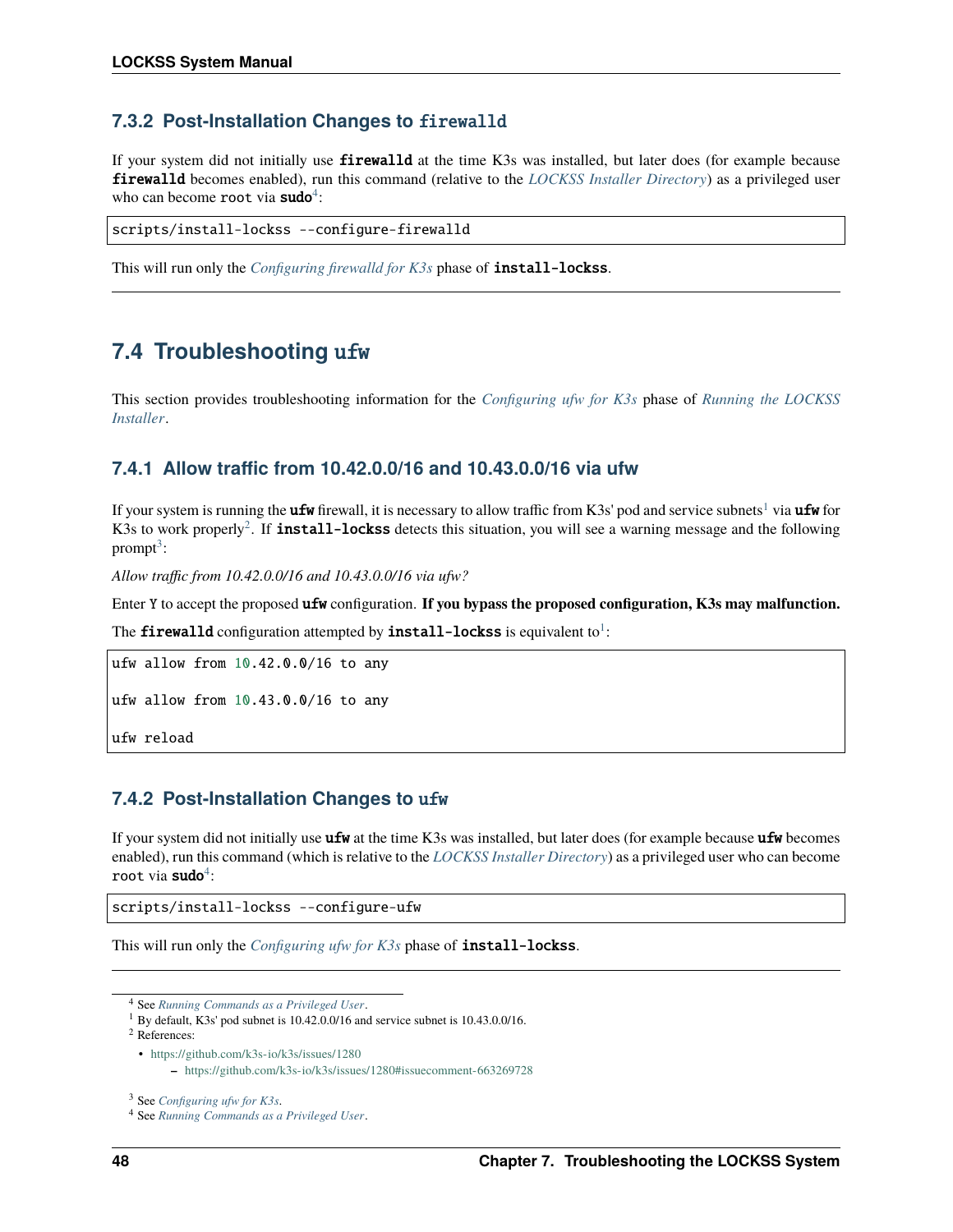### 7.3.2 Post-Installation Changes to firewalld

If your system did not initially use **firewalld** at the time K3s was installed, but later does (for example because **firewalld** becomes enabled), run this command (relative to the *LOCKSS Installer Directory*) as a privileged user who can become `root` via **sudo**[4]:

```
scripts/install-lockss --configure-firewalld
```

This will run only the *Configuring firewalld for K3s* phase of **install-lockss**.

---

## 7.4 Troubleshooting ufw

This section provides troubleshooting information for the *Configuring ufw for K3s* phase of *Running the LOCKSS Installer*.

### 7.4.1 Allow traffic from 10.42.0.0/16 and 10.43.0.0/16 via ufw

If your system is running the **ufw** firewall, it is necessary to allow traffic from K3s' pod and service subnets[1] via **ufw** for K3s to work properly[2]. If **install-lockss** detects this situation, you will see a warning message and the following prompt[3]:

*Allow traffic from 10.42.0.0/16 and 10.43.0.0/16 via ufw?*

Enter `Y` to accept the proposed **ufw** configuration. **If you bypass the proposed configuration, K3s may malfunction.**

The **firewalld** configuration attempted by **install-lockss** is equivalent to[1]:

```
ufw allow from 10.42.0.0/16 to any

ufw allow from 10.43.0.0/16 to any

ufw reload
```

### 7.4.2 Post-Installation Changes to ufw

If your system did not initially use **ufw** at the time K3s was installed, but later does (for example because **ufw** becomes enabled), run this command (which is relative to the *LOCKSS Installer Directory*) as a privileged user who can become `root` via **sudo**[4]:

```
scripts/install-lockss --configure-ufw
```

This will run only the *Configuring ufw for K3s* phase of **install-lockss**.

---

[4] See *Running Commands as a Privileged User*.

[1] By default, K3s' pod subnet is 10.42.0.0/16 and service subnet is 10.43.0.0/16.

[2] References:

- https://github.com/k3s-io/k3s/issues/1280
  - https://github.com/k3s-io/k3s/issues/1280#issuecomment-663269728

[3] See *Configuring ufw for K3s*.

[4] See *Running Commands as a Privileged User*.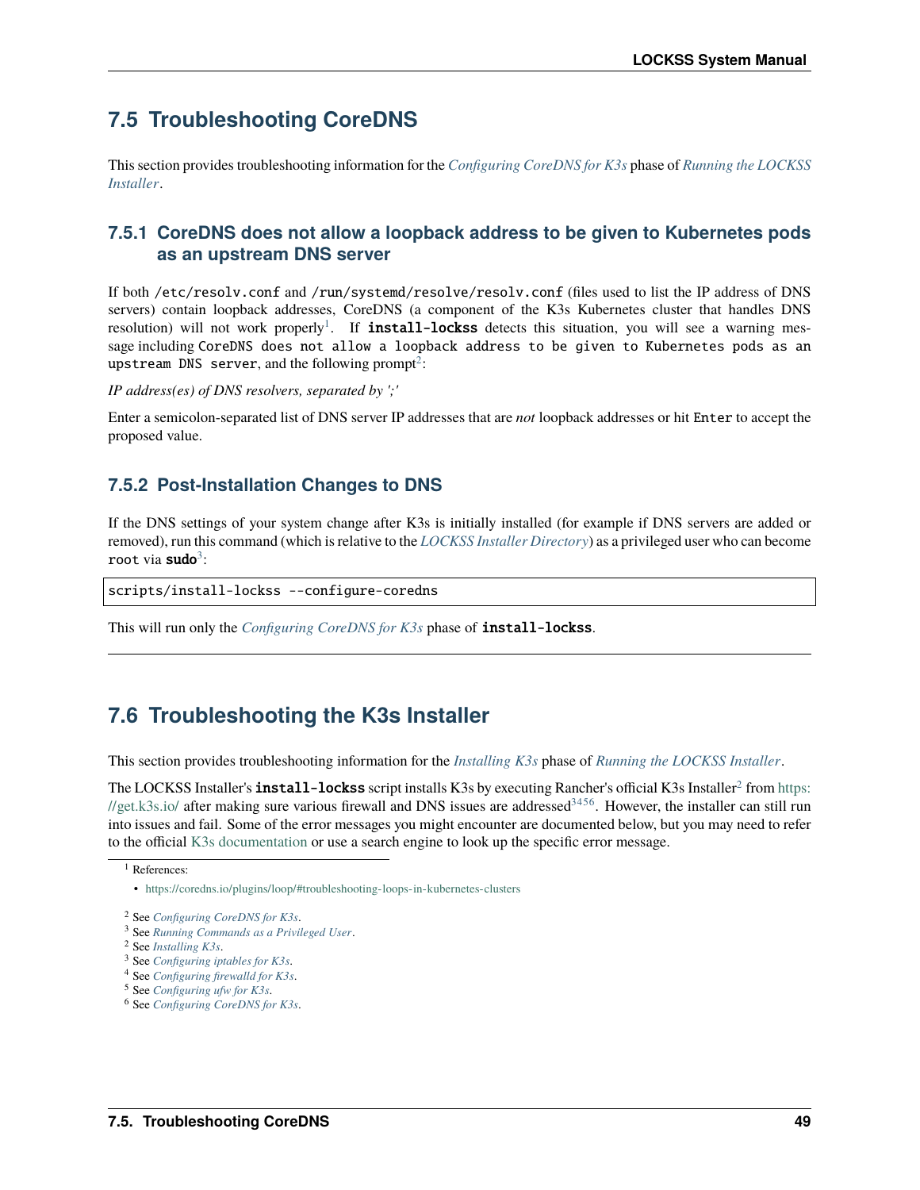## 7.5 Troubleshooting CoreDNS

This section provides troubleshooting information for the *Configuring CoreDNS for K3s* phase of *Running the LOCKSS Installer*.

### 7.5.1 CoreDNS does not allow a loopback address to be given to Kubernetes pods as an upstream DNS server

If both `/etc/resolv.conf` and `/run/systemd/resolve/resolv.conf` (files used to list the IP address of DNS servers) contain loopback addresses, CoreDNS (a component of the K3s Kubernetes cluster that handles DNS resolution) will not work properly[1]. If **`install-lockss`** detects this situation, you will see a warning message including `CoreDNS does not allow a loopback address to be given to Kubernetes pods as an upstream DNS server`, and the following prompt[2]:

*IP address(es) of DNS resolvers, separated by ';'*

Enter a semicolon-separated list of DNS server IP addresses that are *not* loopback addresses or hit `Enter` to accept the proposed value.

### 7.5.2 Post-Installation Changes to DNS

If the DNS settings of your system change after K3s is initially installed (for example if DNS servers are added or removed), run this command (which is relative to the *LOCKSS Installer Directory*) as a privileged user who can become `root` via **`sudo`**[3]:

```
scripts/install-lockss --configure-coredns
```

This will run only the *Configuring CoreDNS for K3s* phase of **`install-lockss`**.

---

## 7.6 Troubleshooting the K3s Installer

This section provides troubleshooting information for the *Installing K3s* phase of *Running the LOCKSS Installer*.

The LOCKSS Installer's **`install-lockss`** script installs K3s by executing Rancher's official K3s Installer[2] from https://get.k3s.io/ after making sure various firewall and DNS issues are addressed[3][4][5][6]. However, the installer can still run into issues and fail. Some of the error messages you might encounter are documented below, but you may need to refer to the official K3s documentation or use a search engine to look up the specific error message.

---

[1] References:

- https://coredns.io/plugins/loop/#troubleshooting-loops-in-kubernetes-clusters

[2] See *Configuring CoreDNS for K3s*.

[3] See *Running Commands as a Privileged User*.

[2] See *Installing K3s*.

[3] See *Configuring iptables for K3s*.

[4] See *Configuring firewalld for K3s*.

[5] See *Configuring ufw for K3s*.

[6] See *Configuring CoreDNS for K3s*.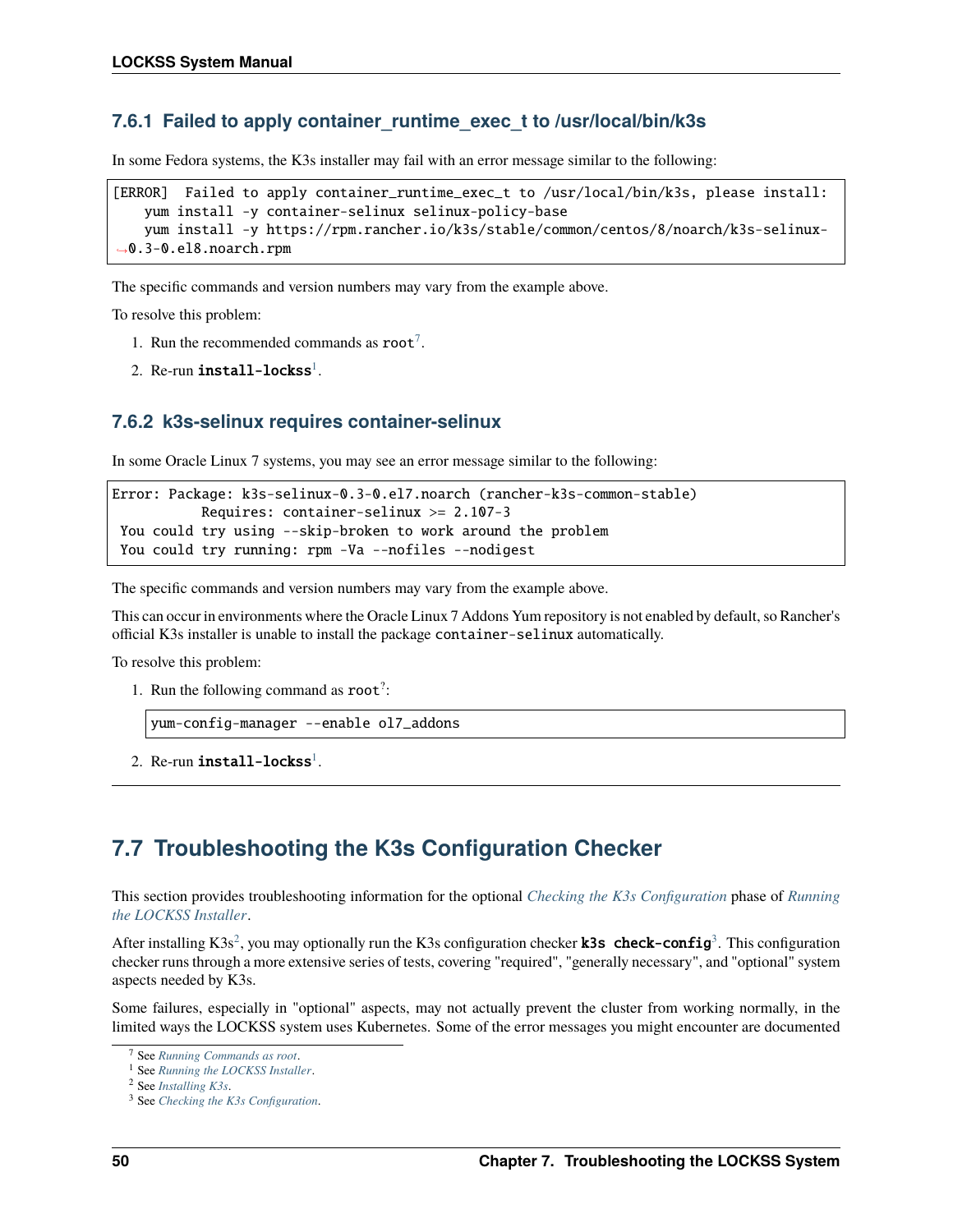### 7.6.1 Failed to apply container_runtime_exec_t to /usr/local/bin/k3s

In some Fedora systems, the K3s installer may fail with an error message similar to the following:

```
[ERROR]  Failed to apply container_runtime_exec_t to /usr/local/bin/k3s, please install:
    yum install -y container-selinux selinux-policy-base
    yum install -y https://rpm.rancher.io/k3s/stable/common/centos/8/noarch/k3s-selinux-0.3-0.el8.noarch.rpm
```

The specific commands and version numbers may vary from the example above.

To resolve this problem:

1. Run the recommended commands as `root`[7].
2. Re-run **`install-lockss`**[1].

### 7.6.2 k3s-selinux requires container-selinux

In some Oracle Linux 7 systems, you may see an error message similar to the following:

```
Error: Package: k3s-selinux-0.3-0.el7.noarch (rancher-k3s-common-stable)
           Requires: container-selinux >= 2.107-3
 You could try using --skip-broken to work around the problem
 You could try running: rpm -Va --nofiles --nodigest
```

The specific commands and version numbers may vary from the example above.

This can occur in environments where the Oracle Linux 7 Addons Yum repository is not enabled by default, so Rancher's official K3s installer is unable to install the package `container-selinux` automatically.

To resolve this problem:

1. Run the following command as `root`[7]:

   ```
   yum-config-manager --enable ol7_addons
   ```

2. Re-run **`install-lockss`**[1].

## 7.7 Troubleshooting the K3s Configuration Checker

This section provides troubleshooting information for the optional *Checking the K3s Configuration* phase of *Running the LOCKSS Installer*.

After installing K3s[2], you may optionally run the K3s configuration checker **`k3s check-config`**[3]. This configuration checker runs through a more extensive series of tests, covering "required", "generally necessary", and "optional" system aspects needed by K3s.

Some failures, especially in "optional" aspects, may not actually prevent the cluster from working normally, in the limited ways the LOCKSS system uses Kubernetes. Some of the error messages you might encounter are documented

[7] See *Running Commands as root*.
[1] See *Running the LOCKSS Installer*.
[2] See *Installing K3s*.
[3] See *Checking the K3s Configuration*.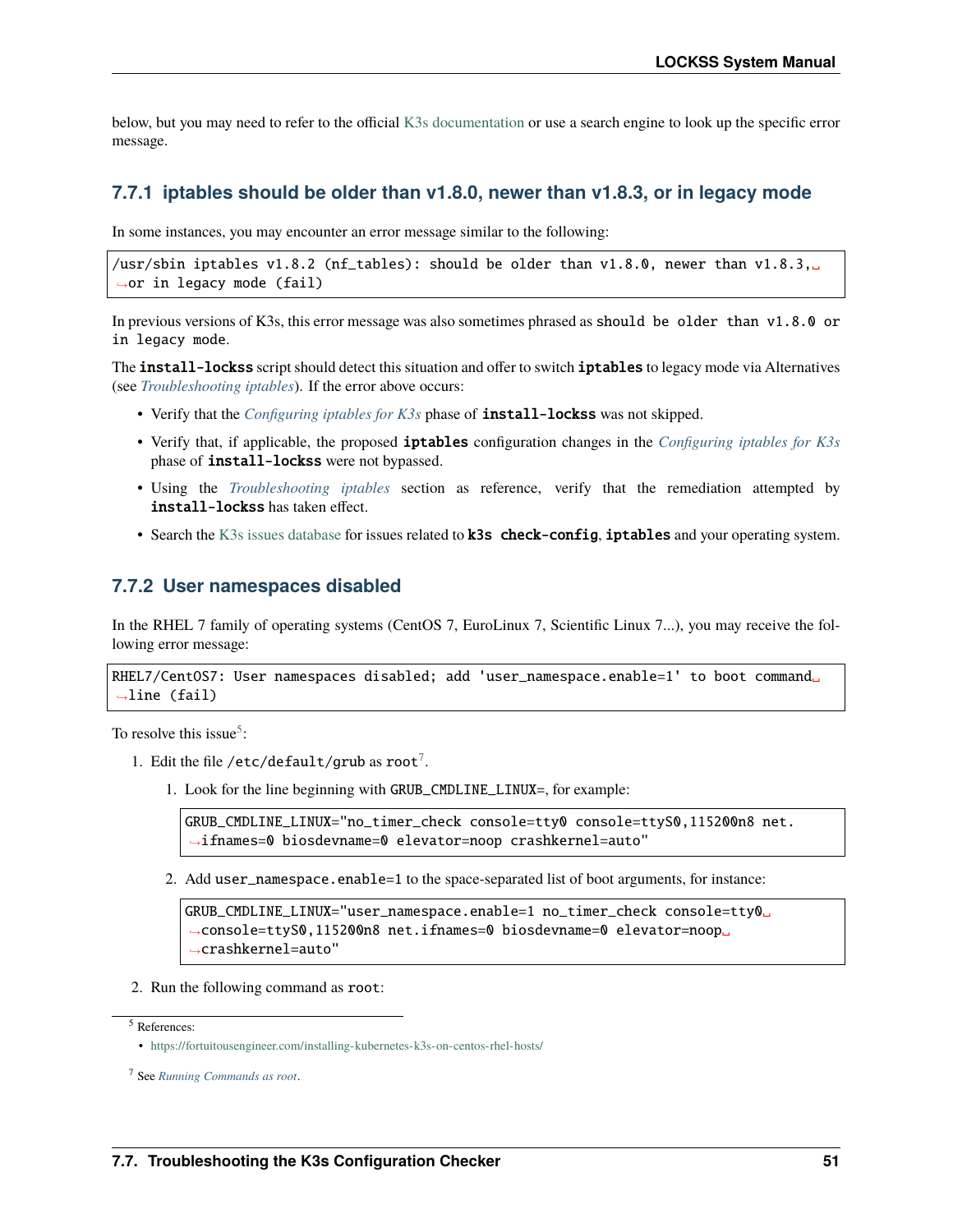below, but you may need to refer to the official K3s documentation or use a search engine to look up the specific error message.

### 7.7.1 iptables should be older than v1.8.0, newer than v1.8.3, or in legacy mode

In some instances, you may encounter an error message similar to the following:

```
/usr/sbin iptables v1.8.2 (nf_tables): should be older than v1.8.0, newer than v1.8.3, or in legacy mode (fail)
```

In previous versions of K3s, this error message was also sometimes phrased as `should be older than v1.8.0 or in legacy mode`.

The **install-lockss** script should detect this situation and offer to switch **iptables** to legacy mode via Alternatives (see *Troubleshooting iptables*). If the error above occurs:

- Verify that the *Configuring iptables for K3s* phase of **install-lockss** was not skipped.
- Verify that, if applicable, the proposed **iptables** configuration changes in the *Configuring iptables for K3s* phase of **install-lockss** were not bypassed.
- Using the *Troubleshooting iptables* section as reference, verify that the remediation attempted by **install-lockss** has taken effect.
- Search the K3s issues database for issues related to **k3s check-config**, **iptables** and your operating system.

### 7.7.2 User namespaces disabled

In the RHEL 7 family of operating systems (CentOS 7, EuroLinux 7, Scientific Linux 7...), you may receive the following error message:

```
RHEL7/CentOS7: User namespaces disabled; add 'user_namespace.enable=1' to boot command line (fail)
```

To resolve this issue[5]:

1. Edit the file `/etc/default/grub` as `root`[7].

   1. Look for the line beginning with `GRUB_CMDLINE_LINUX=`, for example:

      ```
      GRUB_CMDLINE_LINUX="no_timer_check console=tty0 console=ttyS0,115200n8 net.ifnames=0 biosdevname=0 elevator=noop crashkernel=auto"
      ```

   2. Add `user_namespace.enable=1` to the space-separated list of boot arguments, for instance:

      ```
      GRUB_CMDLINE_LINUX="user_namespace.enable=1 no_timer_check console=tty0 console=ttyS0,115200n8 net.ifnames=0 biosdevname=0 elevator=noop crashkernel=auto"
      ```

2. Run the following command as `root`:

---

[5] References:

- https://fortuitousengineer.com/installing-kubernetes-k3s-on-centos-rhel-hosts/

[7] See *Running Commands as root*.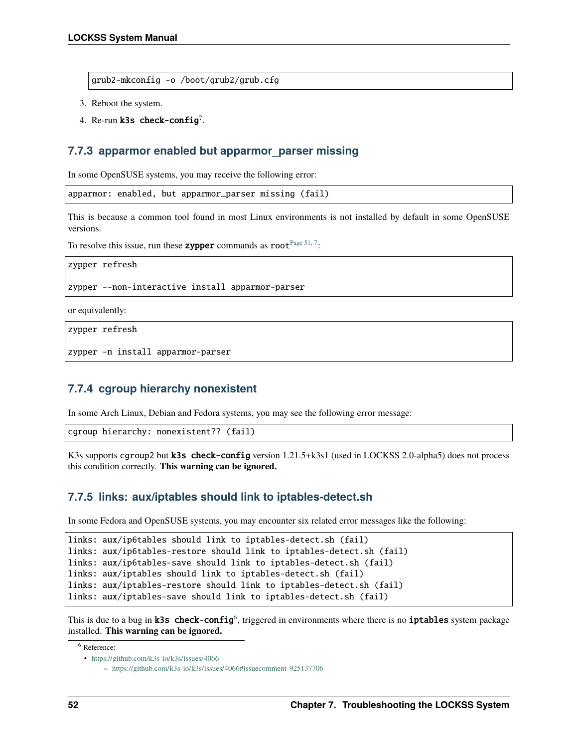```
grub2-mkconfig -o /boot/grub2/grub.cfg
```

3. Reboot the system.
4. Re-run **k3s check-config**[7].

### 7.7.3 apparmor enabled but apparmor_parser missing

In some OpenSUSE systems, you may receive the following error:

```
apparmor: enabled, but apparmor_parser missing (fail)
```

This is because a common tool found in most Linux environments is not installed by default in some OpenSUSE versions.

To resolve this issue, run these **zypper** commands as `root`[Page 51, 7]:

```
zypper refresh

zypper --non-interactive install apparmor-parser
```

or equivalently:

```
zypper refresh

zypper -n install apparmor-parser
```

### 7.7.4 cgroup hierarchy nonexistent

In some Arch Linux, Debian and Fedora systems, you may see the following error message:

```
cgroup hierarchy: nonexistent?? (fail)
```

K3s supports `cgroup2` but **k3s check-config** version 1.21.5+k3s1 (used in LOCKSS 2.0-alpha5) does not process this condition correctly. **This warning can be ignored.**

### 7.7.5 links: aux/iptables should link to iptables-detect.sh

In some Fedora and OpenSUSE systems, you may encounter six related error messages like the following:

```
links: aux/ip6tables should link to iptables-detect.sh (fail)
links: aux/ip6tables-restore should link to iptables-detect.sh (fail)
links: aux/ip6tables-save should link to iptables-detect.sh (fail)
links: aux/iptables should link to iptables-detect.sh (fail)
links: aux/iptables-restore should link to iptables-detect.sh (fail)
links: aux/iptables-save should link to iptables-detect.sh (fail)
```

This is due to a bug in **k3s check-config**[6], triggered in environments where there is no **iptables** system package installed. **This warning can be ignored.**

---

[6] Reference:

- https://github.com/k3s-io/k3s/issues/4066
  - https://github.com/k3s-io/k3s/issues/4066#issuecomment-925137706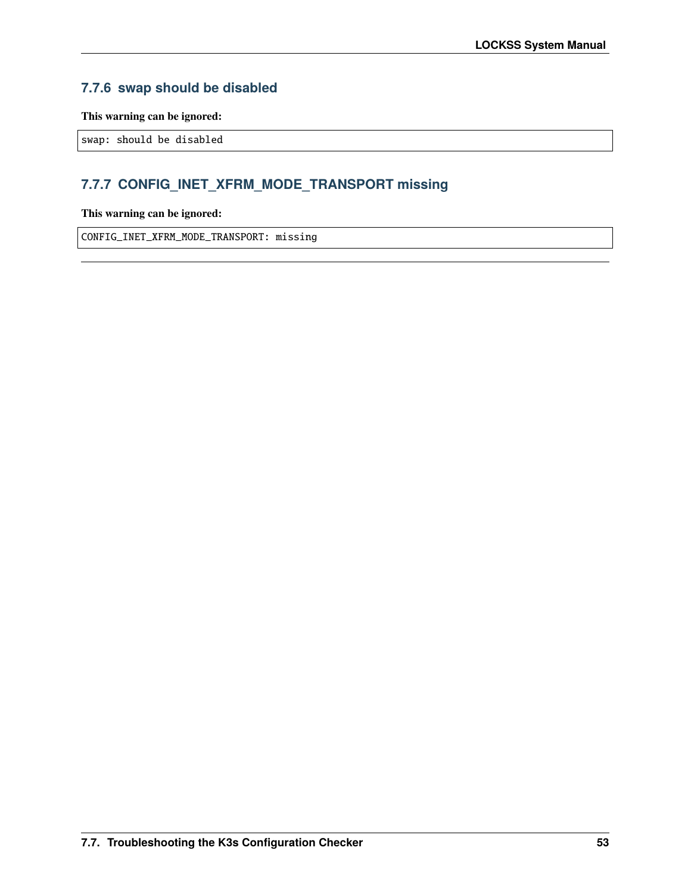### 7.7.6 swap should be disabled

**This warning can be ignored:**

```
swap: should be disabled
```

### 7.7.7 CONFIG_INET_XFRM_MODE_TRANSPORT missing

**This warning can be ignored:**

```
CONFIG_INET_XFRM_MODE_TRANSPORT: missing
```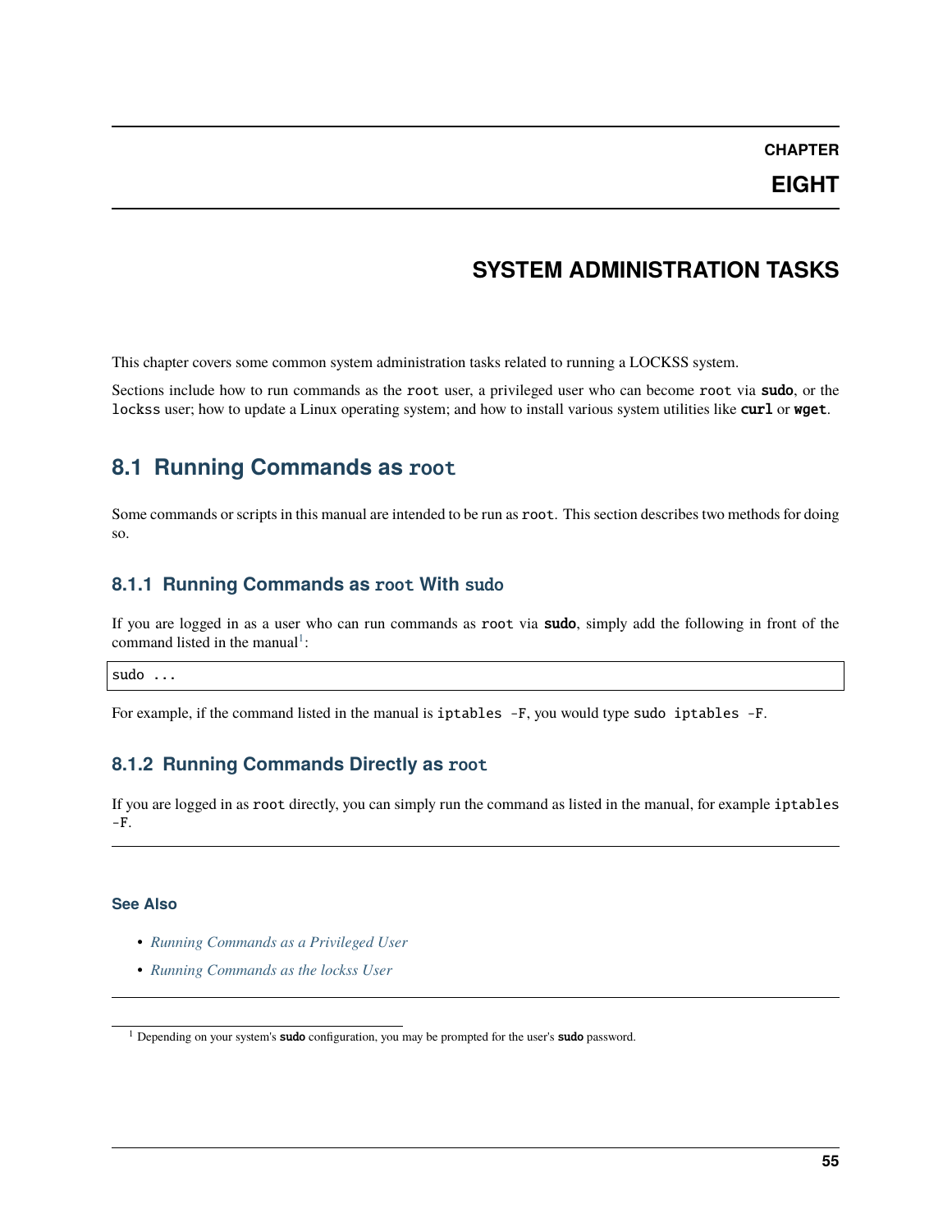# CHAPTER EIGHT

# SYSTEM ADMINISTRATION TASKS

This chapter covers some common system administration tasks related to running a LOCKSS system.

Sections include how to run commands as the `root` user, a privileged user who can become `root` via **sudo**, or the `lockss` user; how to update a Linux operating system; and how to install various system utilities like **curl** or **wget**.

## 8.1 Running Commands as `root`

Some commands or scripts in this manual are intended to be run as `root`. This section describes two methods for doing so.

### 8.1.1 Running Commands as `root` With `sudo`

If you are logged in as a user who can run commands as `root` via **sudo**, simply add the following in front of the command listed in the manual[1]:

```
sudo ...
```

For example, if the command listed in the manual is `iptables -F`, you would type `sudo iptables -F`.

### 8.1.2 Running Commands Directly as `root`

If you are logged in as `root` directly, you can simply run the command as listed in the manual, for example `iptables -F`.

---

**See Also**

- *Running Commands as a Privileged User*
- *Running Commands as the lockss User*

---

[1] Depending on your system's **sudo** configuration, you may be prompted for the user's **sudo** password.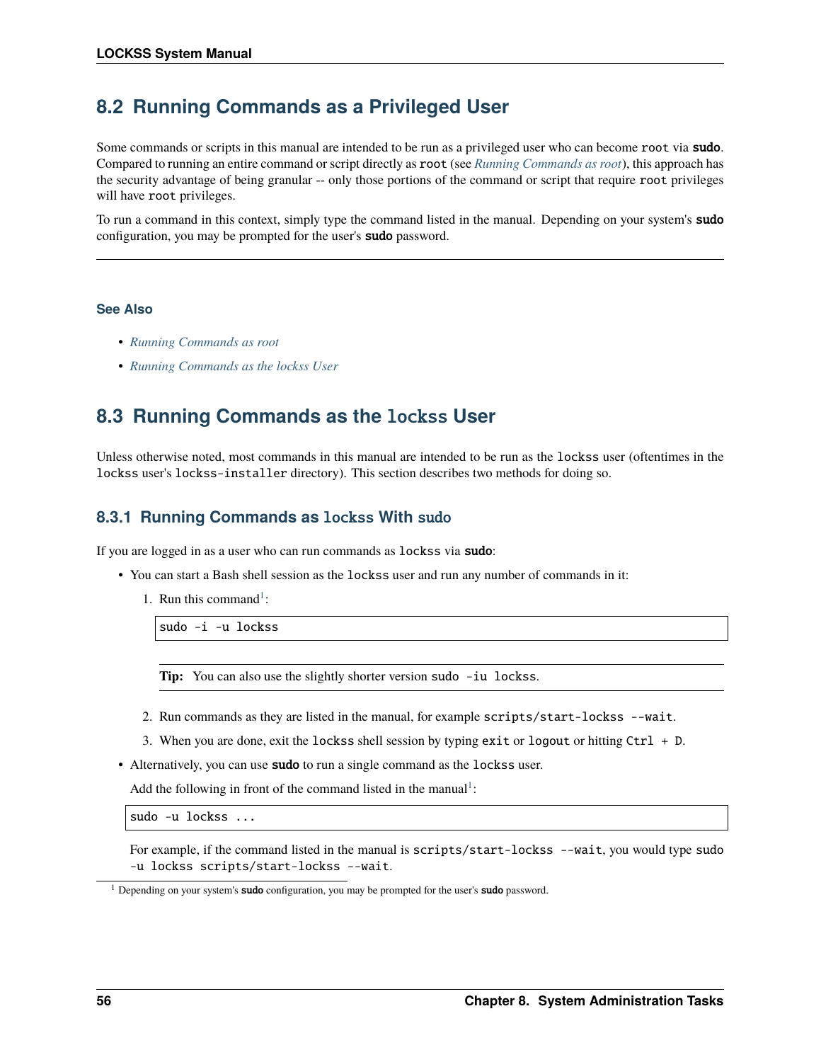## 8.2 Running Commands as a Privileged User

Some commands or scripts in this manual are intended to be run as a privileged user who can become `root` via **sudo**. Compared to running an entire command or script directly as `root` (see *Running Commands as root*), this approach has the security advantage of being granular -- only those portions of the command or script that require `root` privileges will have `root` privileges.

To run a command in this context, simply type the command listed in the manual. Depending on your system's **sudo** configuration, you may be prompted for the user's **sudo** password.

---

#### See Also

- *Running Commands as root*
- *Running Commands as the lockss User*

## 8.3 Running Commands as the `lockss` User

Unless otherwise noted, most commands in this manual are intended to be run as the `lockss` user (oftentimes in the `lockss` user's `lockss-installer` directory). This section describes two methods for doing so.

### 8.3.1 Running Commands as `lockss` With `sudo`

If you are logged in as a user who can run commands as `lockss` via **sudo**:

- You can start a Bash shell session as the `lockss` user and run any number of commands in it:

  1. Run this command[1]:

     ```
     sudo -i -u lockss
     ```

     **Tip:** You can also use the slightly shorter version `sudo -iu lockss`.

  2. Run commands as they are listed in the manual, for example `scripts/start-lockss --wait`.

  3. When you are done, exit the `lockss` shell session by typing `exit` or `logout` or hitting `Ctrl + D`.

- Alternatively, you can use **sudo** to run a single command as the `lockss` user.

  Add the following in front of the command listed in the manual[1]:

  ```
  sudo -u lockss ...
  ```

  For example, if the command listed in the manual is `scripts/start-lockss --wait`, you would type `sudo -u lockss scripts/start-lockss --wait`.

[1] Depending on your system's **sudo** configuration, you may be prompted for the user's **sudo** password.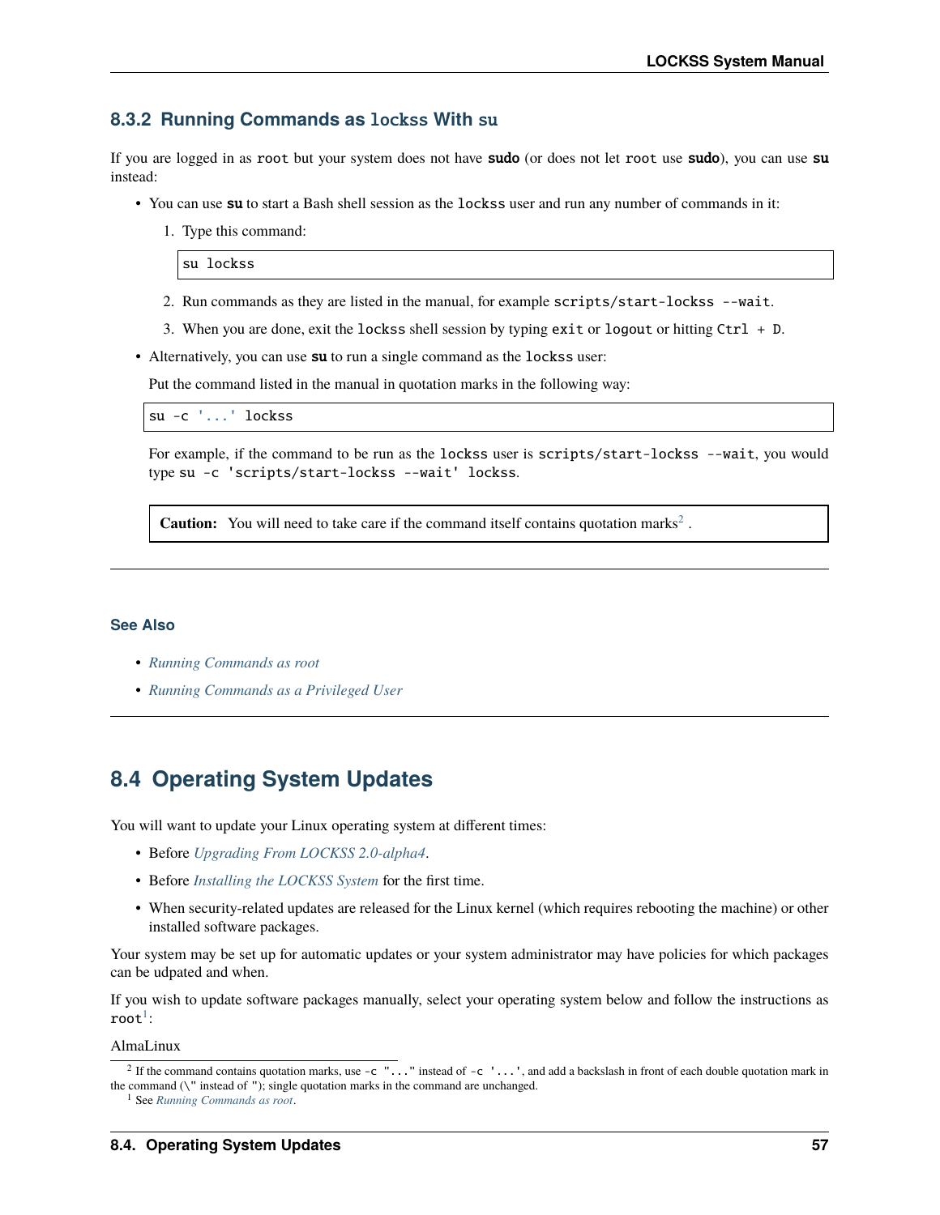### 8.3.2 Running Commands as `lockss` With `su`

If you are logged in as `root` but your system does not have **sudo** (or does not let `root` use **sudo**), you can use **su** instead:

- You can use **su** to start a Bash shell session as the `lockss` user and run any number of commands in it:
  1. Type this command:

     ```
     su lockss
     ```

  2. Run commands as they are listed in the manual, for example `scripts/start-lockss --wait`.
  3. When you are done, exit the `lockss` shell session by typing `exit` or `logout` or hitting `Ctrl + D`.
- Alternatively, you can use **su** to run a single command as the `lockss` user:

  Put the command listed in the manual in quotation marks in the following way:

  ```
  su -c '...' lockss
  ```

  For example, if the command to be run as the `lockss` user is `scripts/start-lockss --wait`, you would type `su -c 'scripts/start-lockss --wait' lockss`.

  > **Caution:** You will need to take care if the command itself contains quotation marks[2] .

#### See Also

- *Running Commands as root*
- *Running Commands as a Privileged User*

## 8.4 Operating System Updates

You will want to update your Linux operating system at different times:

- Before *Upgrading From LOCKSS 2.0-alpha4*.
- Before *Installing the LOCKSS System* for the first time.
- When security-related updates are released for the Linux kernel (which requires rebooting the machine) or other installed software packages.

Your system may be set up for automatic updates or your system administrator may have policies for which packages can be udpated and when.

If you wish to update software packages manually, select your operating system below and follow the instructions as `root`[1]:

AlmaLinux

---

[2] If the command contains quotation marks, use `-c "..."` instead of `-c '...'`, and add a backslash in front of each double quotation mark in the command (`\"` instead of `"`); single quotation marks in the command are unchanged.

[1] See *Running Commands as root*.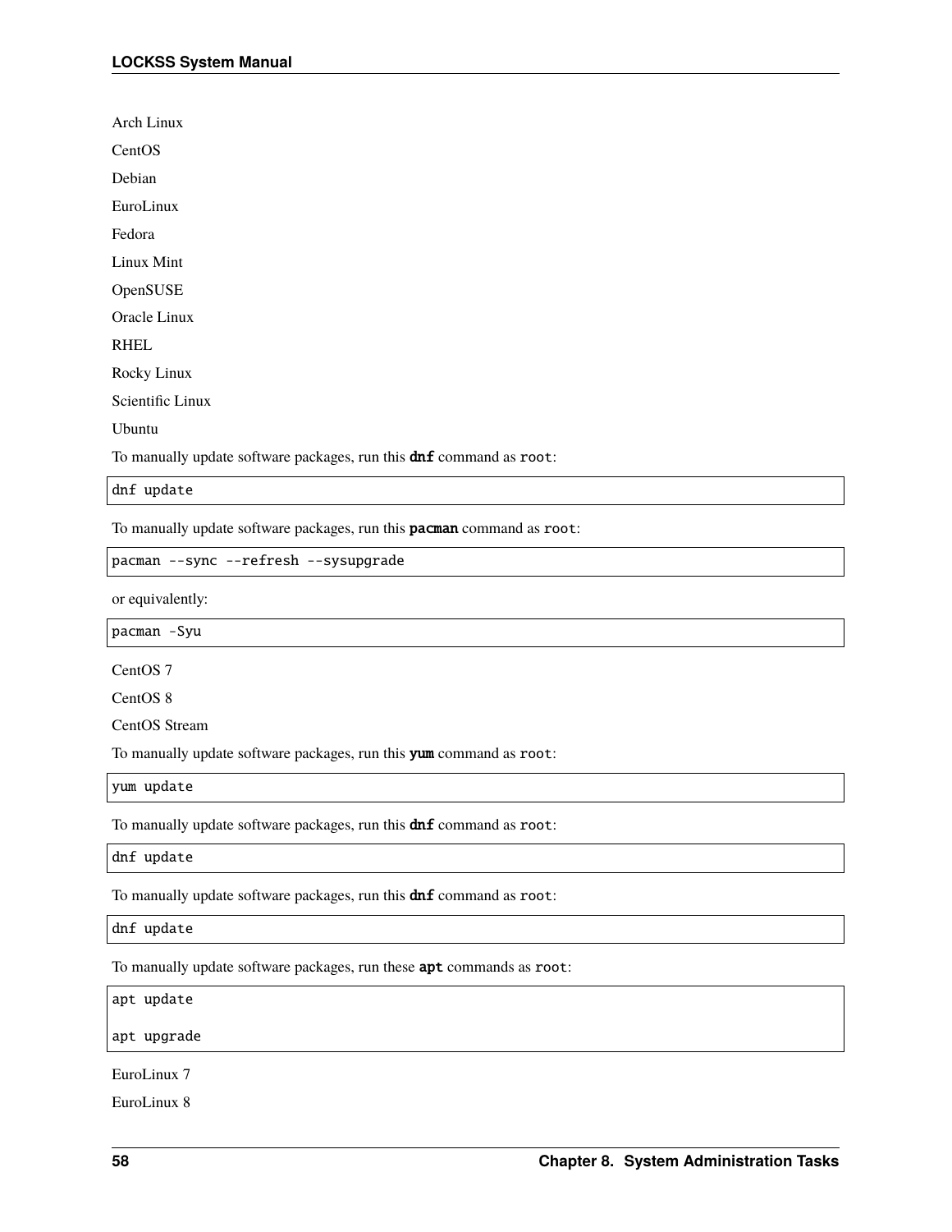Arch Linux

CentOS

Debian

EuroLinux

Fedora

Linux Mint

OpenSUSE

Oracle Linux

RHEL

Rocky Linux

Scientific Linux

Ubuntu

To manually update software packages, run this **dnf** command as `root`:

```
dnf update
```

To manually update software packages, run this **pacman** command as `root`:

```
pacman --sync --refresh --sysupgrade
```

or equivalently:

```
pacman -Syu
```

CentOS 7

CentOS 8

CentOS Stream

To manually update software packages, run this **yum** command as `root`:

```
yum update
```

To manually update software packages, run this **dnf** command as `root`:

```
dnf update
```

To manually update software packages, run this **dnf** command as `root`:

```
dnf update
```

To manually update software packages, run these **apt** commands as `root`:

```
apt update

apt upgrade
```

EuroLinux 7

EuroLinux 8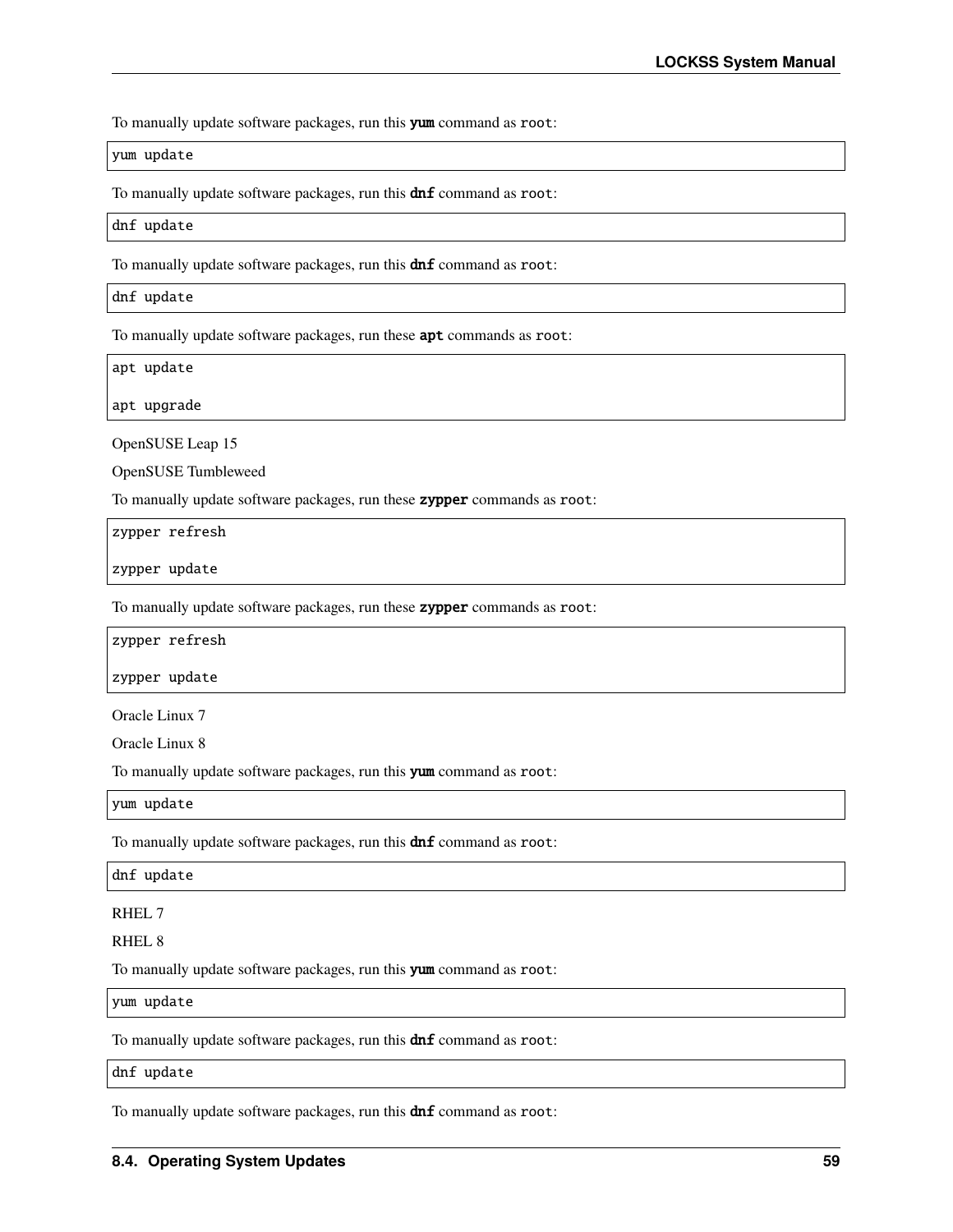To manually update software packages, run this **yum** command as `root`:

```
yum update
```

To manually update software packages, run this **dnf** command as `root`:

```
dnf update
```

To manually update software packages, run this **dnf** command as `root`:

```
dnf update
```

To manually update software packages, run these **apt** commands as `root`:

```
apt update

apt upgrade
```

OpenSUSE Leap 15

OpenSUSE Tumbleweed

To manually update software packages, run these **zypper** commands as `root`:

```
zypper refresh

zypper update
```

To manually update software packages, run these **zypper** commands as `root`:

```
zypper refresh

zypper update
```

Oracle Linux 7

Oracle Linux 8

To manually update software packages, run this **yum** command as `root`:

```
yum update
```

To manually update software packages, run this **dnf** command as `root`:

```
dnf update
```

RHEL 7

RHEL 8

To manually update software packages, run this **yum** command as `root`:

```
yum update
```

To manually update software packages, run this **dnf** command as `root`:

```
dnf update
```

To manually update software packages, run this **dnf** command as `root`: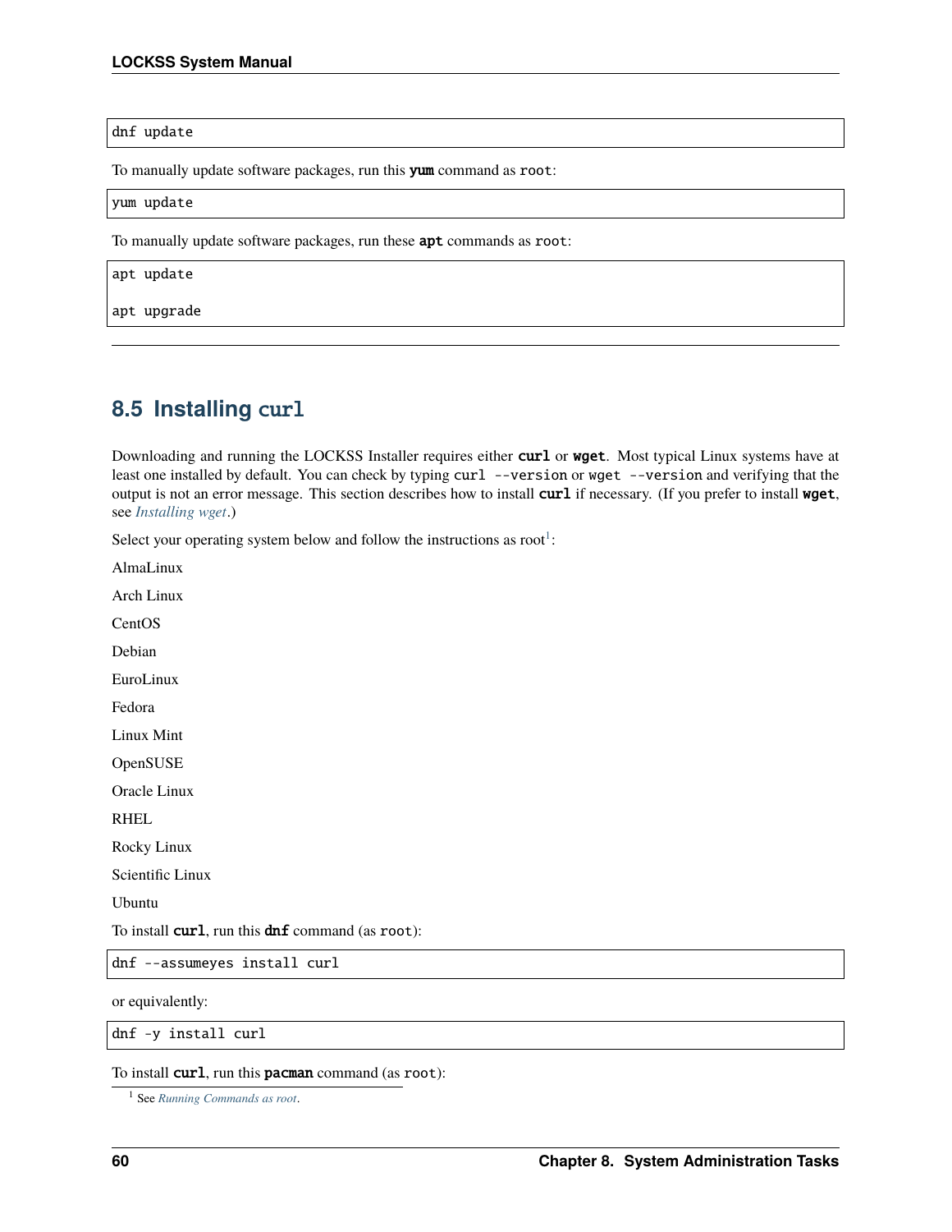```
dnf update
```

To manually update software packages, run this **yum** command as `root`:

```
yum update
```

To manually update software packages, run these **apt** commands as `root`:

```
apt update

apt upgrade
```

---

## 8.5 Installing `curl`

Downloading and running the LOCKSS Installer requires either **curl** or **wget**. Most typical Linux systems have at least one installed by default. You can check by typing `curl --version` or `wget --version` and verifying that the output is not an error message. This section describes how to install **curl** if necessary. (If you prefer to install **wget**, see *Installing wget*.)

Select your operating system below and follow the instructions as root[1]:

AlmaLinux

Arch Linux

CentOS

Debian

EuroLinux

Fedora

Linux Mint

OpenSUSE

Oracle Linux

RHEL

Rocky Linux

Scientific Linux

Ubuntu

To install **curl**, run this **dnf** command (as `root`):

```
dnf --assumeyes install curl
```

or equivalently:

```
dnf -y install curl
```

To install **curl**, run this **pacman** command (as `root`):

[1] See *Running Commands as root*.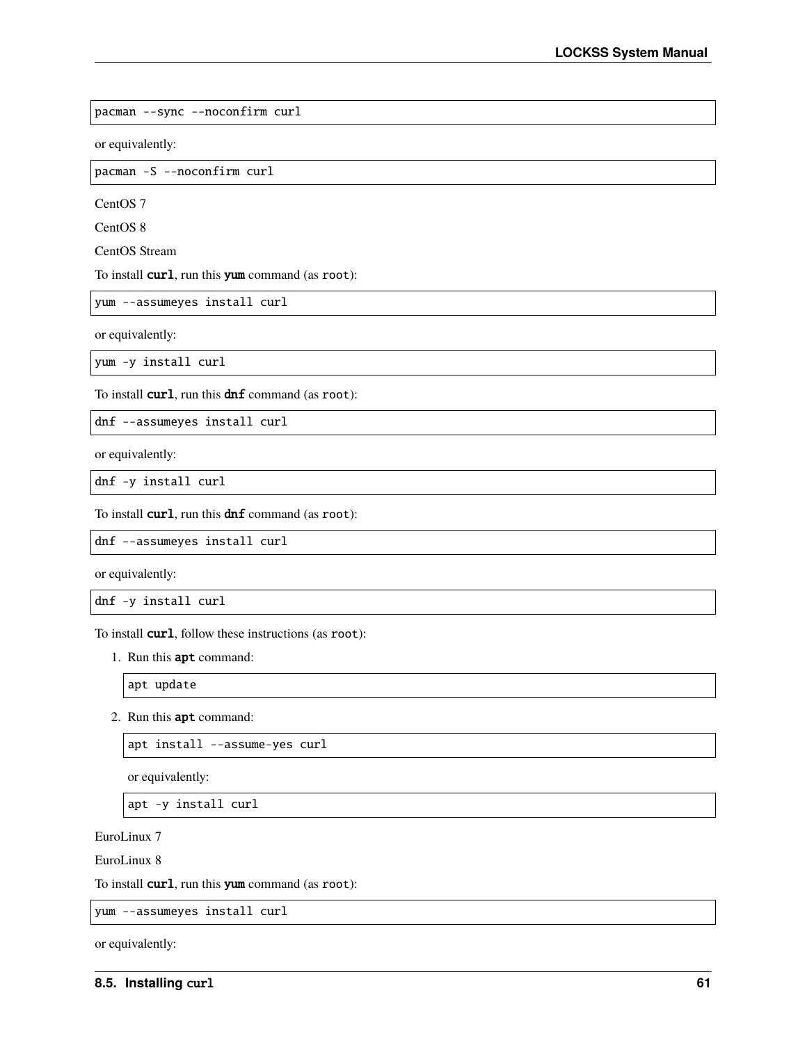```
pacman --sync --noconfirm curl
```

or equivalently:

```
pacman -S --noconfirm curl
```

CentOS 7

CentOS 8

CentOS Stream

To install **curl**, run this **yum** command (as `root`):

```
yum --assumeyes install curl
```

or equivalently:

```
yum -y install curl
```

To install **curl**, run this **dnf** command (as `root`):

```
dnf --assumeyes install curl
```

or equivalently:

```
dnf -y install curl
```

To install **curl**, run this **dnf** command (as `root`):

```
dnf --assumeyes install curl
```

or equivalently:

```
dnf -y install curl
```

To install **curl**, follow these instructions (as `root`):

1. Run this **apt** command:

   ```
   apt update
   ```

2. Run this **apt** command:

   ```
   apt install --assume-yes curl
   ```

   or equivalently:

   ```
   apt -y install curl
   ```

EuroLinux 7

EuroLinux 8

To install **curl**, run this **yum** command (as `root`):

```
yum --assumeyes install curl
```

or equivalently: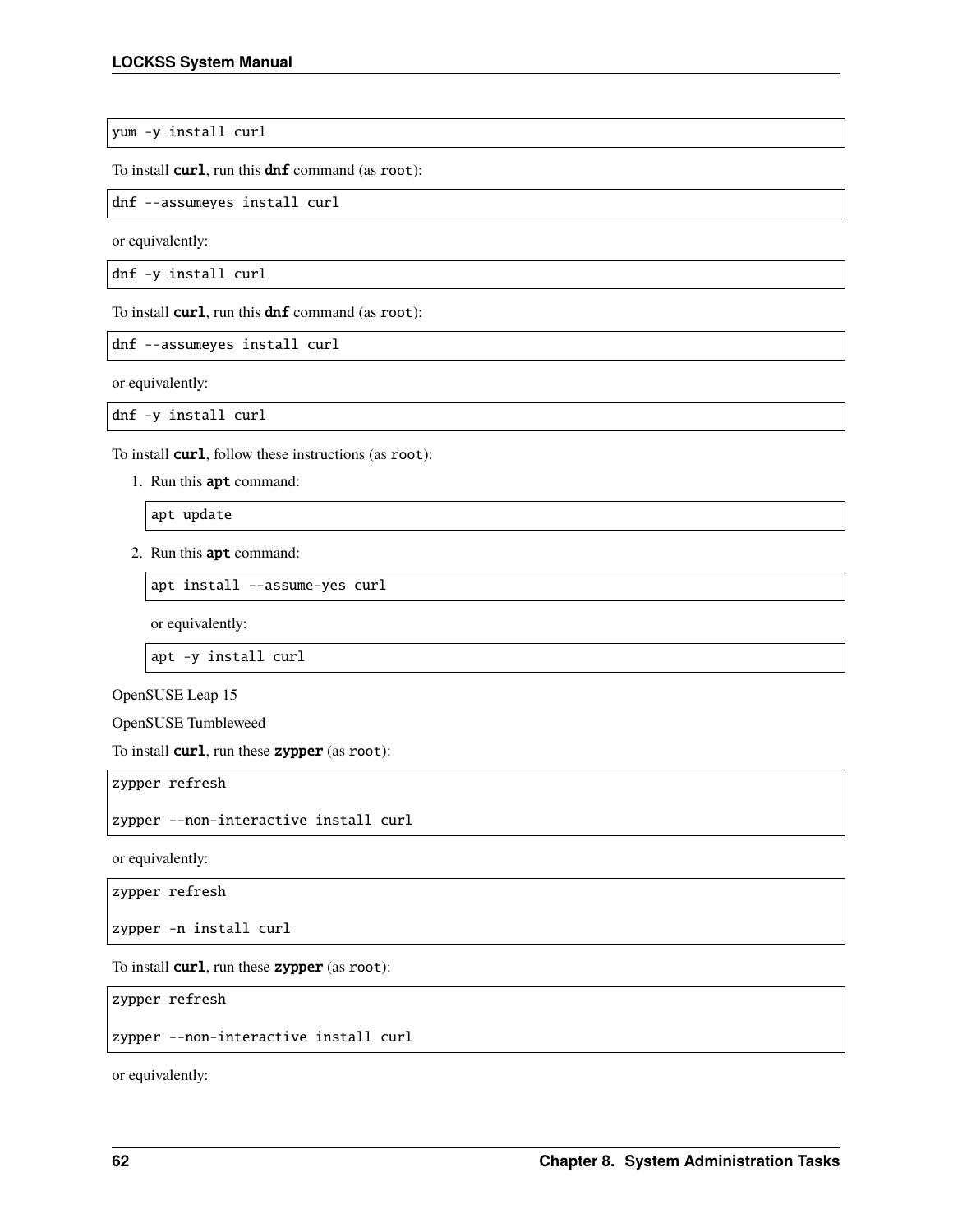```
yum -y install curl
```

To install **curl**, run this **dnf** command (as root):

```
dnf --assumeyes install curl
```

or equivalently:

```
dnf -y install curl
```

To install **curl**, run this **dnf** command (as root):

```
dnf --assumeyes install curl
```

or equivalently:

```
dnf -y install curl
```

To install **curl**, follow these instructions (as root):

1. Run this **apt** command:

   ```
   apt update
   ```

2. Run this **apt** command:

   ```
   apt install --assume-yes curl
   ```

   or equivalently:

   ```
   apt -y install curl
   ```

OpenSUSE Leap 15

OpenSUSE Tumbleweed

To install **curl**, run these **zypper** (as root):

```
zypper refresh

zypper --non-interactive install curl
```

or equivalently:

```
zypper refresh

zypper -n install curl
```

To install **curl**, run these **zypper** (as root):

```
zypper refresh

zypper --non-interactive install curl
```

or equivalently: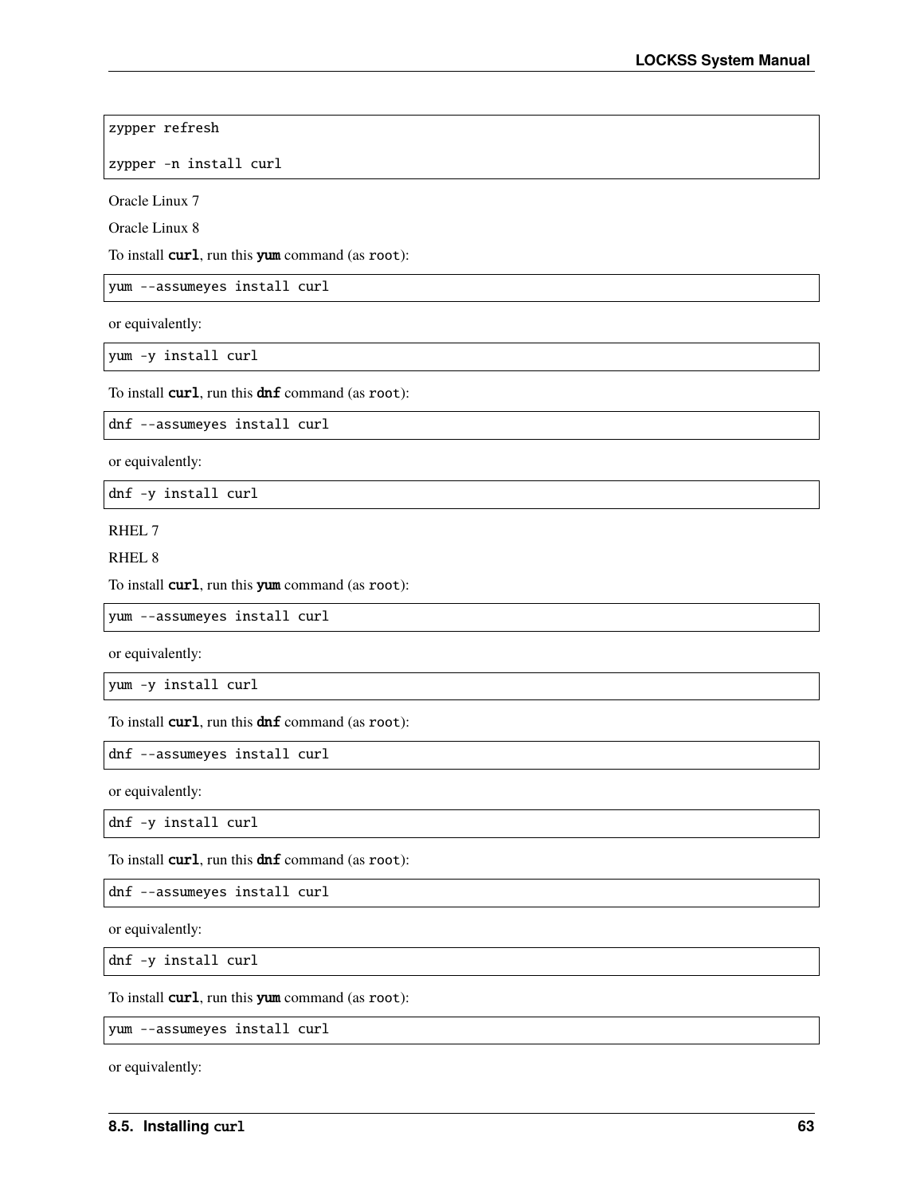```
zypper refresh

zypper -n install curl
```

Oracle Linux 7

Oracle Linux 8

To install **curl**, run this **yum** command (as `root`):

```
yum --assumeyes install curl
```

or equivalently:

```
yum -y install curl
```

To install **curl**, run this **dnf** command (as `root`):

```
dnf --assumeyes install curl
```

or equivalently:

```
dnf -y install curl
```

RHEL 7

RHEL 8

To install **curl**, run this **yum** command (as `root`):

```
yum --assumeyes install curl
```

or equivalently:

```
yum -y install curl
```

To install **curl**, run this **dnf** command (as `root`):

```
dnf --assumeyes install curl
```

or equivalently:

```
dnf -y install curl
```

To install **curl**, run this **dnf** command (as `root`):

```
dnf --assumeyes install curl
```

or equivalently:

```
dnf -y install curl
```

To install **curl**, run this **yum** command (as `root`):

```
yum --assumeyes install curl
```

or equivalently: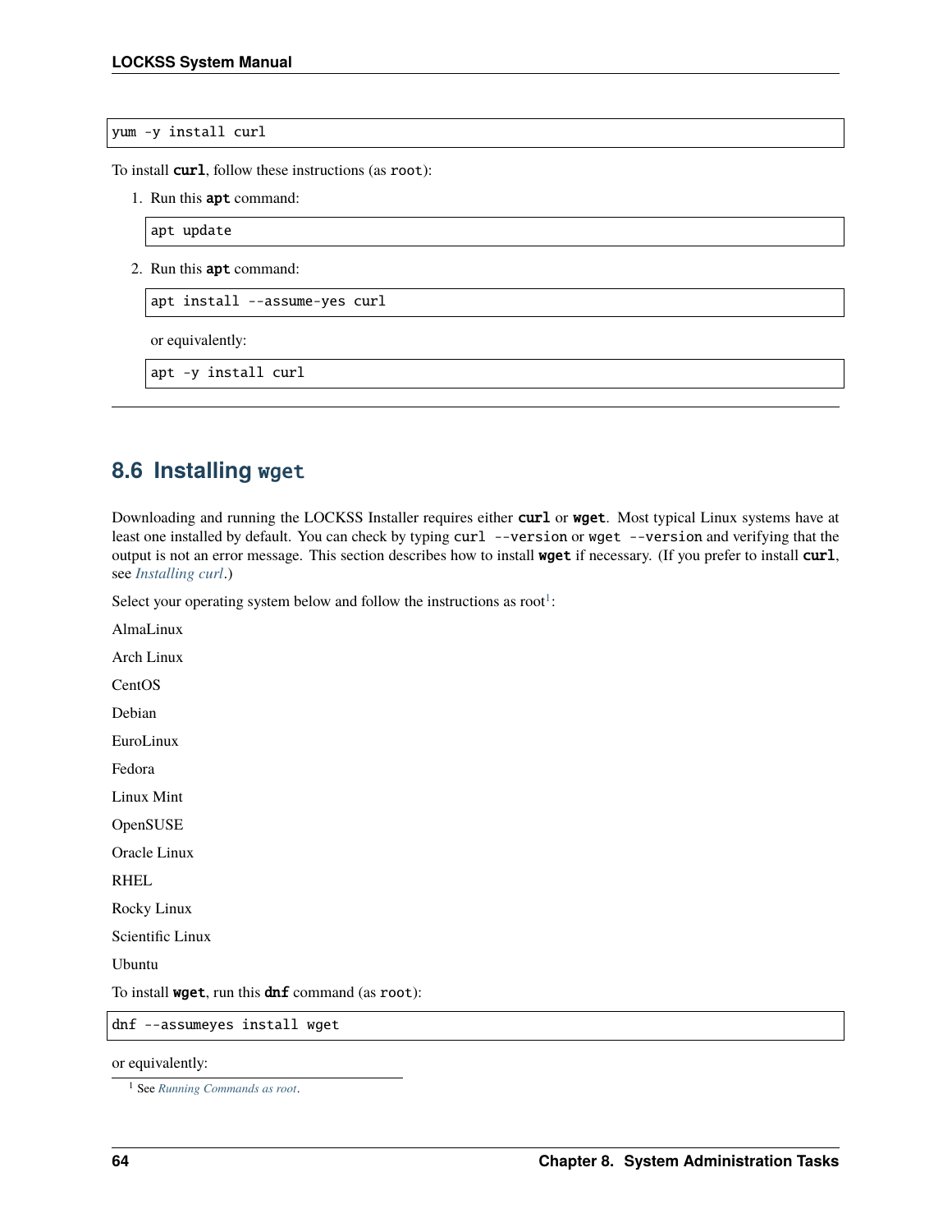```
yum -y install curl
```

To install **curl**, follow these instructions (as root):

1. Run this **apt** command:

   ```
   apt update
   ```

2. Run this **apt** command:

   ```
   apt install --assume-yes curl
   ```

   or equivalently:

   ```
   apt -y install curl
   ```

---

## 8.6 Installing wget

Downloading and running the LOCKSS Installer requires either **curl** or **wget**. Most typical Linux systems have at least one installed by default. You can check by typing `curl --version` or `wget --version` and verifying that the output is not an error message. This section describes how to install **wget** if necessary. (If you prefer to install **curl**, see *Installing curl*.)

Select your operating system below and follow the instructions as root[1]:

AlmaLinux

Arch Linux

CentOS

Debian

EuroLinux

Fedora

Linux Mint

OpenSUSE

Oracle Linux

RHEL

Rocky Linux

Scientific Linux

Ubuntu

To install **wget**, run this **dnf** command (as root):

```
dnf --assumeyes install wget
```

or equivalently:

[1] See *Running Commands as root*.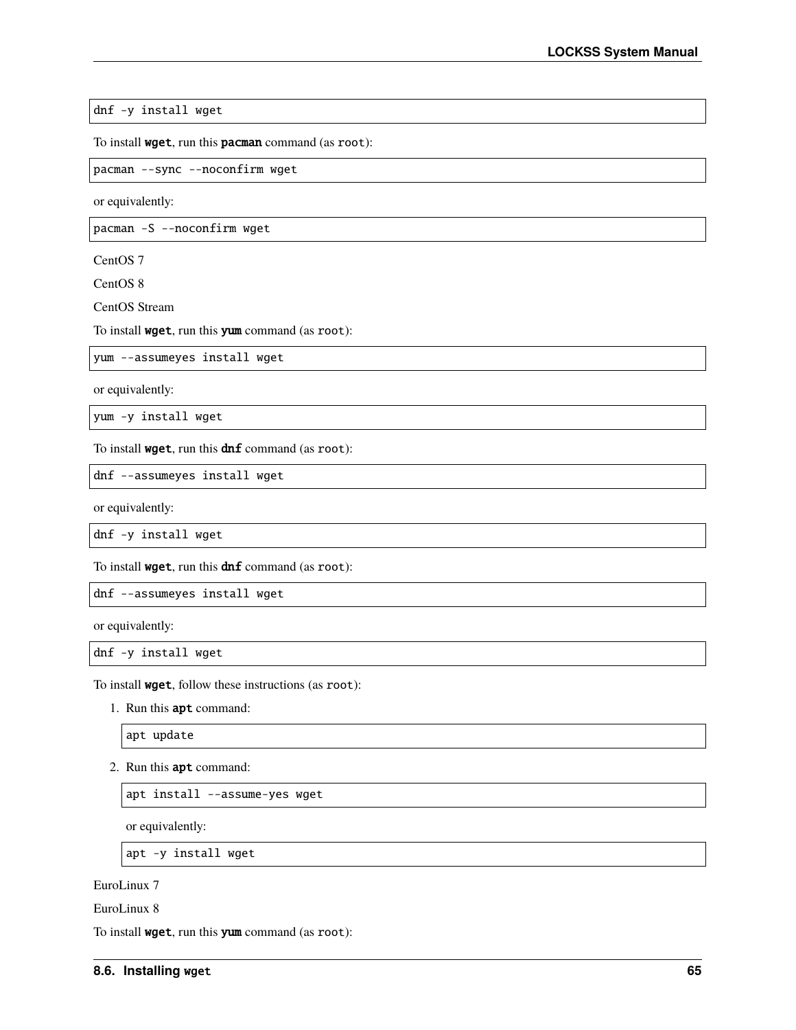```
dnf -y install wget
```

To install **wget**, run this **pacman** command (as `root`):

```
pacman --sync --noconfirm wget
```

or equivalently:

```
pacman -S --noconfirm wget
```

CentOS 7

CentOS 8

CentOS Stream

To install **wget**, run this **yum** command (as `root`):

```
yum --assumeyes install wget
```

or equivalently:

```
yum -y install wget
```

To install **wget**, run this **dnf** command (as `root`):

```
dnf --assumeyes install wget
```

or equivalently:

```
dnf -y install wget
```

To install **wget**, run this **dnf** command (as `root`):

```
dnf --assumeyes install wget
```

or equivalently:

```
dnf -y install wget
```

To install **wget**, follow these instructions (as `root`):

1. Run this **apt** command:

   ```
   apt update
   ```

2. Run this **apt** command:

   ```
   apt install --assume-yes wget
   ```

   or equivalently:

   ```
   apt -y install wget
   ```

EuroLinux 7

EuroLinux 8

To install **wget**, run this **yum** command (as `root`):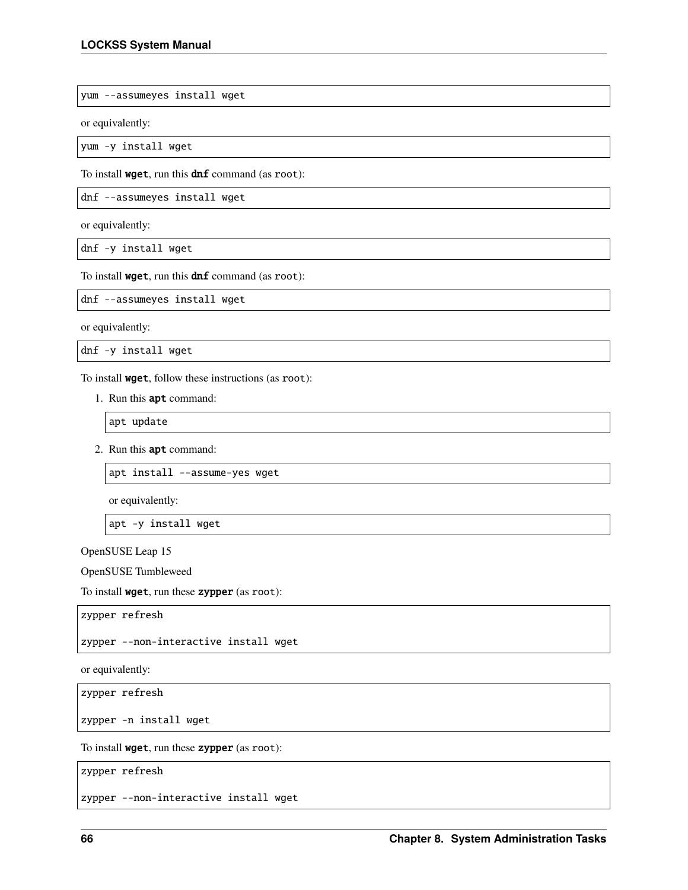```
yum --assumeyes install wget
```

or equivalently:

```
yum -y install wget
```

To install **wget**, run this **dnf** command (as root):

```
dnf --assumeyes install wget
```

or equivalently:

```
dnf -y install wget
```

To install **wget**, run this **dnf** command (as root):

```
dnf --assumeyes install wget
```

or equivalently:

```
dnf -y install wget
```

To install **wget**, follow these instructions (as root):

1. Run this **apt** command:

   ```
   apt update
   ```

2. Run this **apt** command:

   ```
   apt install --assume-yes wget
   ```

   or equivalently:

   ```
   apt -y install wget
   ```

OpenSUSE Leap 15

OpenSUSE Tumbleweed

To install **wget**, run these **zypper** (as root):

```
zypper refresh

zypper --non-interactive install wget
```

or equivalently:

```
zypper refresh

zypper -n install wget
```

To install **wget**, run these **zypper** (as root):

```
zypper refresh

zypper --non-interactive install wget
```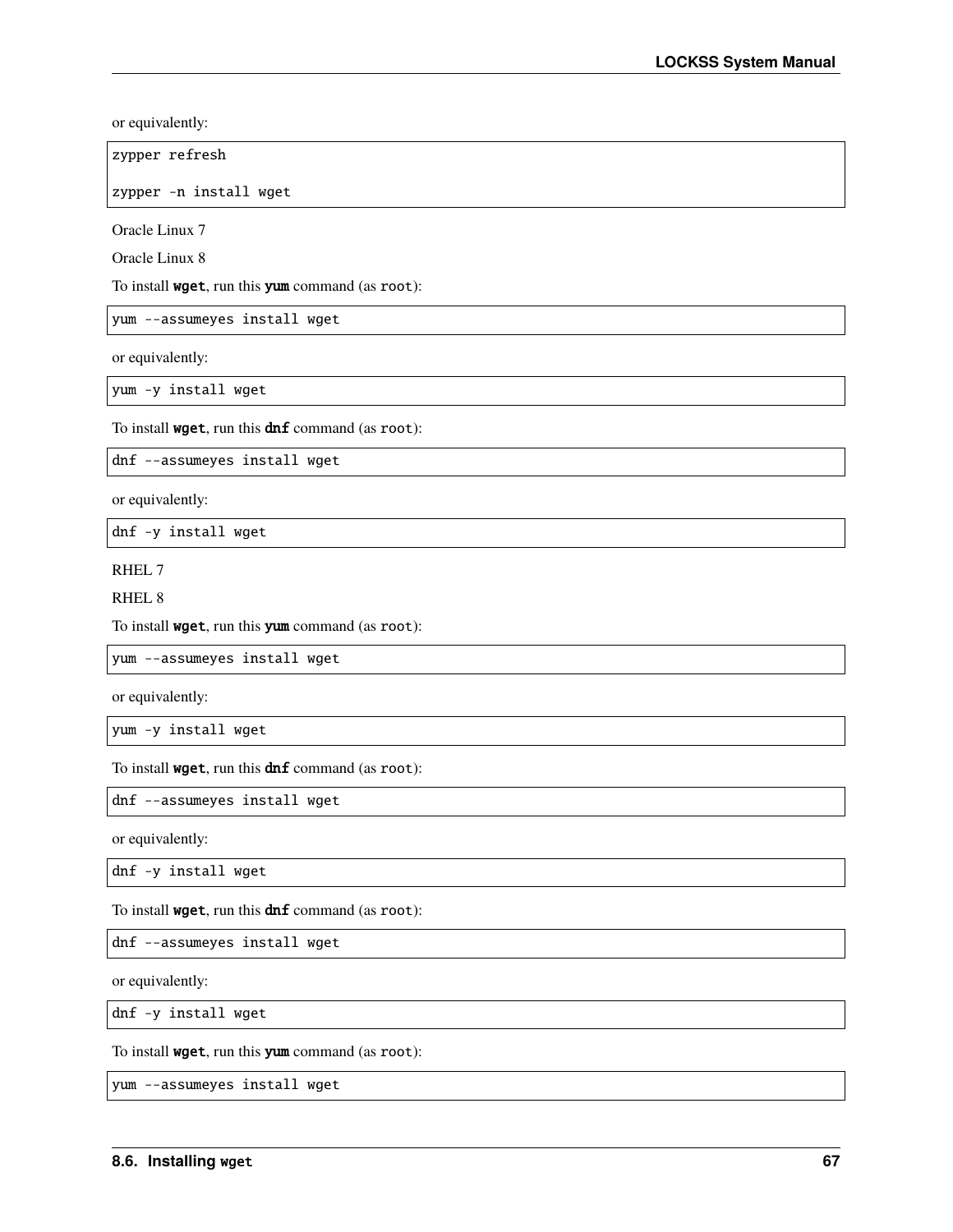or equivalently:

```
zypper refresh

zypper -n install wget
```

Oracle Linux 7

Oracle Linux 8

To install **wget**, run this **yum** command (as `root`):

```
yum --assumeyes install wget
```

or equivalently:

```
yum -y install wget
```

To install **wget**, run this **dnf** command (as `root`):

```
dnf --assumeyes install wget
```

or equivalently:

```
dnf -y install wget
```

RHEL 7

RHEL 8

To install **wget**, run this **yum** command (as `root`):

```
yum --assumeyes install wget
```

or equivalently:

```
yum -y install wget
```

To install **wget**, run this **dnf** command (as `root`):

```
dnf --assumeyes install wget
```

or equivalently:

```
dnf -y install wget
```

To install **wget**, run this **dnf** command (as `root`):

```
dnf --assumeyes install wget
```

or equivalently:

```
dnf -y install wget
```

To install **wget**, run this **yum** command (as `root`):

```
yum --assumeyes install wget
```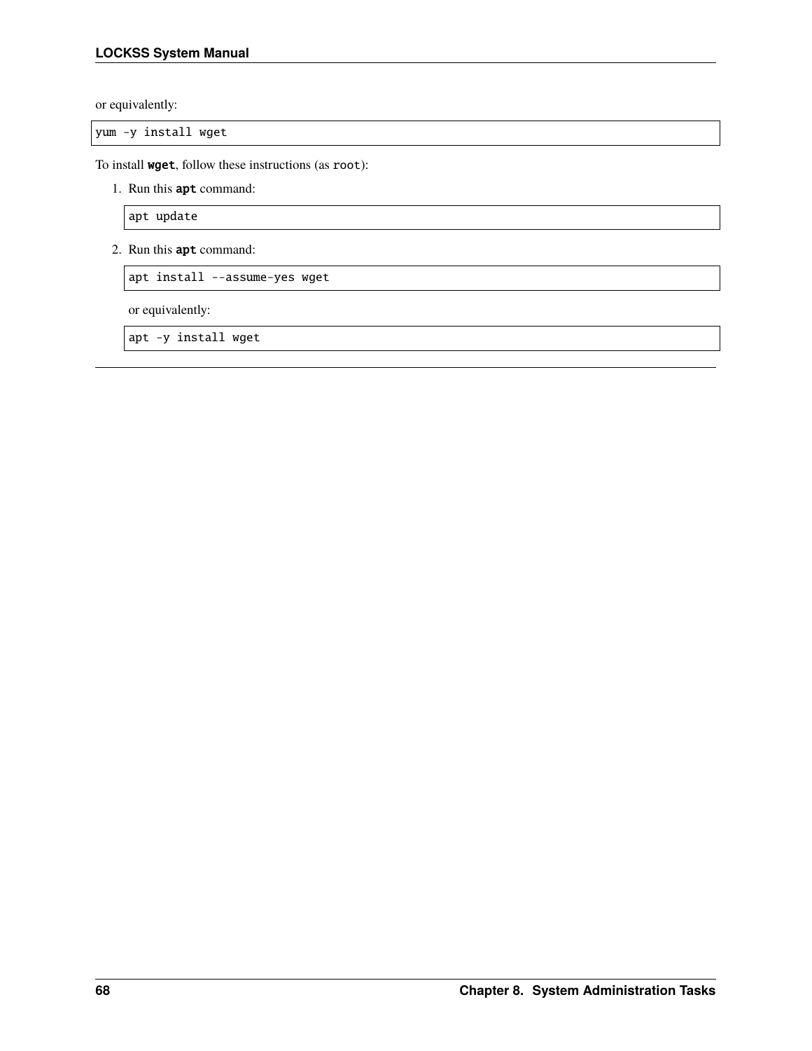or equivalently:

```
yum -y install wget
```

To install **wget**, follow these instructions (as `root`):

1. Run this **apt** command:

   ```
   apt update
   ```

2. Run this **apt** command:

   ```
   apt install --assume-yes wget
   ```

   or equivalently:

   ```
   apt -y install wget
   ```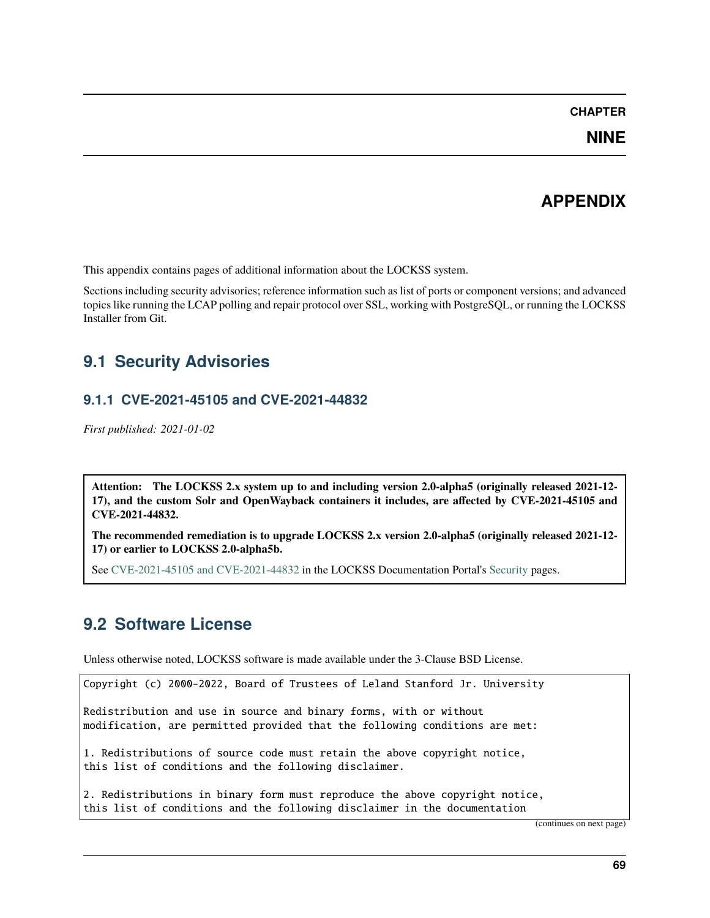# CHAPTER NINE

# APPENDIX

This appendix contains pages of additional information about the LOCKSS system.

Sections including security advisories; reference information such as list of ports or component versions; and advanced topics like running the LCAP polling and repair protocol over SSL, working with PostgreSQL, or running the LOCKSS Installer from Git.

## 9.1 Security Advisories

### 9.1.1 CVE-2021-45105 and CVE-2021-44832

*First published: 2021-01-02*

> **Attention: The LOCKSS 2.x system up to and including version 2.0-alpha5 (originally released 2021-12-17), and the custom Solr and OpenWayback containers it includes, are affected by CVE-2021-45105 and CVE-2021-44832.**
>
> **The recommended remediation is to upgrade LOCKSS 2.x version 2.0-alpha5 (originally released 2021-12-17) or earlier to LOCKSS 2.0-alpha5b.**
>
> See CVE-2021-45105 and CVE-2021-44832 in the LOCKSS Documentation Portal's Security pages.

## 9.2 Software License

Unless otherwise noted, LOCKSS software is made available under the 3-Clause BSD License.

```
Copyright (c) 2000-2022, Board of Trustees of Leland Stanford Jr. University

Redistribution and use in source and binary forms, with or without
modification, are permitted provided that the following conditions are met:

1. Redistributions of source code must retain the above copyright notice,
this list of conditions and the following disclaimer.

2. Redistributions in binary form must reproduce the above copyright notice,
this list of conditions and the following disclaimer in the documentation
```

(continues on next page)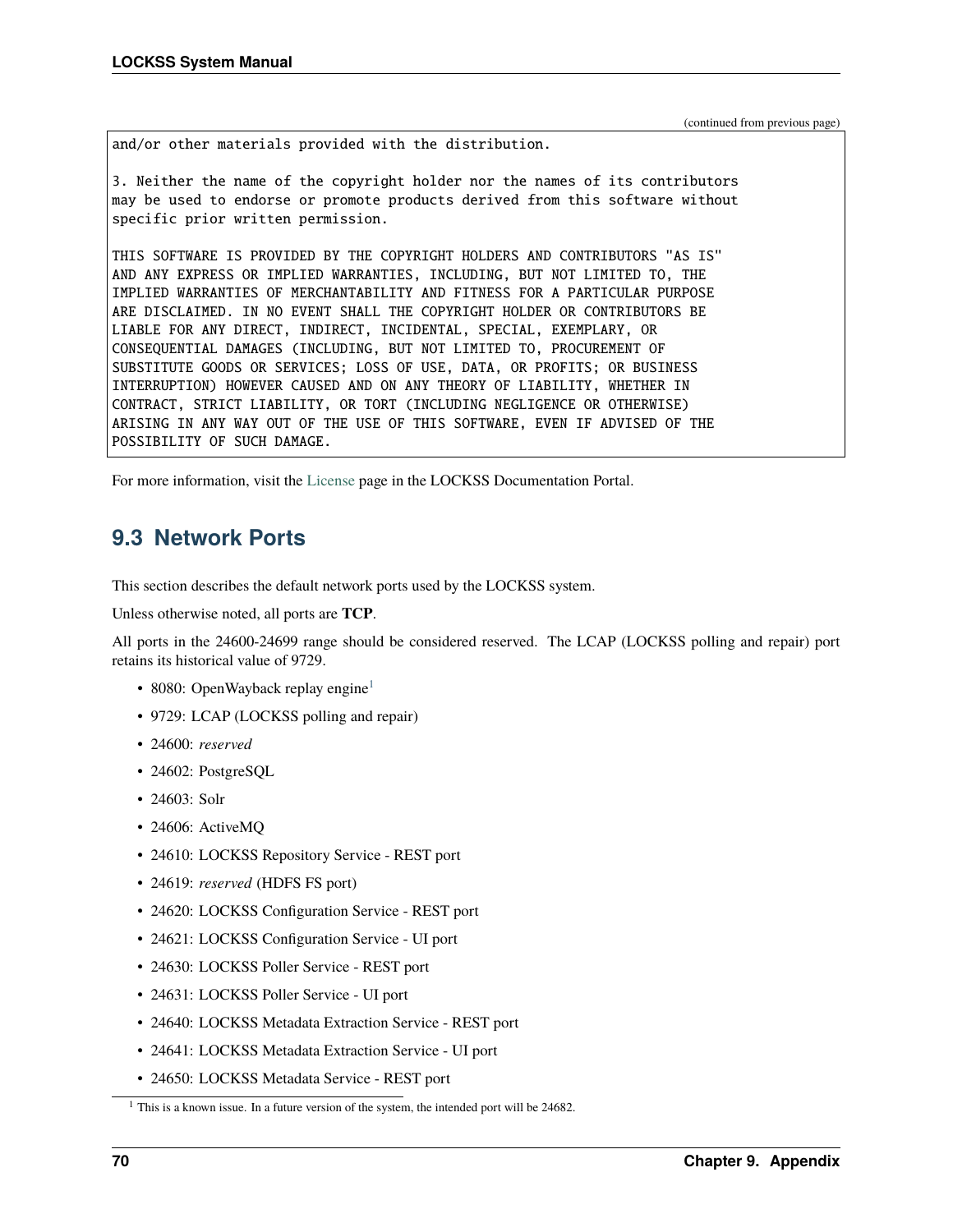(continued from previous page)

```
and/or other materials provided with the distribution.

3. Neither the name of the copyright holder nor the names of its contributors
may be used to endorse or promote products derived from this software without
specific prior written permission.

THIS SOFTWARE IS PROVIDED BY THE COPYRIGHT HOLDERS AND CONTRIBUTORS "AS IS"
AND ANY EXPRESS OR IMPLIED WARRANTIES, INCLUDING, BUT NOT LIMITED TO, THE
IMPLIED WARRANTIES OF MERCHANTABILITY AND FITNESS FOR A PARTICULAR PURPOSE
ARE DISCLAIMED. IN NO EVENT SHALL THE COPYRIGHT HOLDER OR CONTRIBUTORS BE
LIABLE FOR ANY DIRECT, INDIRECT, INCIDENTAL, SPECIAL, EXEMPLARY, OR
CONSEQUENTIAL DAMAGES (INCLUDING, BUT NOT LIMITED TO, PROCUREMENT OF
SUBSTITUTE GOODS OR SERVICES; LOSS OF USE, DATA, OR PROFITS; OR BUSINESS
INTERRUPTION) HOWEVER CAUSED AND ON ANY THEORY OF LIABILITY, WHETHER IN
CONTRACT, STRICT LIABILITY, OR TORT (INCLUDING NEGLIGENCE OR OTHERWISE)
ARISING IN ANY WAY OUT OF THE USE OF THIS SOFTWARE, EVEN IF ADVISED OF THE
POSSIBILITY OF SUCH DAMAGE.
```

For more information, visit the License page in the LOCKSS Documentation Portal.

## 9.3 Network Ports

This section describes the default network ports used by the LOCKSS system.

Unless otherwise noted, all ports are **TCP**.

All ports in the 24600-24699 range should be considered reserved. The LCAP (LOCKSS polling and repair) port retains its historical value of 9729.

- 8080: OpenWayback replay engine[1]
- 9729: LCAP (LOCKSS polling and repair)
- 24600: *reserved*
- 24602: PostgreSQL
- 24603: Solr
- 24606: ActiveMQ
- 24610: LOCKSS Repository Service - REST port
- 24619: *reserved* (HDFS FS port)
- 24620: LOCKSS Configuration Service - REST port
- 24621: LOCKSS Configuration Service - UI port
- 24630: LOCKSS Poller Service - REST port
- 24631: LOCKSS Poller Service - UI port
- 24640: LOCKSS Metadata Extraction Service - REST port
- 24641: LOCKSS Metadata Extraction Service - UI port
- 24650: LOCKSS Metadata Service - REST port

[1] This is a known issue. In a future version of the system, the intended port will be 24682.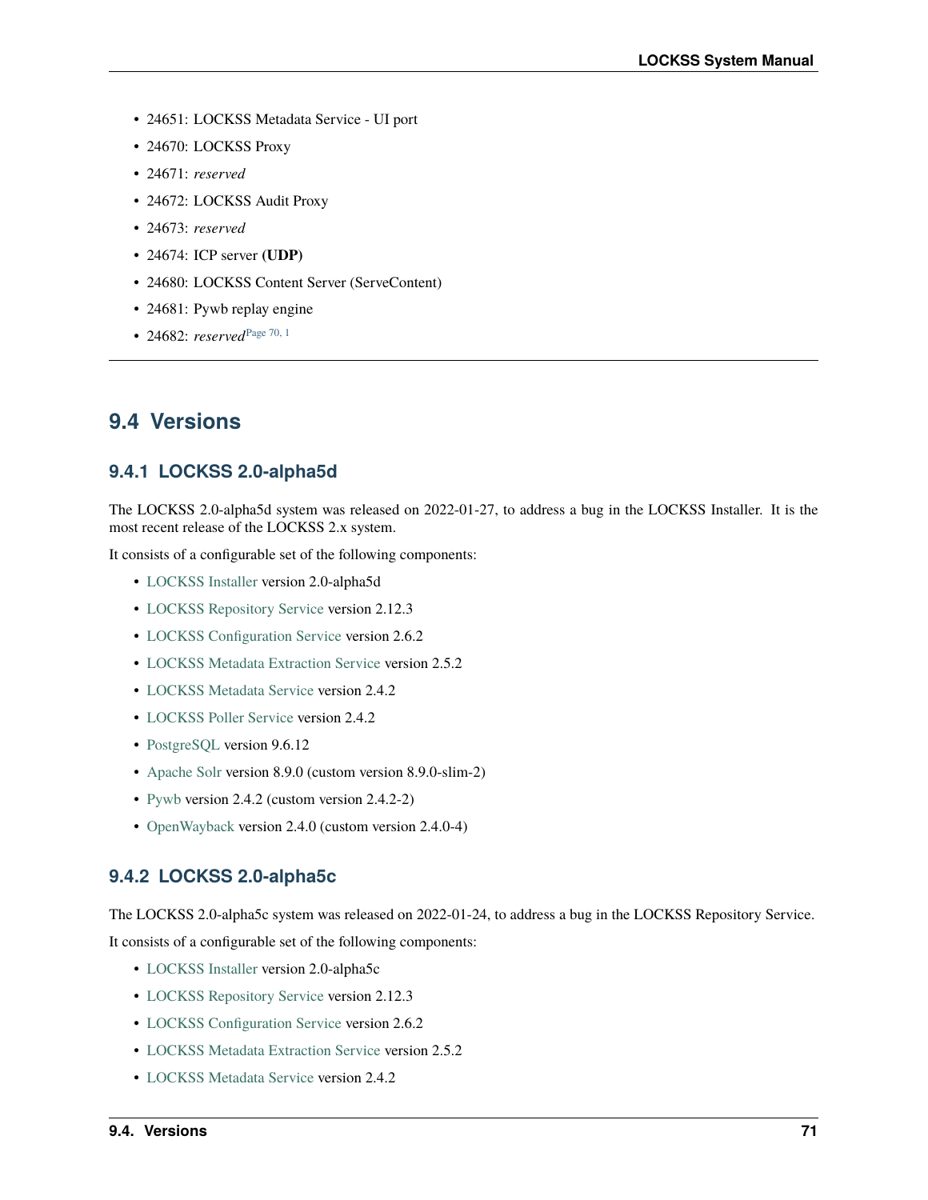- 24651: LOCKSS Metadata Service - UI port
- 24670: LOCKSS Proxy
- 24671: *reserved*
- 24672: LOCKSS Audit Proxy
- 24673: *reserved*
- 24674: ICP server **(UDP)**
- 24680: LOCKSS Content Server (ServeContent)
- 24681: Pywb replay engine
- 24682: *reserved*[Page 70, 1]

---

## 9.4 Versions

### 9.4.1 LOCKSS 2.0-alpha5d

The LOCKSS 2.0-alpha5d system was released on 2022-01-27, to address a bug in the LOCKSS Installer. It is the most recent release of the LOCKSS 2.x system.

It consists of a configurable set of the following components:

- LOCKSS Installer version 2.0-alpha5d
- LOCKSS Repository Service version 2.12.3
- LOCKSS Configuration Service version 2.6.2
- LOCKSS Metadata Extraction Service version 2.5.2
- LOCKSS Metadata Service version 2.4.2
- LOCKSS Poller Service version 2.4.2
- PostgreSQL version 9.6.12
- Apache Solr version 8.9.0 (custom version 8.9.0-slim-2)
- Pywb version 2.4.2 (custom version 2.4.2-2)
- OpenWayback version 2.4.0 (custom version 2.4.0-4)

### 9.4.2 LOCKSS 2.0-alpha5c

The LOCKSS 2.0-alpha5c system was released on 2022-01-24, to address a bug in the LOCKSS Repository Service.

It consists of a configurable set of the following components:

- LOCKSS Installer version 2.0-alpha5c
- LOCKSS Repository Service version 2.12.3
- LOCKSS Configuration Service version 2.6.2
- LOCKSS Metadata Extraction Service version 2.5.2
- LOCKSS Metadata Service version 2.4.2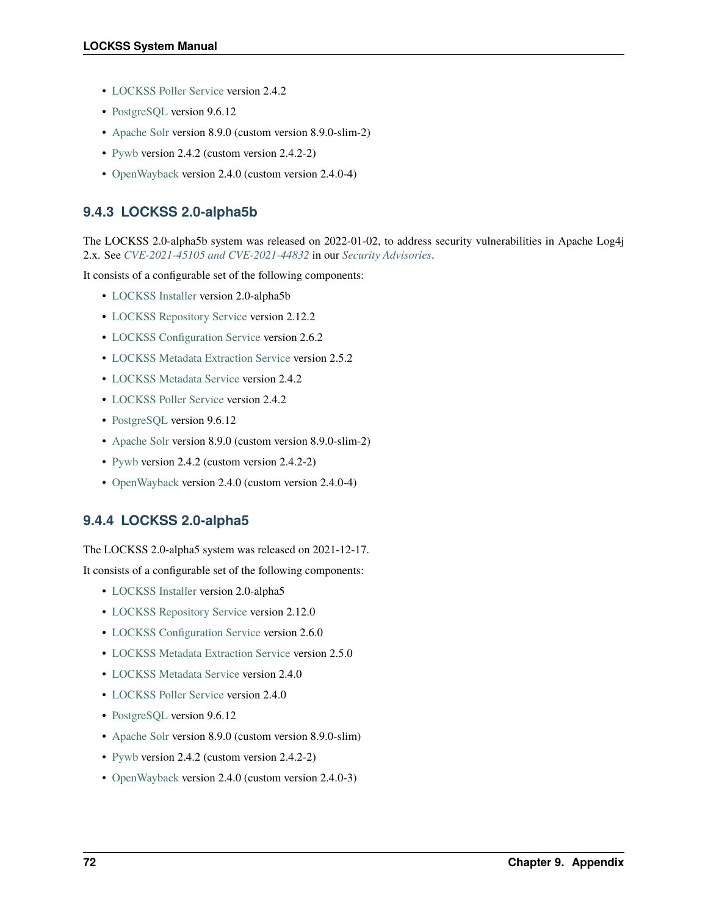- LOCKSS Poller Service version 2.4.2
- PostgreSQL version 9.6.12
- Apache Solr version 8.9.0 (custom version 8.9.0-slim-2)
- Pywb version 2.4.2 (custom version 2.4.2-2)
- OpenWayback version 2.4.0 (custom version 2.4.0-4)

### 9.4.3 LOCKSS 2.0-alpha5b

The LOCKSS 2.0-alpha5b system was released on 2022-01-02, to address security vulnerabilities in Apache Log4j 2.x. See *CVE-2021-45105 and CVE-2021-44832* in our *Security Advisories*.

It consists of a configurable set of the following components:

- LOCKSS Installer version 2.0-alpha5b
- LOCKSS Repository Service version 2.12.2
- LOCKSS Configuration Service version 2.6.2
- LOCKSS Metadata Extraction Service version 2.5.2
- LOCKSS Metadata Service version 2.4.2
- LOCKSS Poller Service version 2.4.2
- PostgreSQL version 9.6.12
- Apache Solr version 8.9.0 (custom version 8.9.0-slim-2)
- Pywb version 2.4.2 (custom version 2.4.2-2)
- OpenWayback version 2.4.0 (custom version 2.4.0-4)

### 9.4.4 LOCKSS 2.0-alpha5

The LOCKSS 2.0-alpha5 system was released on 2021-12-17.

It consists of a configurable set of the following components:

- LOCKSS Installer version 2.0-alpha5
- LOCKSS Repository Service version 2.12.0
- LOCKSS Configuration Service version 2.6.0
- LOCKSS Metadata Extraction Service version 2.5.0
- LOCKSS Metadata Service version 2.4.0
- LOCKSS Poller Service version 2.4.0
- PostgreSQL version 9.6.12
- Apache Solr version 8.9.0 (custom version 8.9.0-slim)
- Pywb version 2.4.2 (custom version 2.4.2-2)
- OpenWayback version 2.4.0 (custom version 2.4.0-3)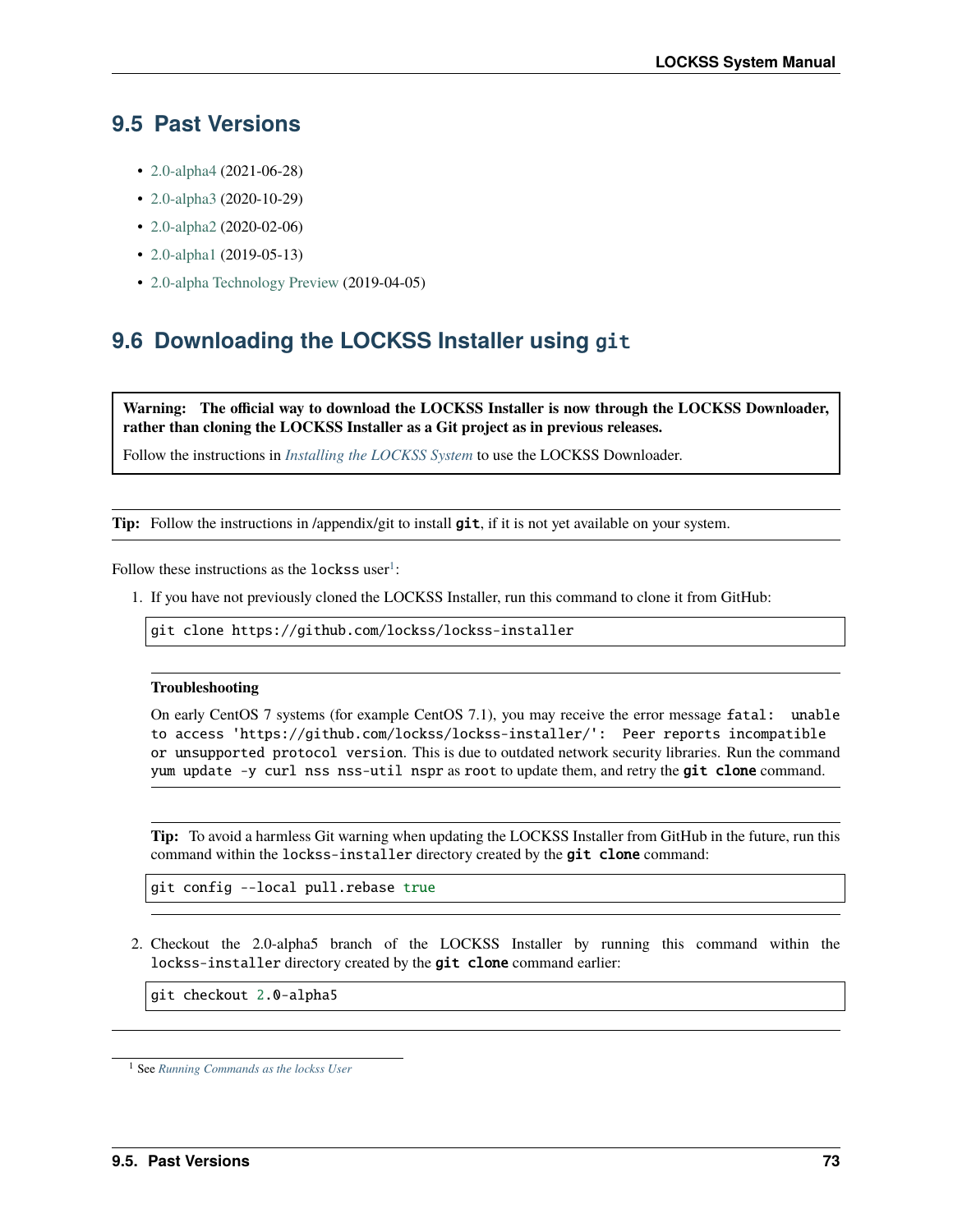## 9.5 Past Versions

- 2.0-alpha4 (2021-06-28)
- 2.0-alpha3 (2020-10-29)
- 2.0-alpha2 (2020-02-06)
- 2.0-alpha1 (2019-05-13)
- 2.0-alpha Technology Preview (2019-04-05)

## 9.6 Downloading the LOCKSS Installer using `git`

> **Warning: The official way to download the LOCKSS Installer is now through the LOCKSS Downloader, rather than cloning the LOCKSS Installer as a Git project as in previous releases.**
>
> Follow the instructions in *Installing the LOCKSS System* to use the LOCKSS Downloader.

**Tip:** Follow the instructions in /appendix/git to install **`git`**, if it is not yet available on your system.

Follow these instructions as the `lockss` user[1]:

1. If you have not previously cloned the LOCKSS Installer, run this command to clone it from GitHub:

   ```
   git clone https://github.com/lockss/lockss-installer
   ```

   **Troubleshooting**

   On early CentOS 7 systems (for example CentOS 7.1), you may receive the error message `fatal: unable to access 'https://github.com/lockss/lockss-installer/': Peer reports incompatible or unsupported protocol version`. This is due to outdated network security libraries. Run the command `yum update -y curl nss nss-util nspr` as `root` to update them, and retry the **`git clone`** command.

   **Tip:** To avoid a harmless Git warning when updating the LOCKSS Installer from GitHub in the future, run this command within the `lockss-installer` directory created by the **`git clone`** command:

   ```
   git config --local pull.rebase true
   ```

2. Checkout the 2.0-alpha5 branch of the LOCKSS Installer by running this command within the `lockss-installer` directory created by the **`git clone`** command earlier:

   ```
   git checkout 2.0-alpha5
   ```

[1] See *Running Commands as the lockss User*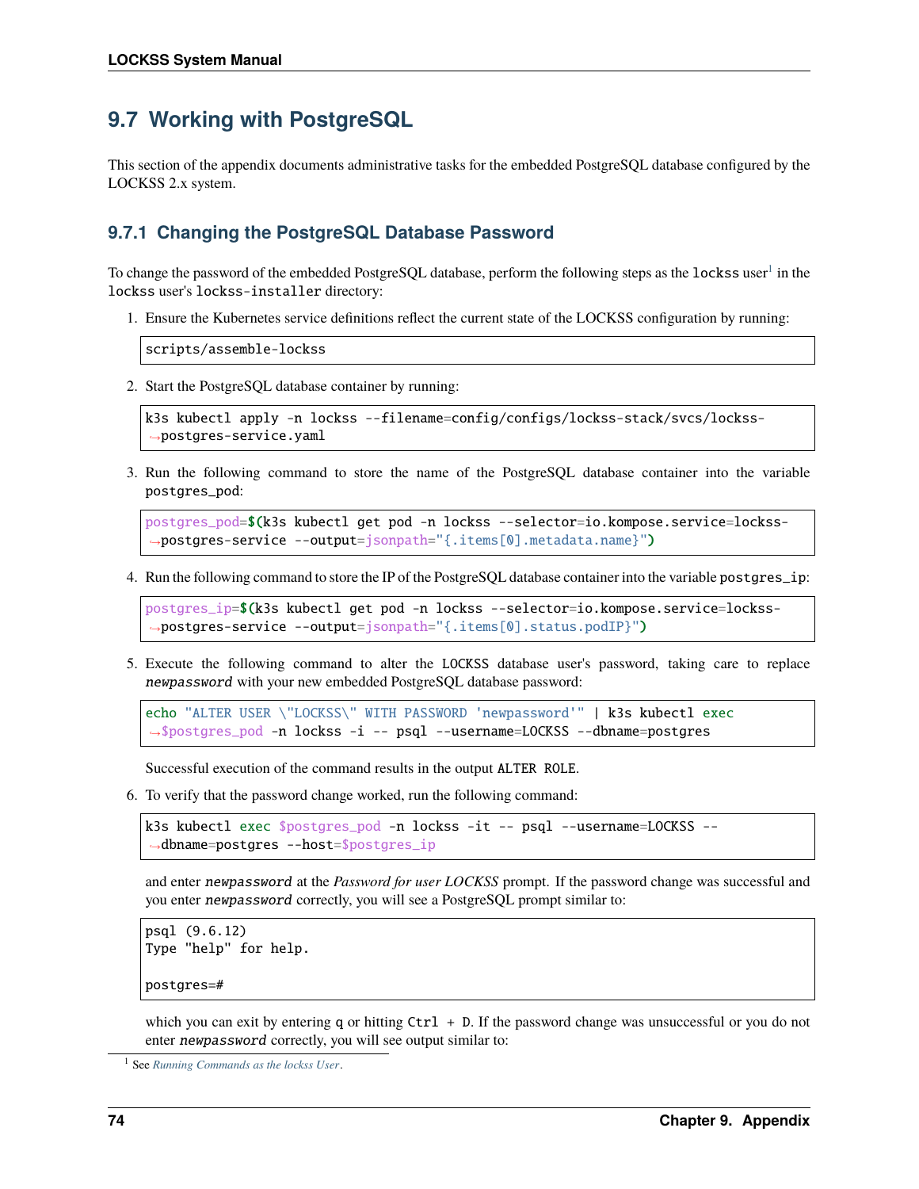## 9.7 Working with PostgreSQL

This section of the appendix documents administrative tasks for the embedded PostgreSQL database configured by the LOCKSS 2.x system.

### 9.7.1 Changing the PostgreSQL Database Password

To change the password of the embedded PostgreSQL database, perform the following steps as the `lockss` user[1] in the `lockss` user's `lockss-installer` directory:

1. Ensure the Kubernetes service definitions reflect the current state of the LOCKSS configuration by running:

   ```
   scripts/assemble-lockss
   ```

2. Start the PostgreSQL database container by running:

   ```
   k3s kubectl apply -n lockss --filename=config/configs/lockss-stack/svcs/lockss-postgres-service.yaml
   ```

3. Run the following command to store the name of the PostgreSQL database container into the variable `postgres_pod`:

   ```
   postgres_pod=$(k3s kubectl get pod -n lockss --selector=io.kompose.service=lockss-postgres-service --output=jsonpath="{.items[0].metadata.name}")
   ```

4. Run the following command to store the IP of the PostgreSQL database container into the variable `postgres_ip`:

   ```
   postgres_ip=$(k3s kubectl get pod -n lockss --selector=io.kompose.service=lockss-postgres-service --output=jsonpath="{.items[0].status.podIP}")
   ```

5. Execute the following command to alter the `LOCKSS` database user's password, taking care to replace *`newpassword`* with your new embedded PostgreSQL database password:

   ```
   echo "ALTER USER \"LOCKSS\" WITH PASSWORD 'newpassword'" | k3s kubectl exec $postgres_pod -n lockss -i -- psql --username=LOCKSS --dbname=postgres
   ```

   Successful execution of the command results in the output `ALTER ROLE`.

6. To verify that the password change worked, run the following command:

   ```
   k3s kubectl exec $postgres_pod -n lockss -it -- psql --username=LOCKSS --dbname=postgres --host=$postgres_ip
   ```

   and enter *`newpassword`* at the *Password for user LOCKSS* prompt. If the password change was successful and you enter *`newpassword`* correctly, you will see a PostgreSQL prompt similar to:

   ```
   psql (9.6.12)
   Type "help" for help.

   postgres=#
   ```

   which you can exit by entering `q` or hitting `Ctrl + D`. If the password change was unsuccessful or you do not enter *`newpassword`* correctly, you will see output similar to:

[1] See *Running Commands as the lockss User*.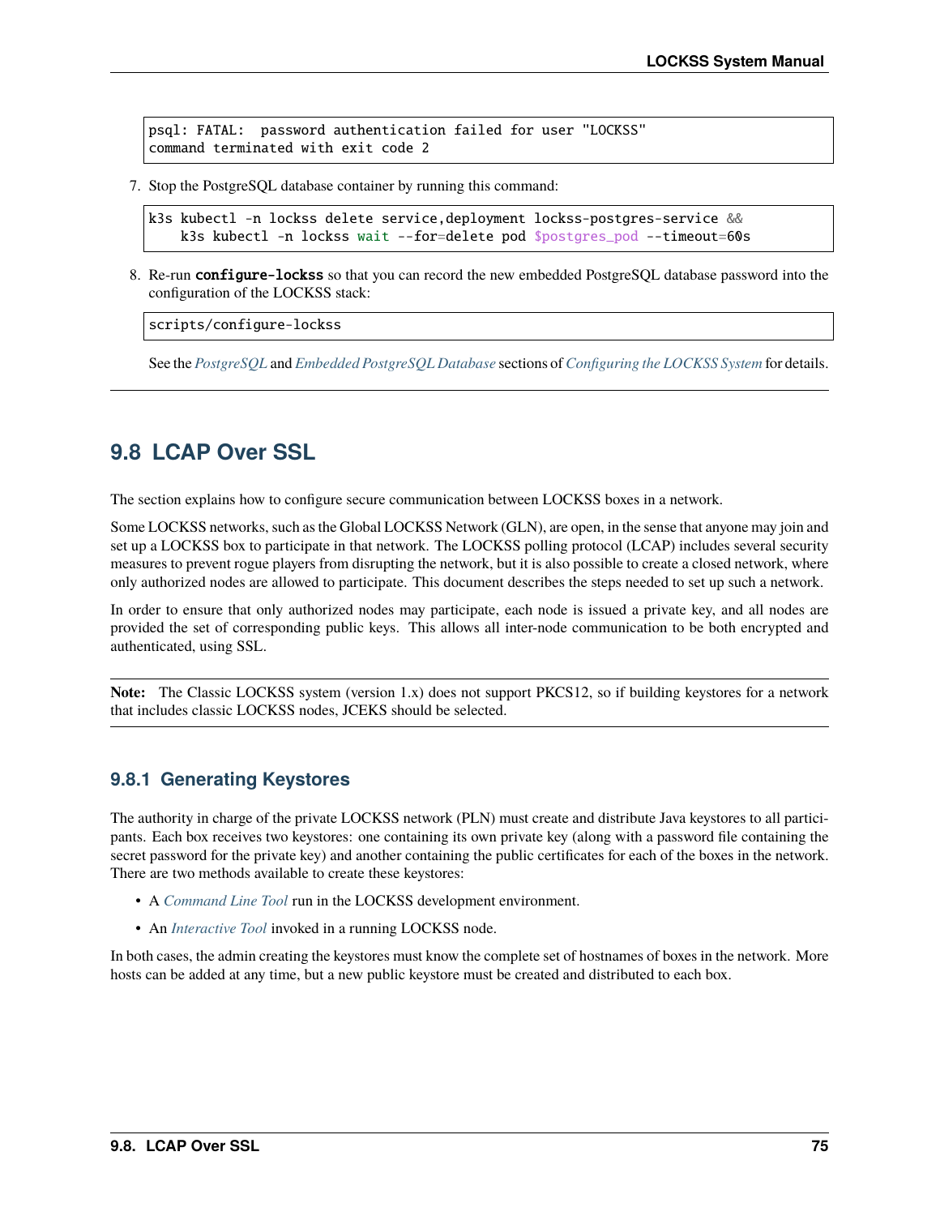```
psql: FATAL:  password authentication failed for user "LOCKSS"
command terminated with exit code 2
```

7. Stop the PostgreSQL database container by running this command:

```
k3s kubectl -n lockss delete service,deployment lockss-postgres-service &&
    k3s kubectl -n lockss wait --for=delete pod $postgres_pod --timeout=60s
```

8. Re-run **configure-lockss** so that you can record the new embedded PostgreSQL database password into the configuration of the LOCKSS stack:

```
scripts/configure-lockss
```

See the *PostgreSQL* and *Embedded PostgreSQL Database* sections of *Configuring the LOCKSS System* for details.

---

## 9.8 LCAP Over SSL

The section explains how to configure secure communication between LOCKSS boxes in a network.

Some LOCKSS networks, such as the Global LOCKSS Network (GLN), are open, in the sense that anyone may join and set up a LOCKSS box to participate in that network. The LOCKSS polling protocol (LCAP) includes several security measures to prevent rogue players from disrupting the network, but it is also possible to create a closed network, where only authorized nodes are allowed to participate. This document describes the steps needed to set up such a network.

In order to ensure that only authorized nodes may participate, each node is issued a private key, and all nodes are provided the set of corresponding public keys. This allows all inter-node communication to be both encrypted and authenticated, using SSL.

**Note:** The Classic LOCKSS system (version 1.x) does not support PKCS12, so if building keystores for a network that includes classic LOCKSS nodes, JCEKS should be selected.

### 9.8.1 Generating Keystores

The authority in charge of the private LOCKSS network (PLN) must create and distribute Java keystores to all participants. Each box receives two keystores: one containing its own private key (along with a password file containing the secret password for the private key) and another containing the public certificates for each of the boxes in the network. There are two methods available to create these keystores:

- A *Command Line Tool* run in the LOCKSS development environment.
- An *Interactive Tool* invoked in a running LOCKSS node.

In both cases, the admin creating the keystores must know the complete set of hostnames of boxes in the network. More hosts can be added at any time, but a new public keystore must be created and distributed to each box.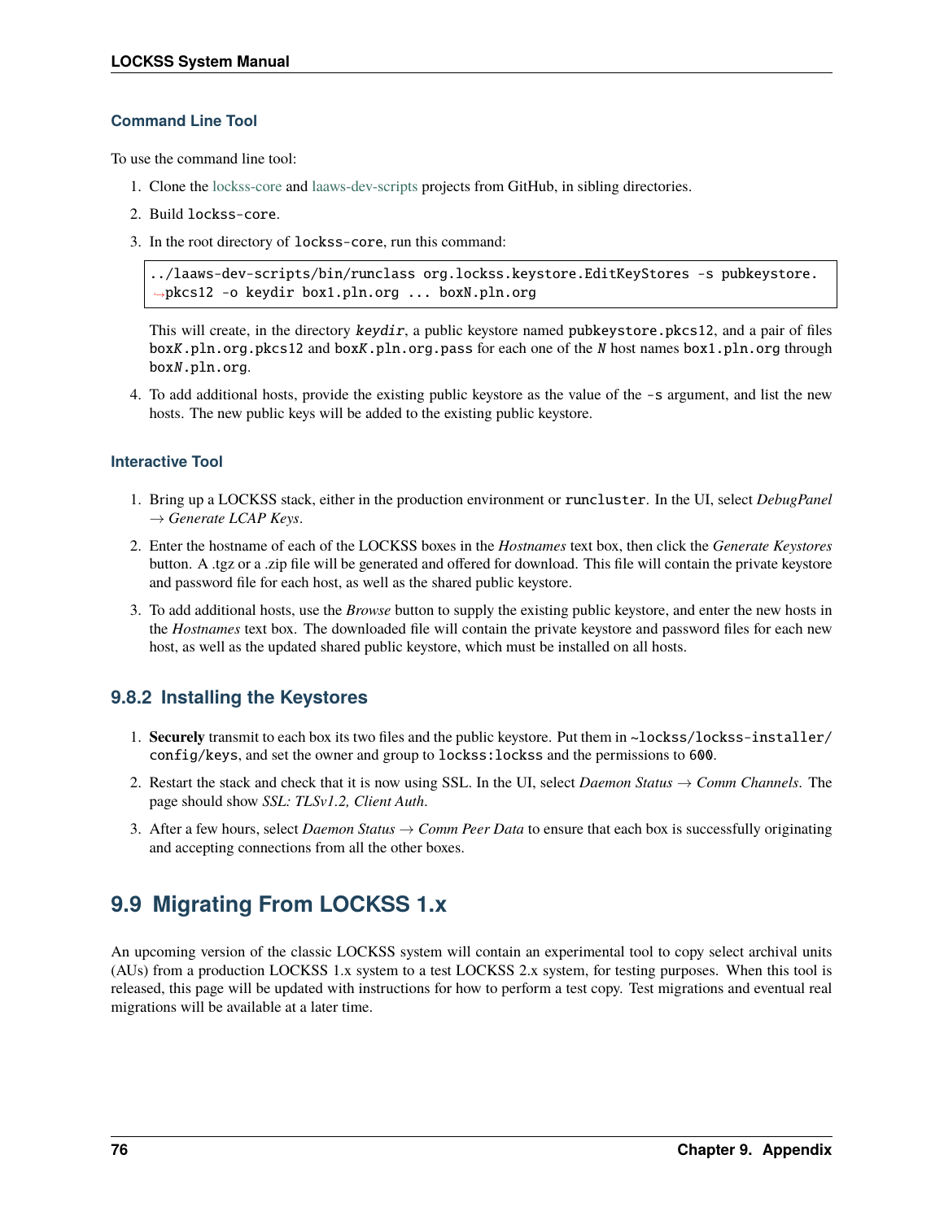#### Command Line Tool

To use the command line tool:

1. Clone the lockss-core and laaws-dev-scripts projects from GitHub, in sibling directories.
2. Build `lockss-core`.
3. In the root directory of `lockss-core`, run this command:

   ```
   ../laaws-dev-scripts/bin/runclass org.lockss.keystore.EditKeyStores -s pubkeystore.pkcs12 -o keydir box1.pln.org ... boxN.pln.org
   ```

   This will create, in the directory *keydir*, a public keystore named `pubkeystore.pkcs12`, and a pair of files box*K*`.pln.org.pkcs12` and box*K*`.pln.org.pass` for each one of the *N* host names `box1.pln.org` through box*N*`.pln.org`.

4. To add additional hosts, provide the existing public keystore as the value of the `-s` argument, and list the new hosts. The new public keys will be added to the existing public keystore.

#### Interactive Tool

1. Bring up a LOCKSS stack, either in the production environment or `runcluster`. In the UI, select *DebugPanel* → *Generate LCAP Keys*.
2. Enter the hostname of each of the LOCKSS boxes in the *Hostnames* text box, then click the *Generate Keystores* button. A .tgz or a .zip file will be generated and offered for download. This file will contain the private keystore and password file for each host, as well as the shared public keystore.
3. To add additional hosts, use the *Browse* button to supply the existing public keystore, and enter the new hosts in the *Hostnames* text box. The downloaded file will contain the private keystore and password files for each new host, as well as the updated shared public keystore, which must be installed on all hosts.

### 9.8.2 Installing the Keystores

1. **Securely** transmit to each box its two files and the public keystore. Put them in `~lockss/lockss-installer/config/keys`, and set the owner and group to `lockss:lockss` and the permissions to `600`.
2. Restart the stack and check that it is now using SSL. In the UI, select *Daemon Status* → *Comm Channels*. The page should show *SSL: TLSv1.2, Client Auth*.
3. After a few hours, select *Daemon Status* → *Comm Peer Data* to ensure that each box is successfully originating and accepting connections from all the other boxes.

## 9.9 Migrating From LOCKSS 1.x

An upcoming version of the classic LOCKSS system will contain an experimental tool to copy select archival units (AUs) from a production LOCKSS 1.x system to a test LOCKSS 2.x system, for testing purposes. When this tool is released, this page will be updated with instructions for how to perform a test copy. Test migrations and eventual real migrations will be available at a later time.